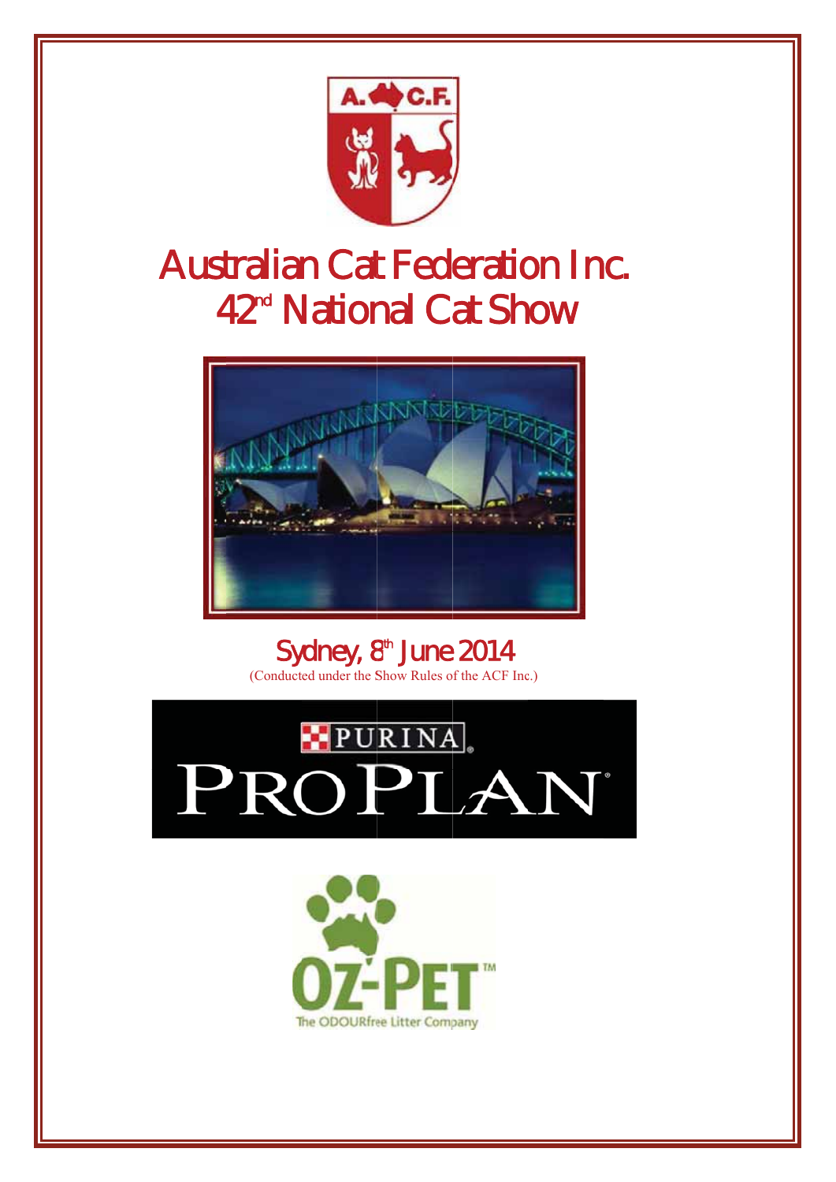# Australian Cat Federation Inc.
# 42nd National Cat Show

## Sydney, 8th June 2014

(Conducted under the Show Rules of the ACF Inc.)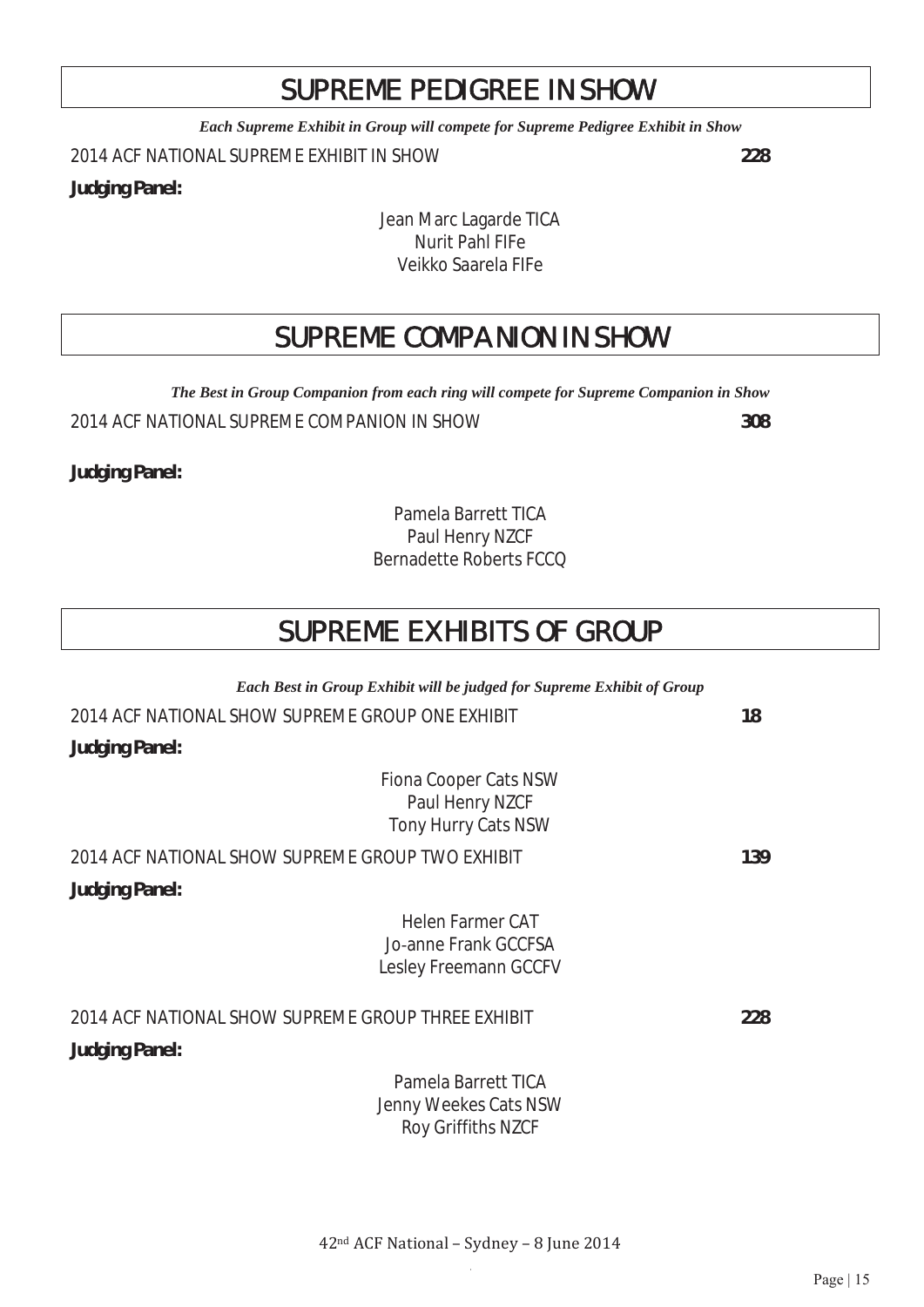# SUPREME PEDIGREE IN SHOW

***Each Supreme Exhibit in Group will compete for Supreme Pedigree Exhibit in Show***

2014 ACF NATIONAL SUPREME EXHIBIT IN SHOW **228**

**Judging Panel:**

Jean Marc Lagarde TICA
Nurit Pahl FIFe
Veikko Saarela FIFe

# SUPREME COMPANION IN SHOW

***The Best in Group Companion from each ring will compete for Supreme Companion in Show***

2014 ACF NATIONAL SUPREME COMPANION IN SHOW **308**

**Judging Panel:**

Pamela Barrett TICA
Paul Henry NZCF
Bernadette Roberts FCCQ

# SUPREME EXHIBITS OF GROUP

***Each Best in Group Exhibit will be judged for Supreme Exhibit of Group***

2014 ACF NATIONAL SHOW SUPREME GROUP ONE EXHIBIT **18**

**Judging Panel:**

Fiona Cooper Cats NSW
Paul Henry NZCF
Tony Hurry Cats NSW

2014 ACF NATIONAL SHOW SUPREME GROUP TWO EXHIBIT **139**

**Judging Panel:**

Helen Farmer CAT
Jo-anne Frank GCCFSA
Lesley Freemann GCCFV

2014 ACF NATIONAL SHOW SUPREME GROUP THREE EXHIBIT **228**

**Judging Panel:**

Pamela Barrett TICA
Jenny Weekes Cats NSW
Roy Griffiths NZCF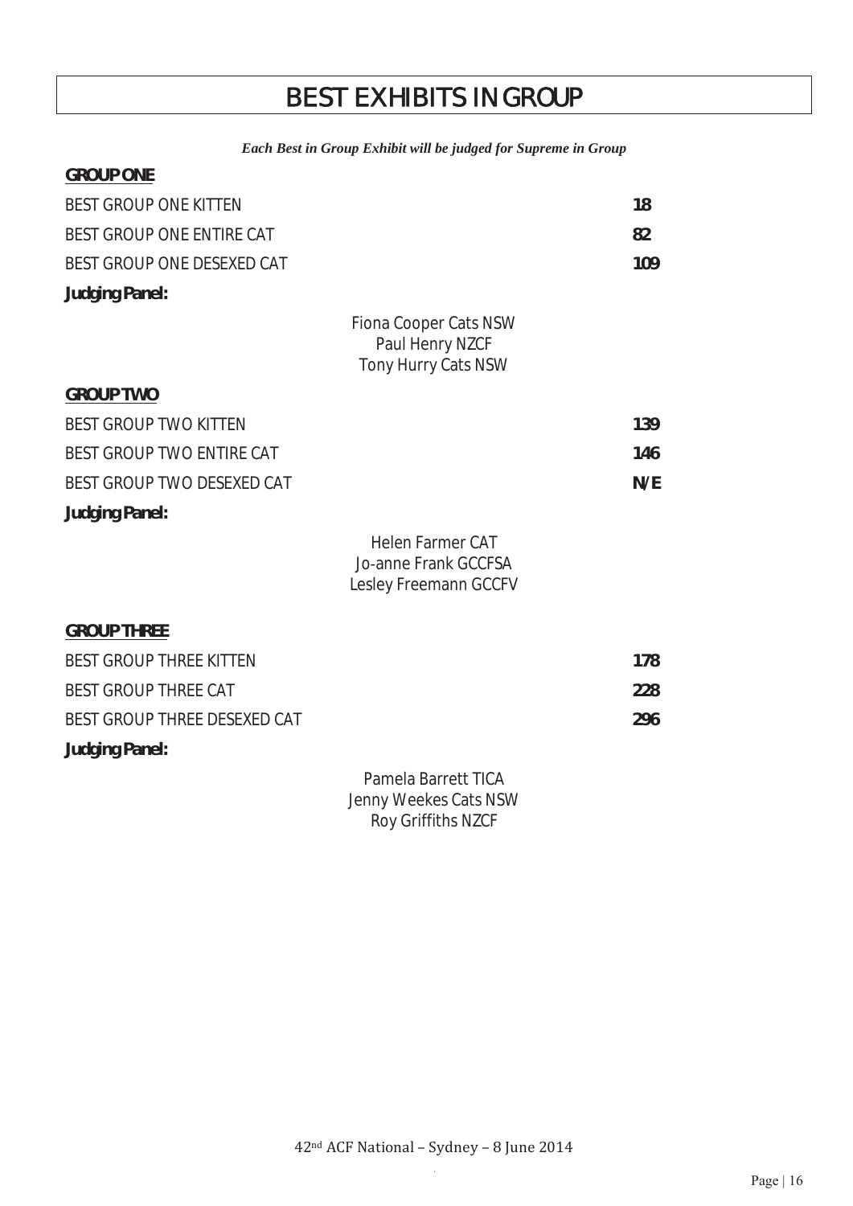# BEST EXHIBITS IN GROUP

***Each Best in Group Exhibit will be judged for Supreme in Group***

## GROUP ONE

| | |
|---|---|
| BEST GROUP ONE KITTEN | **18** |
| BEST GROUP ONE ENTIRE CAT | **82** |
| BEST GROUP ONE DESEXED CAT | **109** |

**Judging Panel:**

Fiona Cooper Cats NSW
Paul Henry NZCF
Tony Hurry Cats NSW

## GROUP TWO

| | |
|---|---|
| BEST GROUP TWO KITTEN | **139** |
| BEST GROUP TWO ENTIRE CAT | **146** |
| BEST GROUP TWO DESEXED CAT | **N/E** |

**Judging Panel:**

Helen Farmer CAT
Jo-anne Frank GCCFSA
Lesley Freemann GCCFV

## GROUP THREE

| | |
|---|---|
| BEST GROUP THREE KITTEN | **178** |
| BEST GROUP THREE CAT | **228** |
| BEST GROUP THREE DESEXED CAT | **296** |

**Judging Panel:**

Pamela Barrett TICA
Jenny Weekes Cats NSW
Roy Griffiths NZCF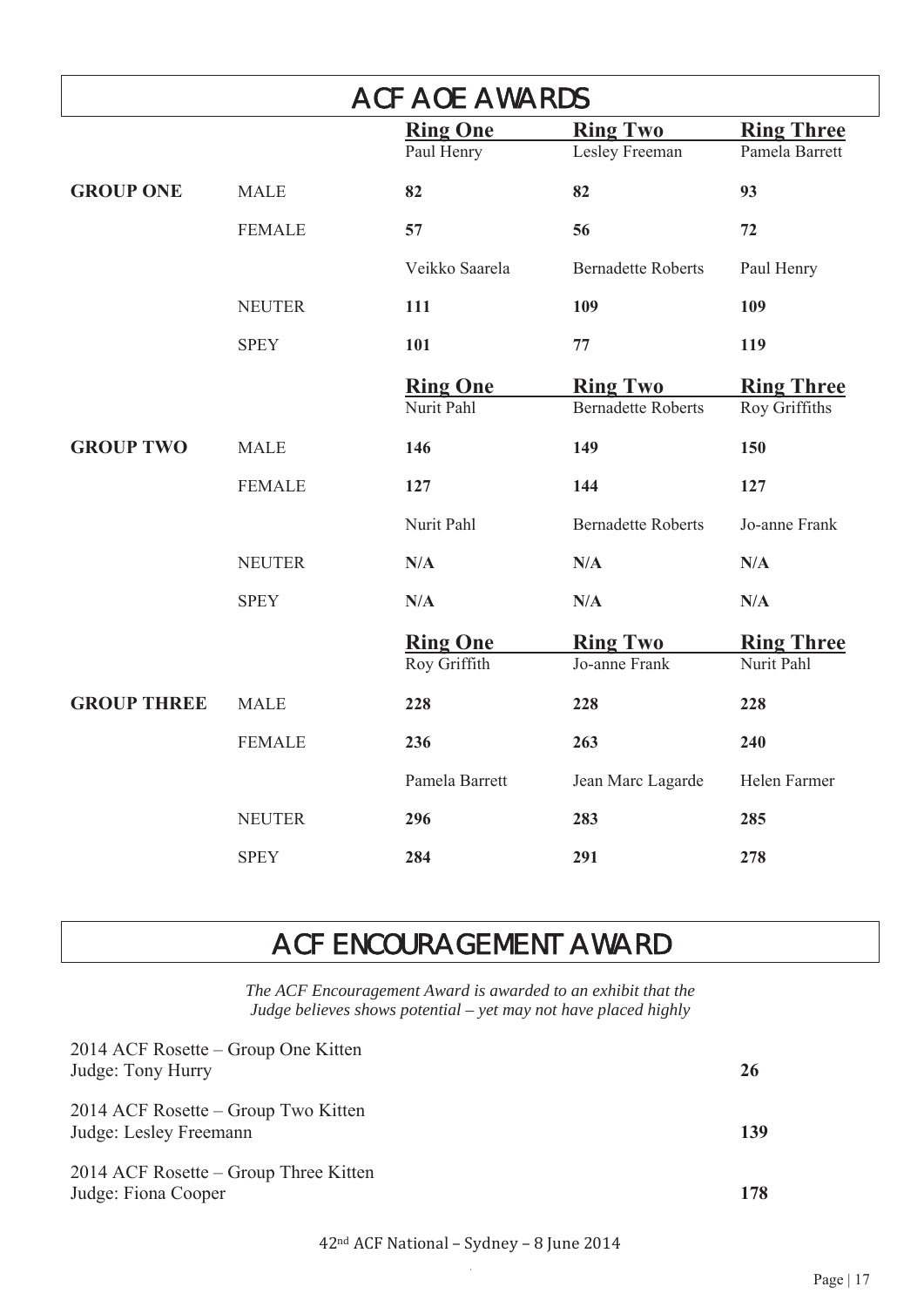# ACF AOE AWARDS

| | | Ring One | Ring Two | Ring Three |
|---|---|---|---|---|
| | | Paul Henry | Lesley Freeman | Pamela Barrett |
| **GROUP ONE** | MALE | **82** | **82** | **93** |
| | FEMALE | **57** | **56** | **72** |
| | | Veikko Saarela | Bernadette Roberts | Paul Henry |
| | NEUTER | **111** | **109** | **109** |
| | SPEY | **101** | **77** | **119** |
| | | **Ring One** | **Ring Two** | **Ring Three** |
| | | Nurit Pahl | Bernadette Roberts | Roy Griffiths |
| **GROUP TWO** | MALE | **146** | **149** | **150** |
| | FEMALE | **127** | **144** | **127** |
| | | Nurit Pahl | Bernadette Roberts | Jo-anne Frank |
| | NEUTER | **N/A** | **N/A** | **N/A** |
| | SPEY | **N/A** | **N/A** | **N/A** |
| | | **Ring One** | **Ring Two** | **Ring Three** |
| | | Roy Griffith | Jo-anne Frank | Nurit Pahl |
| **GROUP THREE** | MALE | **228** | **228** | **228** |
| | FEMALE | **236** | **263** | **240** |
| | | Pamela Barrett | Jean Marc Lagarde | Helen Farmer |
| | NEUTER | **296** | **283** | **285** |
| | SPEY | **284** | **291** | **278** |

# ACF ENCOURAGEMENT AWARD

*The ACF Encouragement Award is awarded to an exhibit that the Judge believes shows potential – yet may not have placed highly*

| | |
|---|---|
| 2014 ACF Rosette – Group One Kitten<br>Judge: Tony Hurry | **26** |
| 2014 ACF Rosette – Group Two Kitten<br>Judge: Lesley Freemann | **139** |
| 2014 ACF Rosette – Group Three Kitten<br>Judge: Fiona Cooper | **178** |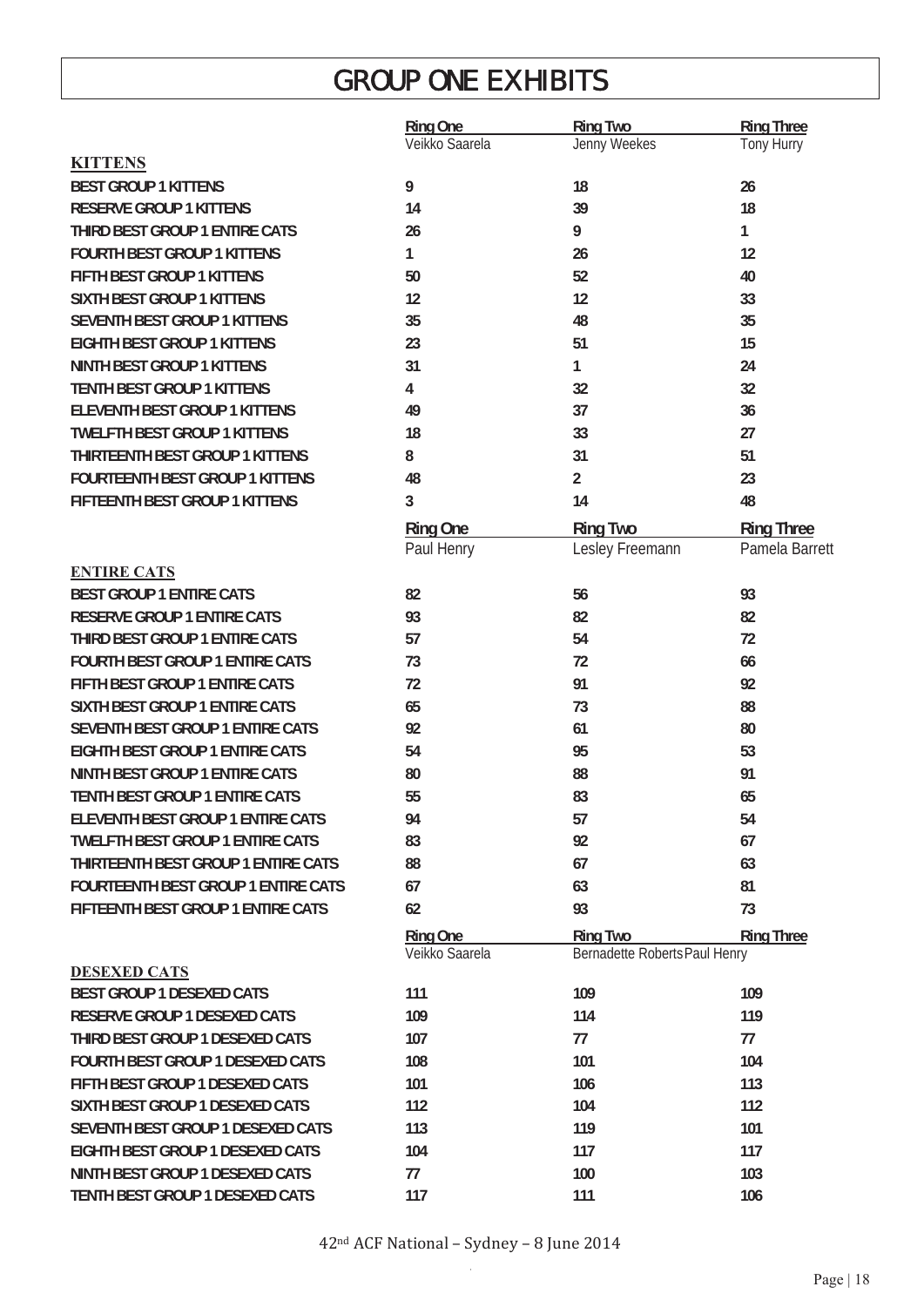# GROUP ONE EXHIBITS

| | Ring One | Ring Two | Ring Three |
|---|---|---|---|
| | Veikko Saarela | Jenny Weekes | Tony Hurry |
| **KITTENS** | | | |
| BEST GROUP 1 KITTENS | 9 | 18 | 26 |
| RESERVE GROUP 1 KITTENS | 14 | 39 | 18 |
| THIRD BEST GROUP 1 ENTIRE CATS | 26 | 9 | 1 |
| FOURTH BEST GROUP 1 KITTENS | 1 | 26 | 12 |
| FIFTH BEST GROUP 1 KITTENS | 50 | 52 | 40 |
| SIXTH BEST GROUP 1 KITTENS | 12 | 12 | 33 |
| SEVENTH BEST GROUP 1 KITTENS | 35 | 48 | 35 |
| EIGHTH BEST GROUP 1 KITTENS | 23 | 51 | 15 |
| NINTH BEST GROUP 1 KITTENS | 31 | 1 | 24 |
| TENTH BEST GROUP 1 KITTENS | 4 | 32 | 32 |
| ELEVENTH BEST GROUP 1 KITTENS | 49 | 37 | 36 |
| TWELFTH BEST GROUP 1 KITTENS | 18 | 33 | 27 |
| THIRTEENTH BEST GROUP 1 KITTENS | 8 | 31 | 51 |
| FOURTEENTH BEST GROUP 1 KITTENS | 48 | 2 | 23 |
| FIFTEENTH BEST GROUP 1 KITTENS | 3 | 14 | 48 |

| | Ring One | Ring Two | Ring Three |
|---|---|---|---|
| | Paul Henry | Lesley Freemann | Pamela Barrett |
| **ENTIRE CATS** | | | |
| BEST GROUP 1 ENTIRE CATS | 82 | 56 | 93 |
| RESERVE GROUP 1 ENTIRE CATS | 93 | 82 | 82 |
| THIRD BEST GROUP 1 ENTIRE CATS | 57 | 54 | 72 |
| FOURTH BEST GROUP 1 ENTIRE CATS | 73 | 72 | 66 |
| FIFTH BEST GROUP 1 ENTIRE CATS | 72 | 91 | 92 |
| SIXTH BEST GROUP 1 ENTIRE CATS | 65 | 73 | 88 |
| SEVENTH BEST GROUP 1 ENTIRE CATS | 92 | 61 | 80 |
| EIGHTH BEST GROUP 1 ENTIRE CATS | 54 | 95 | 53 |
| NINTH BEST GROUP 1 ENTIRE CATS | 80 | 88 | 91 |
| TENTH BEST GROUP 1 ENTIRE CATS | 55 | 83 | 65 |
| ELEVENTH BEST GROUP 1 ENTIRE CATS | 94 | 57 | 54 |
| TWELFTH BEST GROUP 1 ENTIRE CATS | 83 | 92 | 67 |
| THIRTEENTH BEST GROUP 1 ENTIRE CATS | 88 | 67 | 63 |
| FOURTEENTH BEST GROUP 1 ENTIRE CATS | 67 | 63 | 81 |
| FIFTEENTH BEST GROUP 1 ENTIRE CATS | 62 | 93 | 73 |

| | Ring One | Ring Two | Ring Three |
|---|---|---|---|
| | Veikko Saarela | Bernadette Roberts | Paul Henry |
| **DESEXED CATS** | | | |
| BEST GROUP 1 DESEXED CATS | 111 | 109 | 109 |
| RESERVE GROUP 1 DESEXED CATS | 109 | 114 | 119 |
| THIRD BEST GROUP 1 DESEXED CATS | 107 | 77 | 77 |
| FOURTH BEST GROUP 1 DESEXED CATS | 108 | 101 | 104 |
| FIFTH BEST GROUP 1 DESEXED CATS | 101 | 106 | 113 |
| SIXTH BEST GROUP 1 DESEXED CATS | 112 | 104 | 112 |
| SEVENTH BEST GROUP 1 DESEXED CATS | 113 | 119 | 101 |
| EIGHTH BEST GROUP 1 DESEXED CATS | 104 | 117 | 117 |
| NINTH BEST GROUP 1 DESEXED CATS | 77 | 100 | 103 |
| TENTH BEST GROUP 1 DESEXED CATS | 117 | 111 | 106 |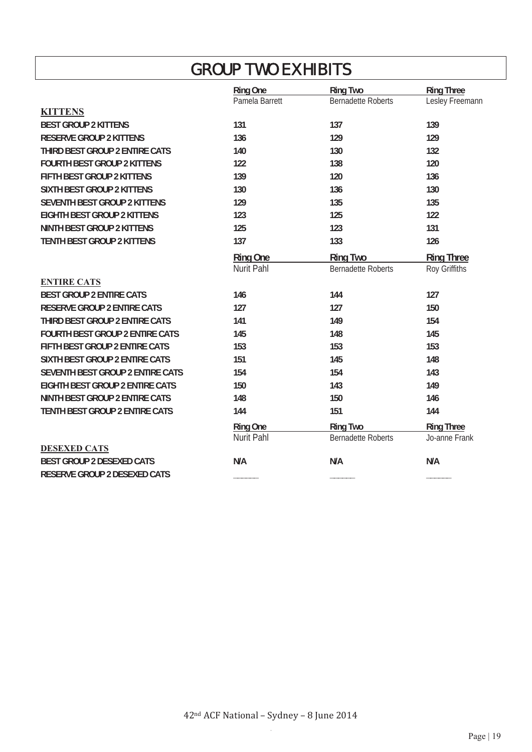# GROUP TWO EXHIBITS

| | Ring One | Ring Two | Ring Three |
|---|---|---|---|
| | Pamela Barrett | Bernadette Roberts | Lesley Freemann |
| **KITTENS** | | | |
| BEST GROUP 2 KITTENS | 131 | 137 | 139 |
| RESERVE GROUP 2 KITTENS | 136 | 129 | 129 |
| THIRD BEST GROUP 2 ENTIRE CATS | 140 | 130 | 132 |
| FOURTH BEST GROUP 2 KITTENS | 122 | 138 | 120 |
| FIFTH BEST GROUP 2 KITTENS | 139 | 120 | 136 |
| SIXTH BEST GROUP 2 KITTENS | 130 | 136 | 130 |
| SEVENTH BEST GROUP 2 KITTENS | 129 | 135 | 135 |
| EIGHTH BEST GROUP 2 KITTENS | 123 | 125 | 122 |
| NINTH BEST GROUP 2 KITTENS | 125 | 123 | 131 |
| TENTH BEST GROUP 2 KITTENS | 137 | 133 | 126 |

| | Ring One | Ring Two | Ring Three |
|---|---|---|---|
| | Nurit Pahl | Bernadette Roberts | Roy Griffiths |
| **ENTIRE CATS** | | | |
| BEST GROUP 2 ENTIRE CATS | 146 | 144 | 127 |
| RESERVE GROUP 2 ENTIRE CATS | 127 | 127 | 150 |
| THIRD BEST GROUP 2 ENTIRE CATS | 141 | 149 | 154 |
| FOURTH BEST GROUP 2 ENTIRE CATS | 145 | 148 | 145 |
| FIFTH BEST GROUP 2 ENTIRE CATS | 153 | 153 | 153 |
| SIXTH BEST GROUP 2 ENTIRE CATS | 151 | 145 | 148 |
| SEVENTH BEST GROUP 2 ENTIRE CATS | 154 | 154 | 143 |
| EIGHTH BEST GROUP 2 ENTIRE CATS | 150 | 143 | 149 |
| NINTH BEST GROUP 2 ENTIRE CATS | 148 | 150 | 146 |
| TENTH BEST GROUP 2 ENTIRE CATS | 144 | 151 | 144 |

| | Ring One | Ring Two | Ring Three |
|---|---|---|---|
| | Nurit Pahl | Bernadette Roberts | Jo-anne Frank |
| **DESEXED CATS** | | | |
| BEST GROUP 2 DESEXED CATS | N/A | N/A | N/A |
| RESERVE GROUP 2 DESEXED CATS | ______ | ______ | ______ |

42nd ACF National – Sydney – 8 June 2014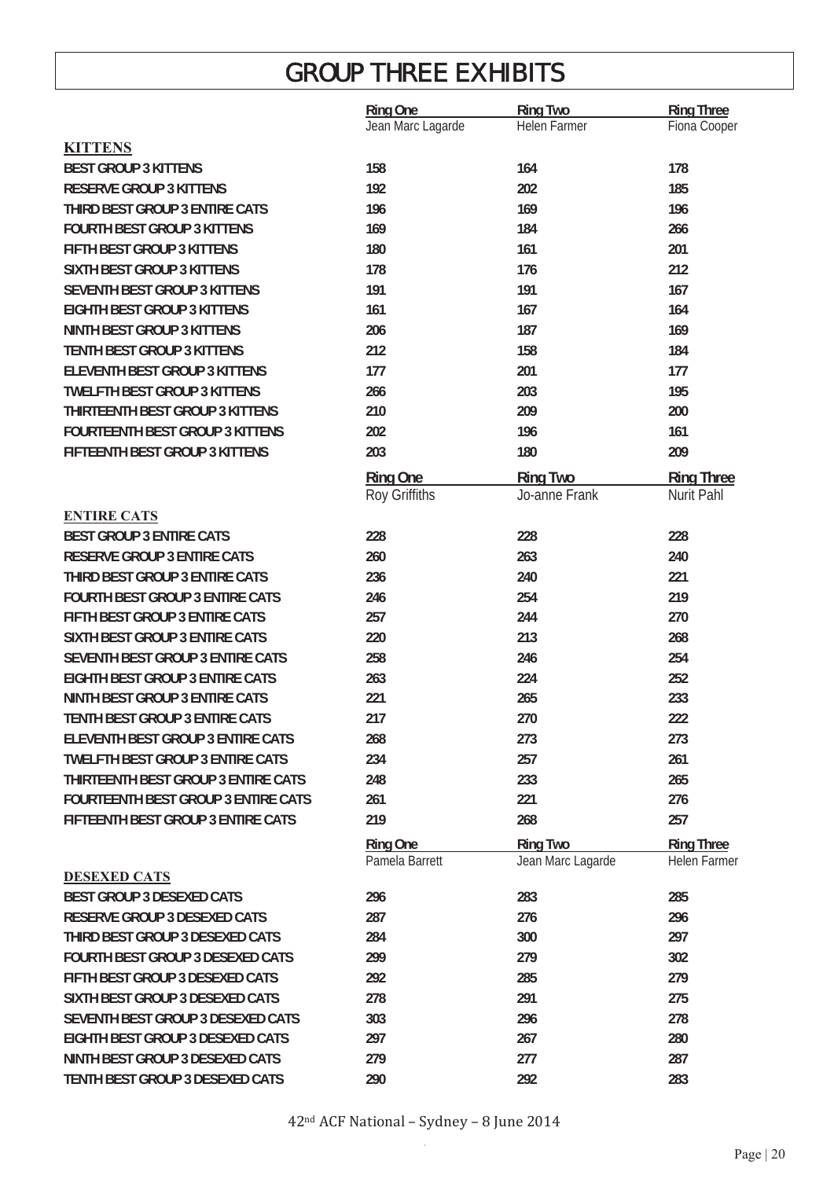# GROUP THREE EXHIBITS

| | Ring One | Ring Two | Ring Three |
|---|---|---|---|
| | Jean Marc Lagarde | Helen Farmer | Fiona Cooper |
| **KITTENS** | | | |
| BEST GROUP 3 KITTENS | 158 | 164 | 178 |
| RESERVE GROUP 3 KITTENS | 192 | 202 | 185 |
| THIRD BEST GROUP 3 ENTIRE CATS | 196 | 169 | 196 |
| FOURTH BEST GROUP 3 KITTENS | 169 | 184 | 266 |
| FIFTH BEST GROUP 3 KITTENS | 180 | 161 | 201 |
| SIXTH BEST GROUP 3 KITTENS | 178 | 176 | 212 |
| SEVENTH BEST GROUP 3 KITTENS | 191 | 191 | 167 |
| EIGHTH BEST GROUP 3 KITTENS | 161 | 167 | 164 |
| NINTH BEST GROUP 3 KITTENS | 206 | 187 | 169 |
| TENTH BEST GROUP 3 KITTENS | 212 | 158 | 184 |
| ELEVENTH BEST GROUP 3 KITTENS | 177 | 201 | 177 |
| TWELFTH BEST GROUP 3 KITTENS | 266 | 203 | 195 |
| THIRTEENTH BEST GROUP 3 KITTENS | 210 | 209 | 200 |
| FOURTEENTH BEST GROUP 3 KITTENS | 202 | 196 | 161 |
| FIFTEENTH BEST GROUP 3 KITTENS | 203 | 180 | 209 |

| | Ring One | Ring Two | Ring Three |
|---|---|---|---|
| | Roy Griffiths | Jo-anne Frank | Nurit Pahl |
| **ENTIRE CATS** | | | |
| BEST GROUP 3 ENTIRE CATS | 228 | 228 | 228 |
| RESERVE GROUP 3 ENTIRE CATS | 260 | 263 | 240 |
| THIRD BEST GROUP 3 ENTIRE CATS | 236 | 240 | 221 |
| FOURTH BEST GROUP 3 ENTIRE CATS | 246 | 254 | 219 |
| FIFTH BEST GROUP 3 ENTIRE CATS | 257 | 244 | 270 |
| SIXTH BEST GROUP 3 ENTIRE CATS | 220 | 213 | 268 |
| SEVENTH BEST GROUP 3 ENTIRE CATS | 258 | 246 | 254 |
| EIGHTH BEST GROUP 3 ENTIRE CATS | 263 | 224 | 252 |
| NINTH BEST GROUP 3 ENTIRE CATS | 221 | 265 | 233 |
| TENTH BEST GROUP 3 ENTIRE CATS | 217 | 270 | 222 |
| ELEVENTH BEST GROUP 3 ENTIRE CATS | 268 | 273 | 273 |
| TWELFTH BEST GROUP 3 ENTIRE CATS | 234 | 257 | 261 |
| THIRTEENTH BEST GROUP 3 ENTIRE CATS | 248 | 233 | 265 |
| FOURTEENTH BEST GROUP 3 ENTIRE CATS | 261 | 221 | 276 |
| FIFTEENTH BEST GROUP 3 ENTIRE CATS | 219 | 268 | 257 |

| | Ring One | Ring Two | Ring Three |
|---|---|---|---|
| | Pamela Barrett | Jean Marc Lagarde | Helen Farmer |
| **DESEXED CATS** | | | |
| BEST GROUP 3 DESEXED CATS | 296 | 283 | 285 |
| RESERVE GROUP 3 DESEXED CATS | 287 | 276 | 296 |
| THIRD BEST GROUP 3 DESEXED CATS | 284 | 300 | 297 |
| FOURTH BEST GROUP 3 DESEXED CATS | 299 | 279 | 302 |
| FIFTH BEST GROUP 3 DESEXED CATS | 292 | 285 | 279 |
| SIXTH BEST GROUP 3 DESEXED CATS | 278 | 291 | 275 |
| SEVENTH BEST GROUP 3 DESEXED CATS | 303 | 296 | 278 |
| EIGHTH BEST GROUP 3 DESEXED CATS | 297 | 267 | 280 |
| NINTH BEST GROUP 3 DESEXED CATS | 279 | 277 | 287 |
| TENTH BEST GROUP 3 DESEXED CATS | 290 | 292 | 283 |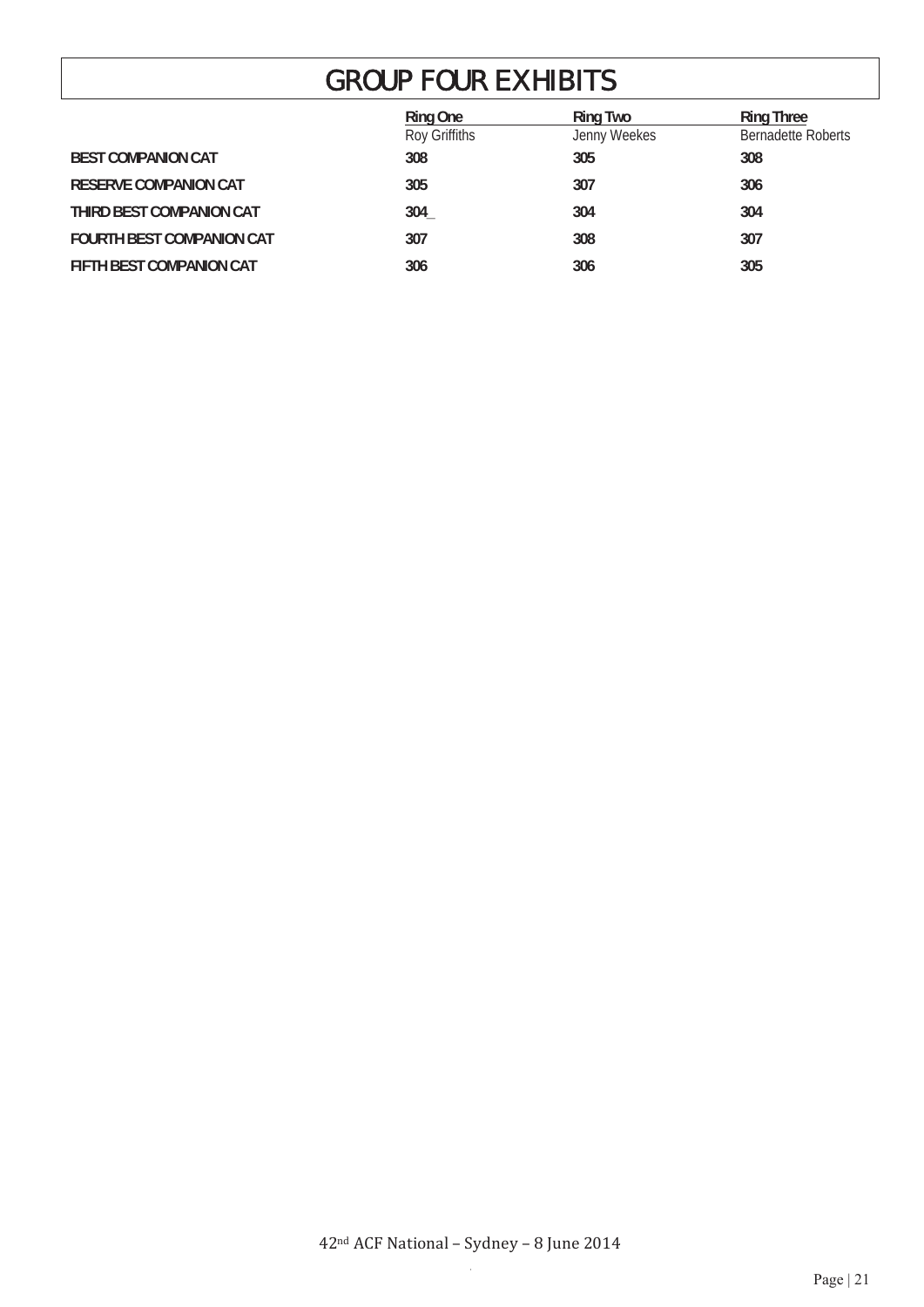# GROUP FOUR EXHIBITS

| | Ring One<br>Roy Griffiths | Ring Two<br>Jenny Weekes | Ring Three<br>Bernadette Roberts |
|---|---|---|---|
| **BEST COMPANION CAT** | **308** | **305** | **308** |
| **RESERVE COMPANION CAT** | **305** | **307** | **306** |
| **THIRD BEST COMPANION CAT** | **304_** | **304** | **304** |
| **FOURTH BEST COMPANION CAT** | **307** | **308** | **307** |
| **FIFTH BEST COMPANION CAT** | **306** | **306** | **305** |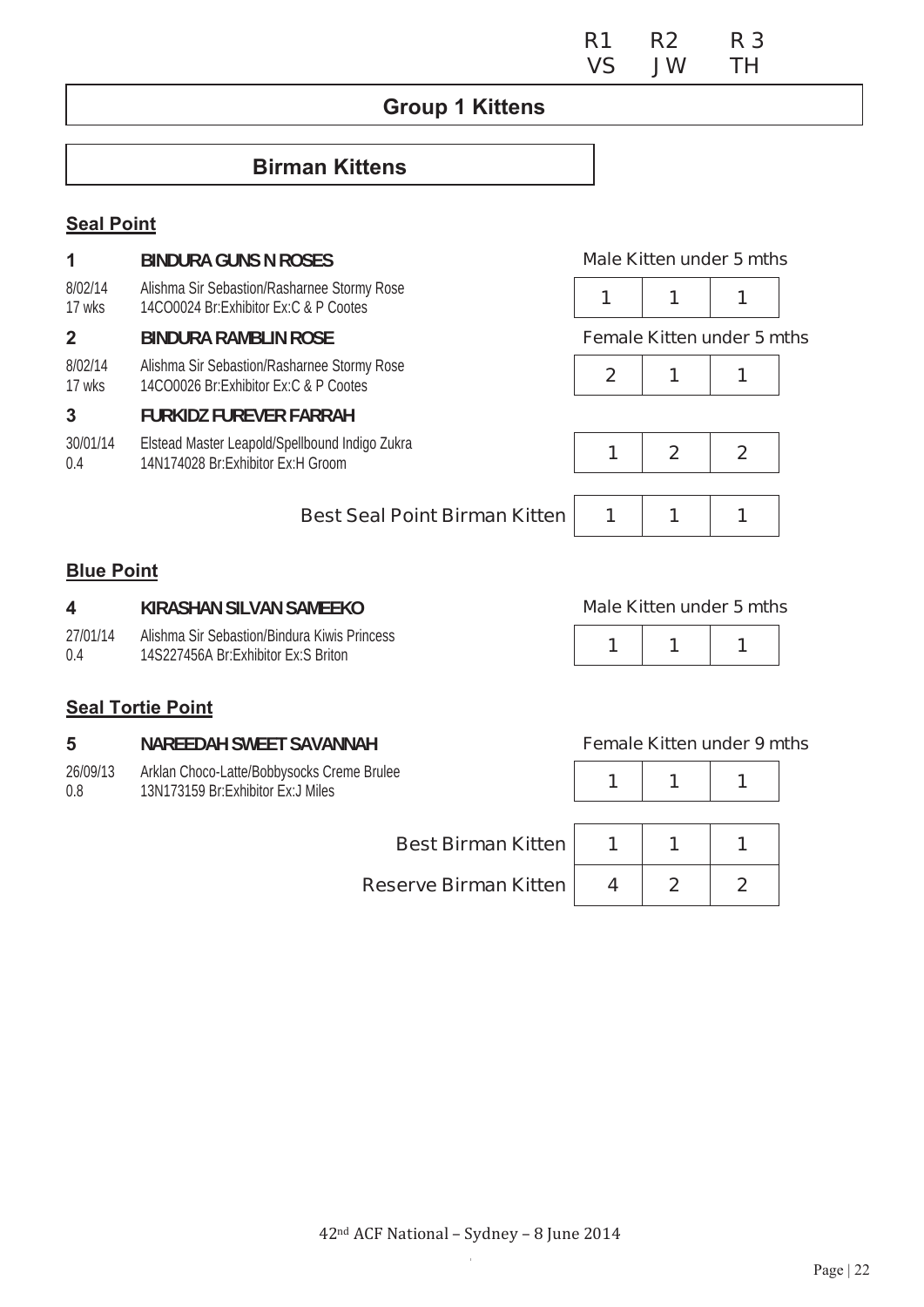| | R1 | R2 | R 3 |
|---|---|---|---|
| | VS | JW | TH |

# Group 1 Kittens

## Birman Kittens

### Seal Point

**1 BINDURA GUNS N ROSES** — Male Kitten under 5 mths

8/02/14 17 wks — Alishma Sir Sebastion/Rasharnee Stormy Rose 14CO0024 Br:Exhibitor Ex:C & P Cootes

| R1 | R2 | R3 |
|---|---|---|
| 1 | 1 | 1 |

**2 BINDURA RAMBLIN ROSE** — Female Kitten under 5 mths

8/02/14 17 wks — Alishma Sir Sebastion/Rasharnee Stormy Rose 14CO0026 Br:Exhibitor Ex:C & P Cootes

| R1 | R2 | R3 |
|---|---|---|
| 2 | 1 | 1 |

**3 FURKIDZ FUREVER FARRAH**

30/01/14 0.4 — Elstead Master Leapold/Spellbound Indigo Zukra 14N174028 Br:Exhibitor Ex:H Groom

| R1 | R2 | R3 |
|---|---|---|
| 1 | 2 | 2 |

| | R1 | R2 | R3 |
|---|---|---|---|
| Best Seal Point Birman Kitten | 1 | 1 | 1 |

### Blue Point

**4 KIRASHAN SILVAN SAMEEKO** — Male Kitten under 5 mths

27/01/14 0.4 — Alishma Sir Sebastion/Bindura Kiwis Princess 14S227456A Br:Exhibitor Ex:S Briton

| R1 | R2 | R3 |
|---|---|---|
| 1 | 1 | 1 |

### Seal Tortie Point

**5 NAREEDAH SWEET SAVANNAH** — Female Kitten under 9 mths

26/09/13 0.8 — Arklan Choco-Latte/Bobbysocks Creme Brulee 13N173159 Br:Exhibitor Ex:J Miles

| R1 | R2 | R3 |
|---|---|---|
| 1 | 1 | 1 |

| | R1 | R2 | R3 |
|---|---|---|---|
| Best Birman Kitten | 1 | 1 | 1 |
| Reserve Birman Kitten | 4 | 2 | 2 |

42nd ACF National – Sydney – 8 June 2014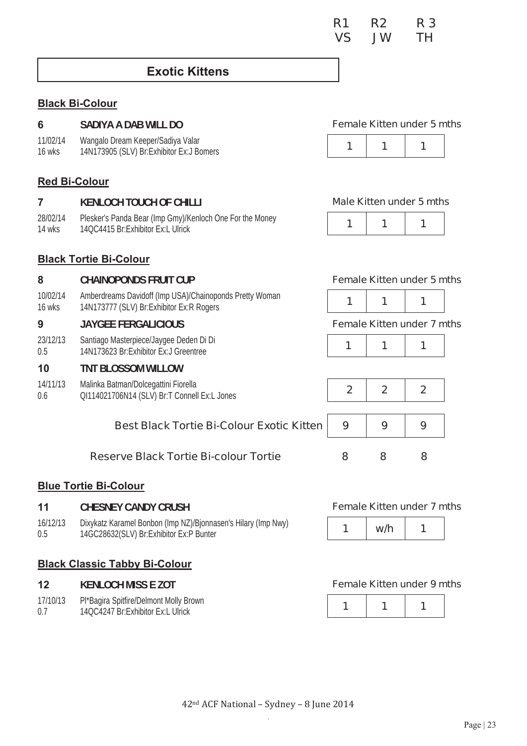| R1 | R2 | R 3 |
|---|---|---|
| VS | JW | TH |

## Exotic Kittens

### Black Bi-Colour

**6 SADIYA A DAB WILL DO** — Female Kitten under 5 mths

11/02/14 Wangalo Dream Keeper/Sadiya Valar
16 wks 14N173905 (SLV) Br:Exhibitor Ex:J Bomers

| 1 | 1 | 1 |
|---|---|---|

### Red Bi-Colour

**7 KENLOCH TOUCH OF CHILLI** — Male Kitten under 5 mths

28/02/14 Plesker's Panda Bear (Imp Gmy)/Kenloch One For the Money
14 wks 14QC4415 Br:Exhibitor Ex:L Ulrick

| 1 | 1 | 1 |
|---|---|---|

### Black Tortie Bi-Colour

**8 CHAINOPONDS FRUIT CUP** — Female Kitten under 5 mths

10/02/14 Amberdreams Davidoff (Imp USA)/Chainoponds Pretty Woman
16 wks 14N173777 (SLV) Br:Exhibitor Ex:R Rogers

| 1 | 1 | 1 |
|---|---|---|

**9 JAYGEE FERGALICIOUS** — Female Kitten under 7 mths

23/12/13 Santiago Masterpiece/Jaygee Deden Di Di
0.5 14N173623 Br:Exhibitor Ex:J Greentree

| 1 | 1 | 1 |
|---|---|---|

**10 TNT BLOSSOM WILLOW**

14/11/13 Malinka Batman/Dolcegattini Fiorella
0.6 QI114021706N14 (SLV) Br:T Connell Ex:L Jones

| 2 | 2 | 2 |
|---|---|---|

| | R1 | R2 | R3 |
|---|---|---|---|
| Best Black Tortie Bi-Colour Exotic Kitten | 9 | 9 | 9 |
| Reserve Black Tortie Bi-colour Tortie | 8 | 8 | 8 |

### Blue Tortie Bi-Colour

**11 CHESNEY CANDY CRUSH** — Female Kitten under 7 mths

16/12/13 Dixykatz Karamel Bonbon (Imp NZ)/Bjonnasen's Hilary (Imp Nwy)
0.5 14GC28632(SLV) Br:Exhibitor Ex:P Bunter

| 1 | w/h | 1 |
|---|---|---|

### Black Classic Tabby Bi-Colour

**12 KENLOCH MISS E ZOT** — Female Kitten under 9 mths

17/10/13 Pl*Bagira Spitfire/Delmont Molly Brown
0.7 14QC4247 Br:Exhibitor Ex:L Ulrick

| 1 | 1 | 1 |
|---|---|---|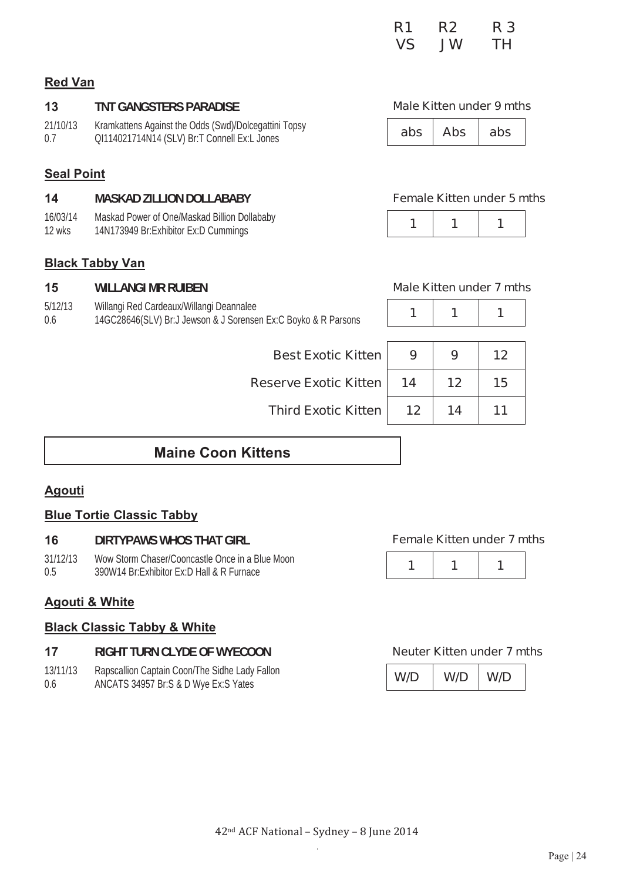| | R1 | R2 | R 3 |
|---|---|---|---|
| | VS | JW | TH |

**Red Van**

**13 TNT GANGSTERS PARADISE** — Male Kitten under 9 mths

21/10/13 Kramkattens Against the Odds (Swd)/Dolcegattini Topsy
0.7 QI114021714N14 (SLV) Br:T Connell Ex:L Jones

| abs | Abs | abs |
|---|---|---|

**Seal Point**

**14 MASKAD ZILLION DOLLABABY** — Female Kitten under 5 mths

16/03/14 Maskad Power of One/Maskad Billion Dollababy
12 wks 14N173949 Br:Exhibitor Ex:D Cummings

| 1 | 1 | 1 |
|---|---|---|

**Black Tabby Van**

**15 WILLANGI MR RUIBEN** — Male Kitten under 7 mths

5/12/13 Willangi Red Cardeaux/Willangi Deannalee
0.6 14GC28646(SLV) Br:J Jewson & J Sorensen Ex:C Boyko & R Parsons

| 1 | 1 | 1 |
|---|---|---|

| | R1 | R2 | R3 |
|---|---|---|---|
| Best Exotic Kitten | 9 | 9 | 12 |
| Reserve Exotic Kitten | 14 | 12 | 15 |
| Third Exotic Kitten | 12 | 14 | 11 |

## Maine Coon Kittens

**Agouti**

**Blue Tortie Classic Tabby**

**16 DIRTYPAWS WHOS THAT GIRL** — Female Kitten under 7 mths

31/12/13 Wow Storm Chaser/Cooncastle Once in a Blue Moon
0.5 390W14 Br:Exhibitor Ex:D Hall & R Furnace

| 1 | 1 | 1 |
|---|---|---|

**Agouti & White**

**Black Classic Tabby & White**

**17 RIGHT TURN CLYDE OF WYECOON** — Neuter Kitten under 7 mths

13/11/13 Rapscallion Captain Coon/The Sidhe Lady Fallon
0.6 ANCATS 34957 Br:S & D Wye Ex:S Yates

| W/D | W/D | W/D |
|---|---|---|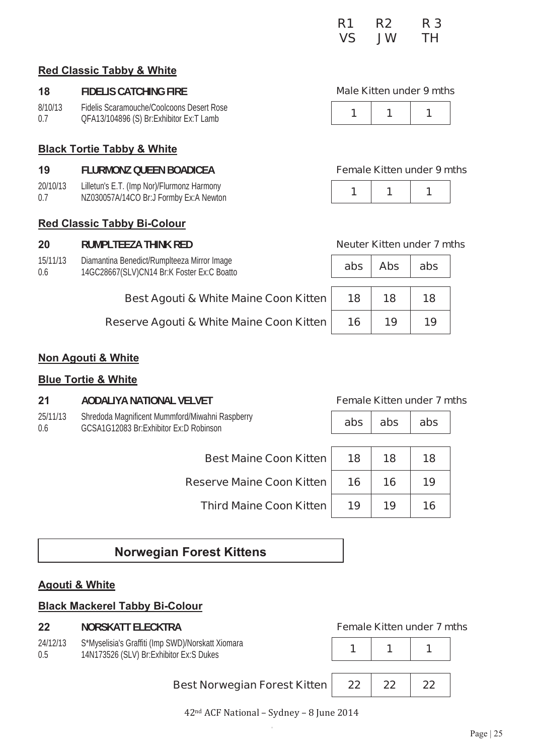| | | R1 VS | R2 JW | R 3 TH |
|---|---|---|---|---|

**Red Classic Tabby & White**

| | | | | |
|---|---|---|---|---|
| **18** | **FIDELIS CATCHING FIRE** | Male Kitten under 9 mths | | |
| 8/10/13<br>0.7 | Fidelis Scaramouche/Coolcoons Desert Rose<br>QFA13/104896 (S) Br:Exhibitor Ex:T Lamb | 1 | 1 | 1 |

**Black Tortie Tabby & White**

| | | | | |
|---|---|---|---|---|
| **19** | **FLURMONZ QUEEN BOADICEA** | Female Kitten under 9 mths | | |
| 20/10/13<br>0.7 | Lilletun's E.T. (Imp Nor)/Flurmonz Harmony<br>NZ030057A/14CO Br:J Formby Ex:A Newton | 1 | 1 | 1 |

**Red Classic Tabby Bi-Colour**

| | | | | |
|---|---|---|---|---|
| **20** | **RUMPLTEEZA THINK RED** | Neuter Kitten under 7 mths | | |
| 15/11/13<br>0.6 | Diamantina Benedict/Rumplteeza Mirror Image<br>14GC28667(SLV)CN14 Br:K Foster Ex:C Boatto | abs | Abs | abs |
| | Best Agouti & White Maine Coon Kitten | 18 | 18 | 18 |
| | Reserve Agouti & White Maine Coon Kitten | 16 | 19 | 19 |

**Non Agouti & White**

**Blue Tortie & White**

| | | | | |
|---|---|---|---|---|
| **21** | **AODALIYA NATIONAL VELVET** | Female Kitten under 7 mths | | |
| 25/11/13<br>0.6 | Shredoda Magnificent Mummford/Miwahni Raspberry<br>GCSA1G12083 Br:Exhibitor Ex:D Robinson | abs | abs | abs |
| | Best Maine Coon Kitten | 18 | 18 | 18 |
| | Reserve Maine Coon Kitten | 16 | 16 | 19 |
| | Third Maine Coon Kitten | 19 | 19 | 16 |

## Norwegian Forest Kittens

**Agouti & White**

**Black Mackerel Tabby Bi-Colour**

| | | | | |
|---|---|---|---|---|
| **22** | **NORSKATT ELECKTRA** | Female Kitten under 7 mths | | |
| 24/12/13<br>0.5 | S*Myselisia's Graffiti (Imp SWD)/Norskatt Xiomara<br>14N173526 (SLV) Br:Exhibitor Ex:S Dukes | 1 | 1 | 1 |
| | Best Norwegian Forest Kitten | 22 | 22 | 22 |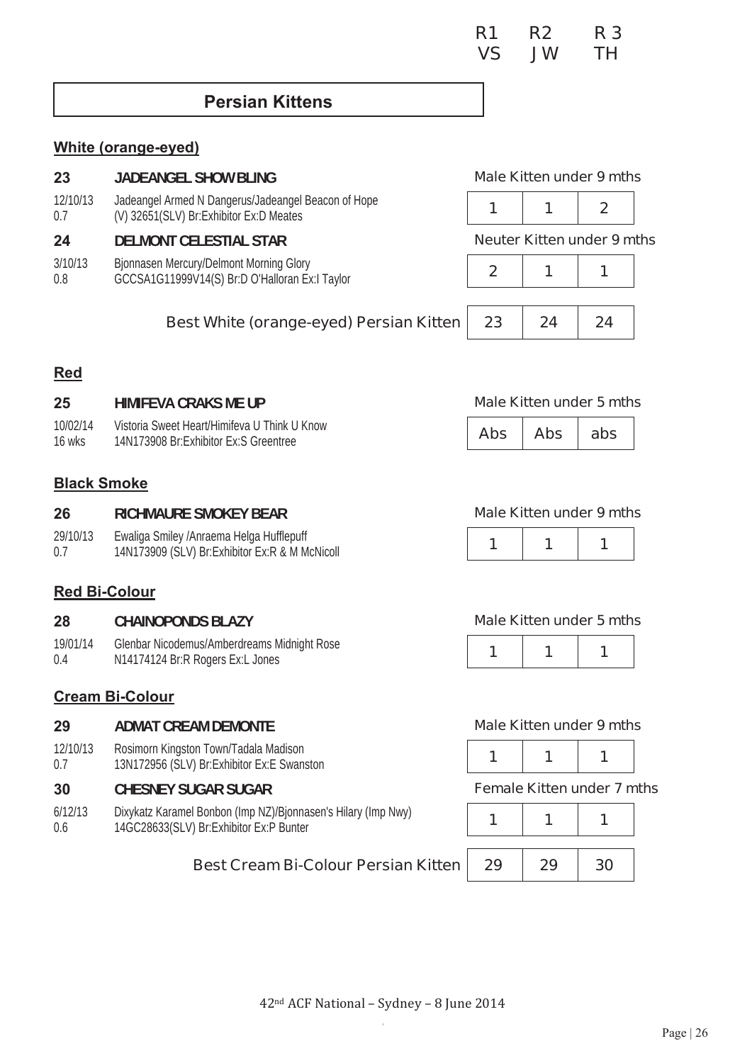| | R1 | R2 | R3 |
|---|---|---|---|
| | VS | JW | TH |

## Persian Kittens

### White (orange-eyed)

**23** **JADEANGEL SHOWBLING** — Male Kitten under 9 mths

12/10/13 Jadeangel Armed N Dangerus/Jadeangel Beacon of Hope
0.7 (V) 32651(SLV) Br:Exhibitor Ex:D Meates

| R1 | R2 | R3 |
|---|---|---|
| 1 | 1 | 2 |

**24** **DELMONT CELESTIAL STAR** — Neuter Kitten under 9 mths

3/10/13 Bjonnasen Mercury/Delmont Morning Glory
0.8 GCCSA1G11999V14(S) Br:D O'Halloran Ex:I Taylor

| R1 | R2 | R3 |
|---|---|---|
| 2 | 1 | 1 |

| Best White (orange-eyed) Persian Kitten | R1 | R2 | R3 |
|---|---|---|---|
| | 23 | 24 | 24 |

### Red

**25** **HIMIFEVA CRAKS ME UP** — Male Kitten under 5 mths

10/02/14 Vistoria Sweet Heart/Himifeva U Think U Know
16 wks 14N173908 Br:Exhibitor Ex:S Greentree

| R1 | R2 | R3 |
|---|---|---|
| Abs | Abs | abs |

### Black Smoke

**26** **RICHMAURE SMOKEY BEAR** — Male Kitten under 9 mths

29/10/13 Ewaliga Smiley /Anraema Helga Hufflepuff
0.7 14N173909 (SLV) Br:Exhibitor Ex:R & M McNicoll

| R1 | R2 | R3 |
|---|---|---|
| 1 | 1 | 1 |

### Red Bi-Colour

**28** **CHAINOPONDS BLAZY** — Male Kitten under 5 mths

19/01/14 Glenbar Nicodemus/Amberdreams Midnight Rose
0.4 N14174124 Br:R Rogers Ex:L Jones

| R1 | R2 | R3 |
|---|---|---|
| 1 | 1 | 1 |

### Cream Bi-Colour

**29** **ADMAT CREAM DEMONTE** — Male Kitten under 9 mths

12/10/13 Rosimorn Kingston Town/Tadala Madison
0.7 13N172956 (SLV) Br:Exhibitor Ex:E Swanston

| R1 | R2 | R3 |
|---|---|---|
| 1 | 1 | 1 |

**30** **CHESNEY SUGAR SUGAR** — Female Kitten under 7 mths

6/12/13 Dixykatz Karamel Bonbon (Imp NZ)/Bjonnasen's Hilary (Imp Nwy)
0.6 14GC28633(SLV) Br:Exhibitor Ex:P Bunter

| R1 | R2 | R3 |
|---|---|---|
| 1 | 1 | 1 |

| Best Cream Bi-Colour Persian Kitten | R1 | R2 | R3 |
|---|---|---|---|
| | 29 | 29 | 30 |

42nd ACF National – Sydney – 8 June 2014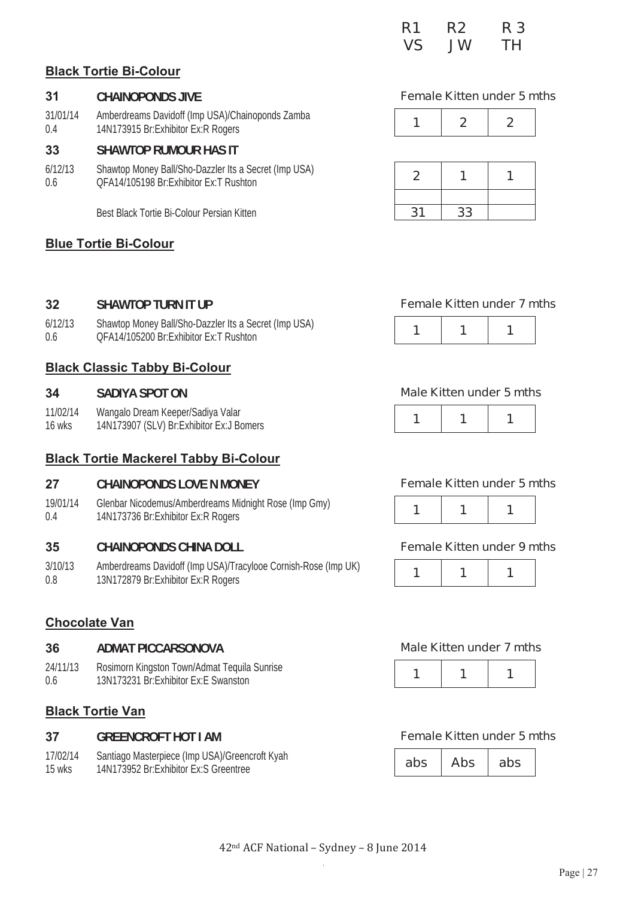| | R1 | R2 | R 3 |
|---|---|---|---|
| | VS | JW | TH |

**Black Tortie Bi-Colour**

**31 CHAINOPONDS JIVE** — Female Kitten under 5 mths

31/01/14 Amberdreams Davidoff (Imp USA)/Chainoponds Zamba
0.4 14N173915 Br:Exhibitor Ex:R Rogers

| 1 | 2 | 2 |
|---|---|---|

**33 SHAWTOP RUMOUR HAS IT**

6/12/13 Shawtop Money Ball/Sho-Dazzler Its a Secret (Imp USA)
0.6 QFA14/105198 Br:Exhibitor Ex:T Rushton

| 2 | 1 | 1 |
|---|---|---|
| | | |

Best Black Tortie Bi-Colour Persian Kitten

| 31 | 33 | |
|---|---|---|

**Blue Tortie Bi-Colour**

**32 SHAWTOP TURN IT UP** — Female Kitten under 7 mths

6/12/13 Shawtop Money Ball/Sho-Dazzler Its a Secret (Imp USA)
0.6 QFA14/105200 Br:Exhibitor Ex:T Rushton

| 1 | 1 | 1 |
|---|---|---|

**Black Classic Tabby Bi-Colour**

**34 SADIYA SPOT ON** — Male Kitten under 5 mths

11/02/14 Wangalo Dream Keeper/Sadiya Valar
16 wks 14N173907 (SLV) Br:Exhibitor Ex:J Bomers

| 1 | 1 | 1 |
|---|---|---|

**Black Tortie Mackerel Tabby Bi-Colour**

**27 CHAINOPONDS LOVE N MONEY** — Female Kitten under 5 mths

19/01/14 Glenbar Nicodemus/Amberdreams Midnight Rose (Imp Gmy)
0.4 14N173736 Br:Exhibitor Ex:R Rogers

| 1 | 1 | 1 |
|---|---|---|

**35 CHAINOPONDS CHINA DOLL** — Female Kitten under 9 mths

3/10/13 Amberdreams Davidoff (Imp USA)/Tracylooe Cornish-Rose (Imp UK)
0.8 13N172879 Br:Exhibitor Ex:R Rogers

| 1 | 1 | 1 |
|---|---|---|

**Chocolate Van**

**36 ADMAT PICCARSONOVA** — Male Kitten under 7 mths

24/11/13 Rosimorn Kingston Town/Admat Tequila Sunrise
0.6 13N173231 Br:Exhibitor Ex:E Swanston

| 1 | 1 | 1 |
|---|---|---|

**Black Tortie Van**

**37 GREENCROFT HOT I AM** — Female Kitten under 5 mths

17/02/14 Santiago Masterpiece (Imp USA)/Greencroft Kyah
15 wks 14N173952 Br:Exhibitor Ex:S Greentree

| abs | Abs | abs |
|---|---|---|

42nd ACF National – Sydney – 8 June 2014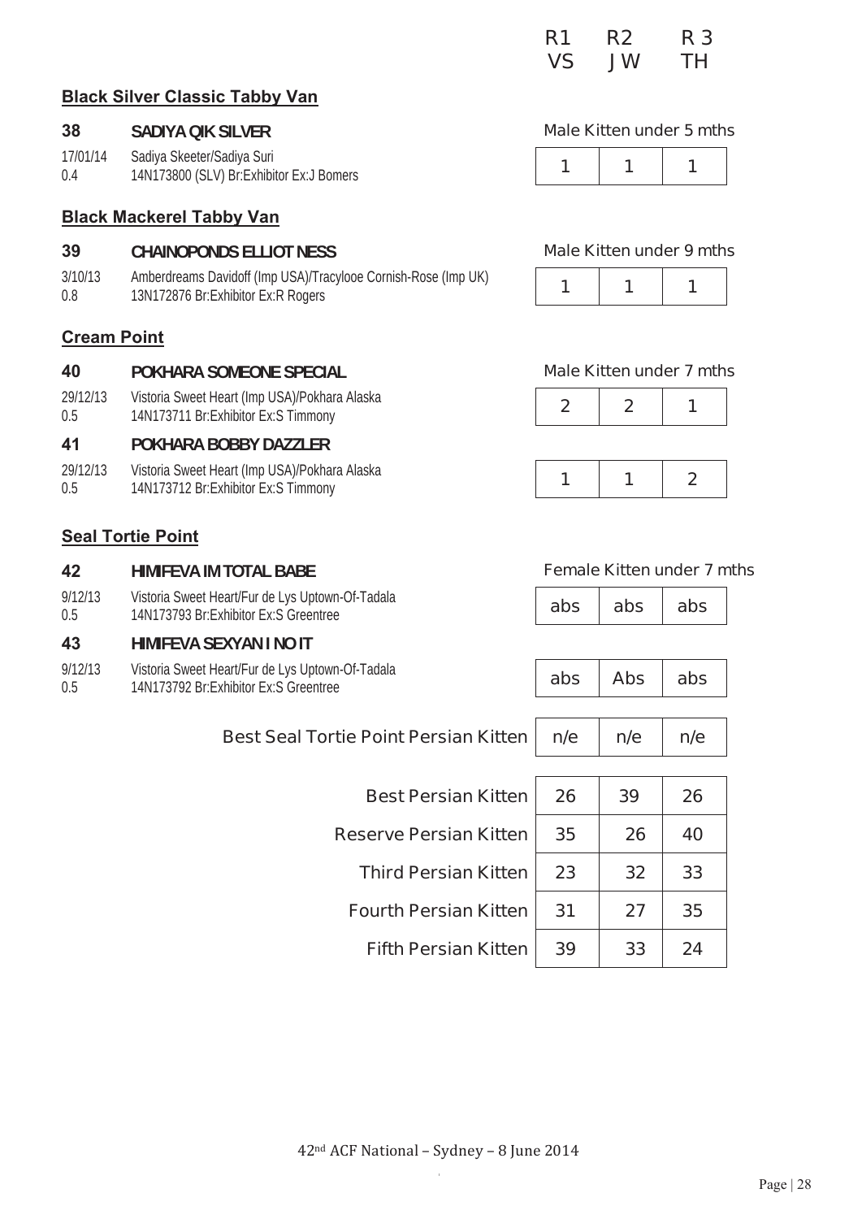| | R1 | R2 | R 3 |
|---|---|---|---|
| | VS | JW | TH |

### Black Silver Classic Tabby Van

**38 SADIYA QIK SILVER** — Male Kitten under 5 mths

17/01/14 Sadiya Skeeter/Sadiya Suri
0.4 14N173800 (SLV) Br:Exhibitor Ex:J Bomers

| R1 | R2 | R3 |
|---|---|---|
| 1 | 1 | 1 |

### Black Mackerel Tabby Van

**39 CHAINOPONDS ELLIOT NESS** — Male Kitten under 9 mths

3/10/13 Amberdreams Davidoff (Imp USA)/Tracylooe Cornish-Rose (Imp UK)
0.8 13N172876 Br:Exhibitor Ex:R Rogers

| R1 | R2 | R3 |
|---|---|---|
| 1 | 1 | 1 |

### Cream Point

Male Kitten under 7 mths

**40 POKHARA SOMEONE SPECIAL**

29/12/13 Vistoria Sweet Heart (Imp USA)/Pokhara Alaska
0.5 14N173711 Br:Exhibitor Ex:S Timmony

| R1 | R2 | R3 |
|---|---|---|
| 2 | 2 | 1 |

**41 POKHARA BOBBY DAZZLER**

29/12/13 Vistoria Sweet Heart (Imp USA)/Pokhara Alaska
0.5 14N173712 Br:Exhibitor Ex:S Timmony

| R1 | R2 | R3 |
|---|---|---|
| 1 | 1 | 2 |

### Seal Tortie Point

Female Kitten under 7 mths

**42 HIMIFEVA IM TOTAL BABE**

9/12/13 Vistoria Sweet Heart/Fur de Lys Uptown-Of-Tadala
0.5 14N173793 Br:Exhibitor Ex:S Greentree

| R1 | R2 | R3 |
|---|---|---|
| abs | abs | abs |

**43 HIMIFEVA SEXYAN I NO IT**

9/12/13 Vistoria Sweet Heart/Fur de Lys Uptown-Of-Tadala
0.5 14N173792 Br:Exhibitor Ex:S Greentree

| R1 | R2 | R3 |
|---|---|---|
| abs | Abs | abs |

| | R1 | R2 | R3 |
|---|---|---|---|
| Best Seal Tortie Point Persian Kitten | n/e | n/e | n/e |

| | R1 | R2 | R3 |
|---|---|---|---|
| Best Persian Kitten | 26 | 39 | 26 |
| Reserve Persian Kitten | 35 | 26 | 40 |
| Third Persian Kitten | 23 | 32 | 33 |
| Fourth Persian Kitten | 31 | 27 | 35 |
| Fifth Persian Kitten | 39 | 33 | 24 |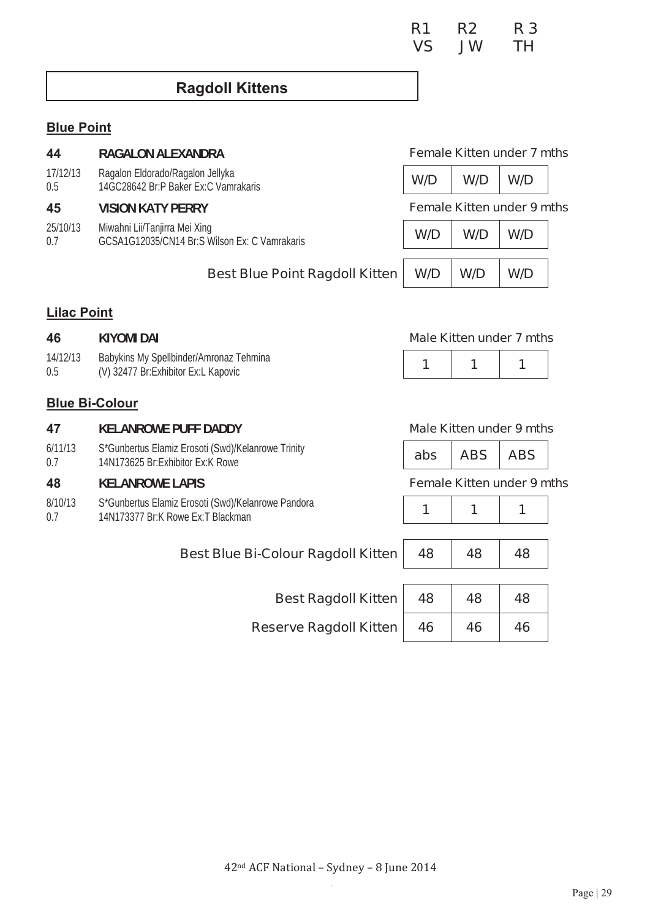| | R1 | R2 | R 3 |
|---|---|---|---|
| | VS | JW | TH |

## Ragdoll Kittens

### Blue Point

**44** **RAGALON ALEXANDRA** — Female Kitten under 7 mths

17/12/13 Ragalon Eldorado/Ragalon Jellyka
0.5 14GC28642 Br:P Baker Ex:C Vamrakaris

| R1 | R2 | R3 |
|---|---|---|
| W/D | W/D | W/D |

**45** **VISION KATY PERRY** — Female Kitten under 9 mths

25/10/13 Miwahni Lii/Tanjirra Mei Xing
0.7 GCSA1G12035/CN14 Br:S Wilson Ex: C Vamrakaris

| R1 | R2 | R3 |
|---|---|---|
| W/D | W/D | W/D |

| | R1 | R2 | R3 |
|---|---|---|---|
| Best Blue Point Ragdoll Kitten | W/D | W/D | W/D |

### Lilac Point

**46** **KIYOMI DAI** — Male Kitten under 7 mths

14/12/13 Babykins My Spellbinder/Amronaz Tehmina
0.5 (V) 32477 Br:Exhibitor Ex:L Kapovic

| R1 | R2 | R3 |
|---|---|---|
| 1 | 1 | 1 |

### Blue Bi-Colour

**47** **KELANROWE PUFF DADDY** — Male Kitten under 9 mths

6/11/13 S*Gunbertus Elamiz Erosoti (Swd)/Kelanrowe Trinity
0.7 14N173625 Br:Exhibitor Ex:K Rowe

| R1 | R2 | R3 |
|---|---|---|
| abs | ABS | ABS |

**48** **KELANROWE LAPIS** — Female Kitten under 9 mths

8/10/13 S*Gunbertus Elamiz Erosoti (Swd)/Kelanrowe Pandora
0.7 14N173377 Br:K Rowe Ex:T Blackman

| R1 | R2 | R3 |
|---|---|---|
| 1 | 1 | 1 |

| | R1 | R2 | R3 |
|---|---|---|---|
| Best Blue Bi-Colour Ragdoll Kitten | 48 | 48 | 48 |

| | R1 | R2 | R3 |
|---|---|---|---|
| Best Ragdoll Kitten | 48 | 48 | 48 |
| Reserve Ragdoll Kitten | 46 | 46 | 46 |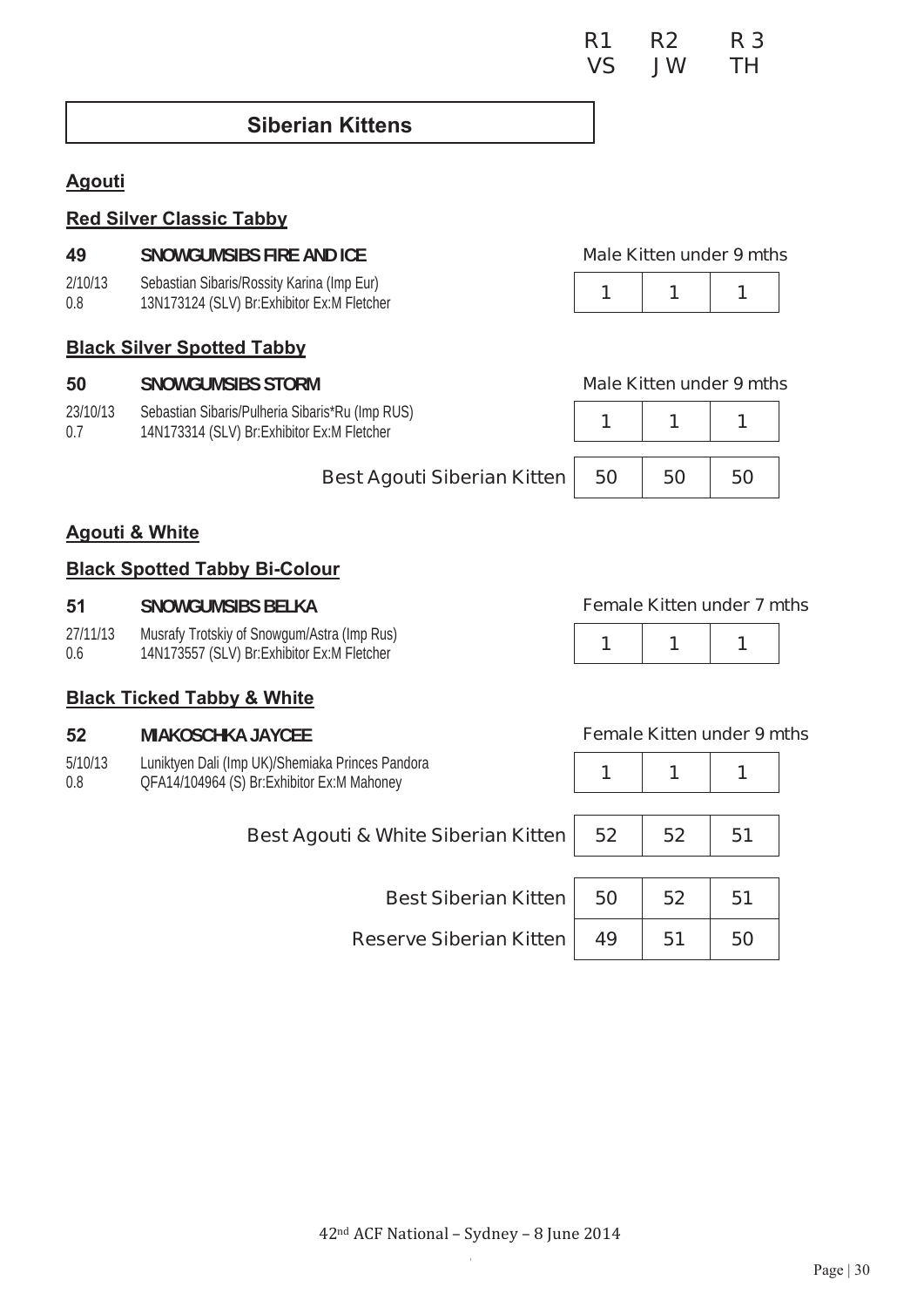| R1 | R2 | R3 |
|---|---|---|
| VS | JW | TH |

## Siberian Kittens

### Agouti

#### Red Silver Classic Tabby

**49 SNOWGUMSIBS FIRE AND ICE** — Male Kitten under 9 mths

2/10/13 Sebastian Sibaris/Rossity Karina (Imp Eur)
0.8 13N173124 (SLV) Br:Exhibitor Ex:M Fletcher

| R1 | R2 | R3 |
|---|---|---|
| 1 | 1 | 1 |

#### Black Silver Spotted Tabby

**50 SNOWGUMSIBS STORM** — Male Kitten under 9 mths

23/10/13 Sebastian Sibaris/Pulheria Sibaris*Ru (Imp RUS)
0.7 14N173314 (SLV) Br:Exhibitor Ex:M Fletcher

| R1 | R2 | R3 |
|---|---|---|
| 1 | 1 | 1 |

| | R1 | R2 | R3 |
|---|---|---|---|
| Best Agouti Siberian Kitten | 50 | 50 | 50 |

### Agouti & White

#### Black Spotted Tabby Bi-Colour

**51 SNOWGUMSIBS BELKA** — Female Kitten under 7 mths

27/11/13 Musrafy Trotskiy of Snowgum/Astra (Imp Rus)
0.6 14N173557 (SLV) Br:Exhibitor Ex:M Fletcher

| R1 | R2 | R3 |
|---|---|---|
| 1 | 1 | 1 |

#### Black Ticked Tabby & White

**52 MIAKOSCHKA JAYCEE** — Female Kitten under 9 mths

5/10/13 Luniktyen Dali (Imp UK)/Shemiaka Princes Pandora
0.8 QFA14/104964 (S) Br:Exhibitor Ex:M Mahoney

| R1 | R2 | R3 |
|---|---|---|
| 1 | 1 | 1 |

| | R1 | R2 | R3 |
|---|---|---|---|
| Best Agouti & White Siberian Kitten | 52 | 52 | 51 |

| | R1 | R2 | R3 |
|---|---|---|---|
| Best Siberian Kitten | 50 | 52 | 51 |
| Reserve Siberian Kitten | 49 | 51 | 50 |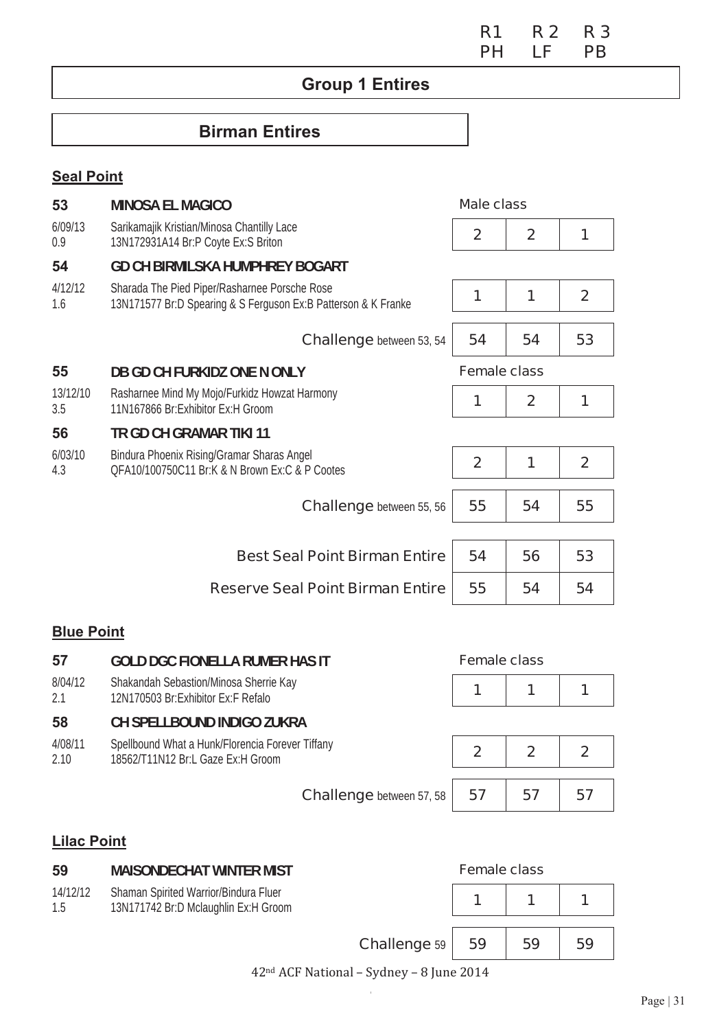| | | R1 PH | R 2 LF | R 3 PB |
|---|---|---|---|---|

## Group 1 Entires

### Birman Entires

**Seal Point**

| | | R1 | R2 | R3 |
|---|---|---|---|---|
| **53** | **MINOSA EL MAGICO** | Male class | | |
| 6/09/13<br>0.9 | Sarikamajik Kristian/Minosa Chantilly Lace<br>13N172931A14 Br:P Coyte Ex:S Briton | 2 | 2 | 1 |
| **54** | **GD CH BIRMILSKA HUMPHREY BOGART** | | | |
| 4/12/12<br>1.6 | Sharada The Pied Piper/Rasharnee Porsche Rose<br>13N171577 Br:D Spearing & S Ferguson Ex:B Patterson & K Franke | 1 | 1 | 2 |
| | Challenge between 53, 54 | 54 | 54 | 53 |
| **55** | **DB GD CH FURKIDZ ONE N ONLY** | Female class | | |
| 13/12/10<br>3.5 | Rasharnee Mind My Mojo/Furkidz Howzat Harmony<br>11N167866 Br:Exhibitor Ex:H Groom | 1 | 2 | 1 |
| **56** | **TR GD CH GRAMAR TIKI 11** | | | |
| 6/03/10<br>4.3 | Bindura Phoenix Rising/Gramar Sharas Angel<br>QFA10/100750C11 Br:K & N Brown Ex:C & P Cootes | 2 | 1 | 2 |
| | Challenge between 55, 56 | 55 | 54 | 55 |
| | Best Seal Point Birman Entire | 54 | 56 | 53 |
| | Reserve Seal Point Birman Entire | 55 | 54 | 54 |

**Blue Point**

| | | R1 | R2 | R3 |
|---|---|---|---|---|
| **57** | **GOLD DGC FIONELLA RUMER HAS IT** | Female class | | |
| 8/04/12<br>2.1 | Shakandah Sebastion/Minosa Sherrie Kay<br>12N170503 Br:Exhibitor Ex:F Refalo | 1 | 1 | 1 |
| **58** | **CH SPELLBOUND INDIGO ZUKRA** | | | |
| 4/08/11<br>2.10 | Spellbound What a Hunk/Florencia Forever Tiffany<br>18562/T11N12 Br:L Gaze Ex:H Groom | 2 | 2 | 2 |
| | Challenge between 57, 58 | 57 | 57 | 57 |

**Lilac Point**

| | | R1 | R2 | R3 |
|---|---|---|---|---|
| **59** | **MAISONDECHAT WINTER MIST** | Female class | | |
| 14/12/12<br>1.5 | Shaman Spirited Warrior/Bindura Fluer<br>13N171742 Br:D Mclaughlin Ex:H Groom | 1 | 1 | 1 |
| | Challenge 59 | 59 | 59 | 59 |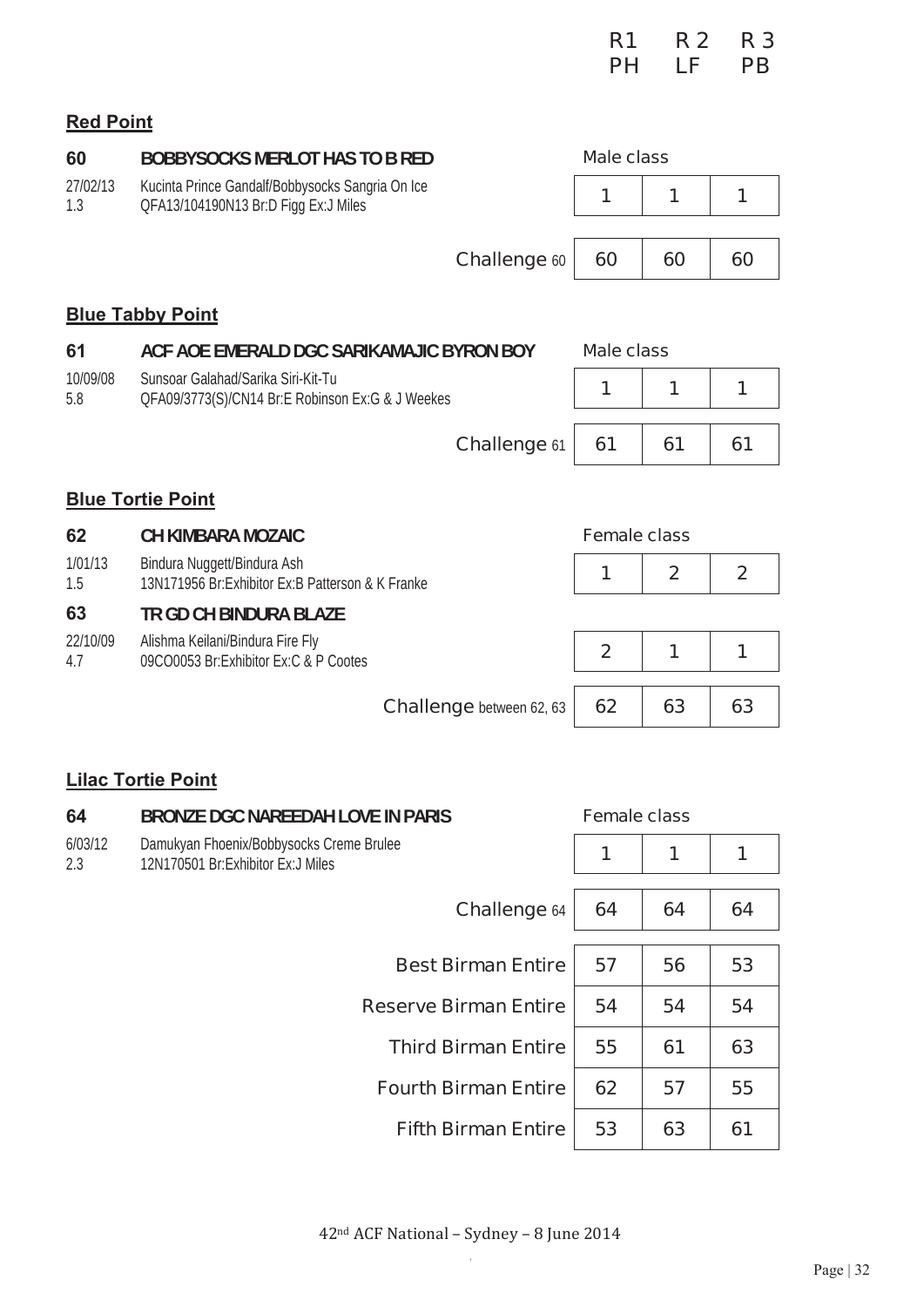| | R1 | R 2 | R 3 |
|---|---|---|---|
| | PH | LF | PB |

**Red Point**

**60** **BOBBYSOCKS MERLOT HAS TO B RED**

27/02/13 Kucinta Prince Gandalf/Bobbysocks Sangria On Ice
1.3 QFA13/104190N13 Br:D Figg Ex:J Miles

| Male class | | | |
|---|---|---|---|
| 60 | 1 | 1 | 1 |
| Challenge 60 | 60 | 60 | 60 |

**Blue Tabby Point**

**61** **ACF AOE EMERALD DGC SARIKAMAJIC BYRON BOY**

10/09/08 Sunsoar Galahad/Sarika Siri-Kit-Tu
5.8 QFA09/3773(S)/CN14 Br:E Robinson Ex:G & J Weekes

| Male class | | | |
|---|---|---|---|
| 61 | 1 | 1 | 1 |
| Challenge 61 | 61 | 61 | 61 |

**Blue Tortie Point**

**62** **CH KIMBARA MOZAIC**

1/01/13 Bindura Nuggett/Bindura Ash
1.5 13N171956 Br:Exhibitor Ex:B Patterson & K Franke

**63** **TR GD CH BINDURA BLAZE**

22/10/09 Alishma Keilani/Bindura Fire Fly
4.7 09CO0053 Br:Exhibitor Ex:C & P Cootes

| Female class | | | |
|---|---|---|---|
| 62 | 1 | 2 | 2 |
| 63 | 2 | 1 | 1 |
| Challenge between 62, 63 | 62 | 63 | 63 |

**Lilac Tortie Point**

**64** **BRONZE DGC NAREEDAH LOVE IN PARIS**

6/03/12 Damukyan Phoenix/Bobbysocks Creme Brulee
2.3 12N170501 Br:Exhibitor Ex:J Miles

| Female class | | | |
|---|---|---|---|
| 64 | 1 | 1 | 1 |
| Challenge 64 | 64 | 64 | 64 |
| Best Birman Entire | 57 | 56 | 53 |
| Reserve Birman Entire | 54 | 54 | 54 |
| Third Birman Entire | 55 | 61 | 63 |
| Fourth Birman Entire | 62 | 57 | 55 |
| Fifth Birman Entire | 53 | 63 | 61 |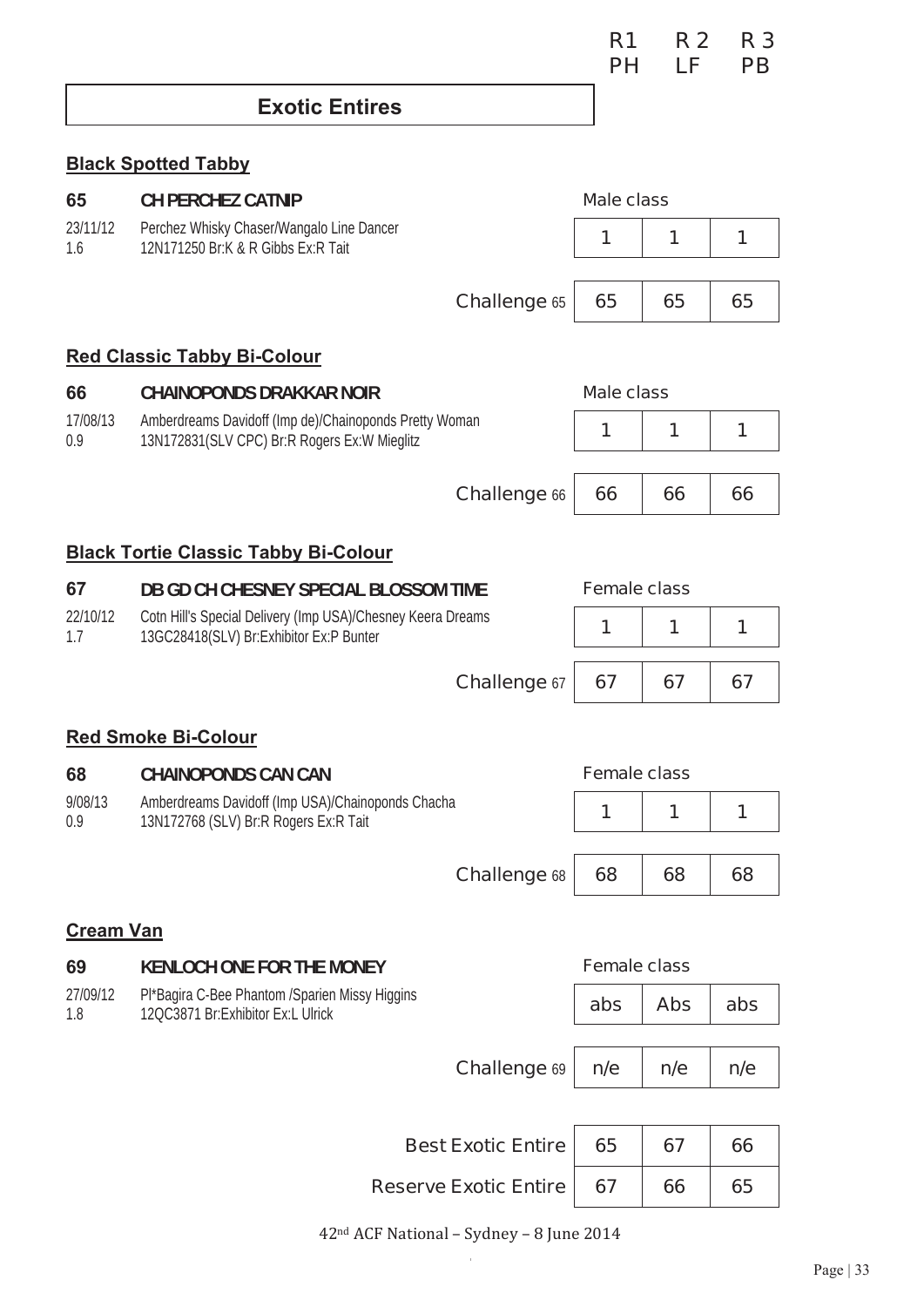| | R1 | R 2 | R 3 |
|---|---|---|---|
| | PH | LF | PB |

## Exotic Entires

### Black Spotted Tabby

**65** **CH PERCHEZ CATNIP**

23/11/12 Perchez Whisky Chaser/Wangalo Line Dancer
1.6 12N171250 Br:K & R Gibbs Ex:R Tait

| | R1 | R2 | R3 |
|---|---|---|---|
| Male class | 1 | 1 | 1 |
| Challenge 65 | 65 | 65 | 65 |

### Red Classic Tabby Bi-Colour

**66** **CHAINOPONDS DRAKKAR NOIR**

17/08/13 Amberdreams Davidoff (Imp de)/Chainoponds Pretty Woman
0.9 13N172831(SLV CPC) Br:R Rogers Ex:W Mieglitz

| | R1 | R2 | R3 |
|---|---|---|---|
| Male class | 1 | 1 | 1 |
| Challenge 66 | 66 | 66 | 66 |

### Black Tortie Classic Tabby Bi-Colour

**67** **DB GD CH CHESNEY SPECIAL BLOSSOM TIME**

22/10/12 Cotn Hill's Special Delivery (Imp USA)/Chesney Keera Dreams
1.7 13GC28418(SLV) Br:Exhibitor Ex:P Bunter

| | R1 | R2 | R3 |
|---|---|---|---|
| Female class | 1 | 1 | 1 |
| Challenge 67 | 67 | 67 | 67 |

### Red Smoke Bi-Colour

**68** **CHAINOPONDS CAN CAN**

9/08/13 Amberdreams Davidoff (Imp USA)/Chainoponds Chacha
0.9 13N172768 (SLV) Br:R Rogers Ex:R Tait

| | R1 | R2 | R3 |
|---|---|---|---|
| Female class | 1 | 1 | 1 |
| Challenge 68 | 68 | 68 | 68 |

### Cream Van

**69** **KENLOCH ONE FOR THE MONEY**

27/09/12 Pl*Bagira C-Bee Phantom /Sparien Missy Higgins
1.8 12QC3871 Br:Exhibitor Ex:L Ulrick

| | R1 | R2 | R3 |
|---|---|---|---|
| Female class | abs | Abs | abs |
| Challenge 69 | n/e | n/e | n/e |

| | R1 | R2 | R3 |
|---|---|---|---|
| Best Exotic Entire | 65 | 67 | 66 |
| Reserve Exotic Entire | 67 | 66 | 65 |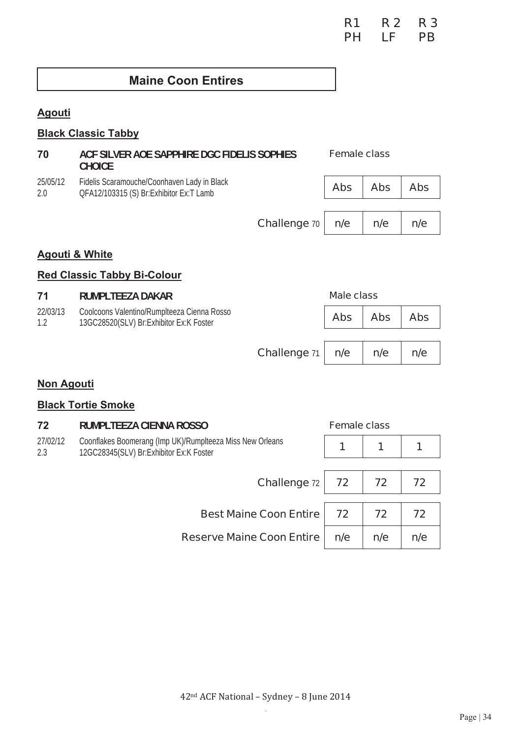| | R1 | R 2 | R 3 |
|---|---|---|---|
| | PH | LF | PB |

## Maine Coon Entires

### Agouti

### Black Classic Tabby

**70** **ACF SILVER AOE SAPPHIRE DGC FIDELIS SOPHIES CHOICE**

25/05/12 Fidelis Scaramouche/Coonhaven Lady in Black
2.0 QFA12/103315 (S) Br:Exhibitor Ex:T Lamb

| Female class | | | |
|---|---|---|---|
| | Abs | Abs | Abs |
| Challenge 70 | n/e | n/e | n/e |

### Agouti & White

### Red Classic Tabby Bi-Colour

**71** **RUMPLTEEZA DAKAR**

22/03/13 Coolcoons Valentino/Rumplteeza Cienna Rosso
1.2 13GC28520(SLV) Br:Exhibitor Ex:K Foster

| Male class | | | |
|---|---|---|---|
| | Abs | Abs | Abs |
| Challenge 71 | n/e | n/e | n/e |

### Non Agouti

### Black Tortie Smoke

**72** **RUMPLTEEZA CIENNA ROSSO**

27/02/12 Coonflakes Boomerang (Imp UK)/Rumplteeza Miss New Orleans
2.3 12GC28345(SLV) Br:Exhibitor Ex:K Foster

| Female class | | | |
|---|---|---|---|
| | 1 | 1 | 1 |
| Challenge 72 | 72 | 72 | 72 |
| Best Maine Coon Entire | 72 | 72 | 72 |
| Reserve Maine Coon Entire | n/e | n/e | n/e |

42nd ACF National – Sydney – 8 June 2014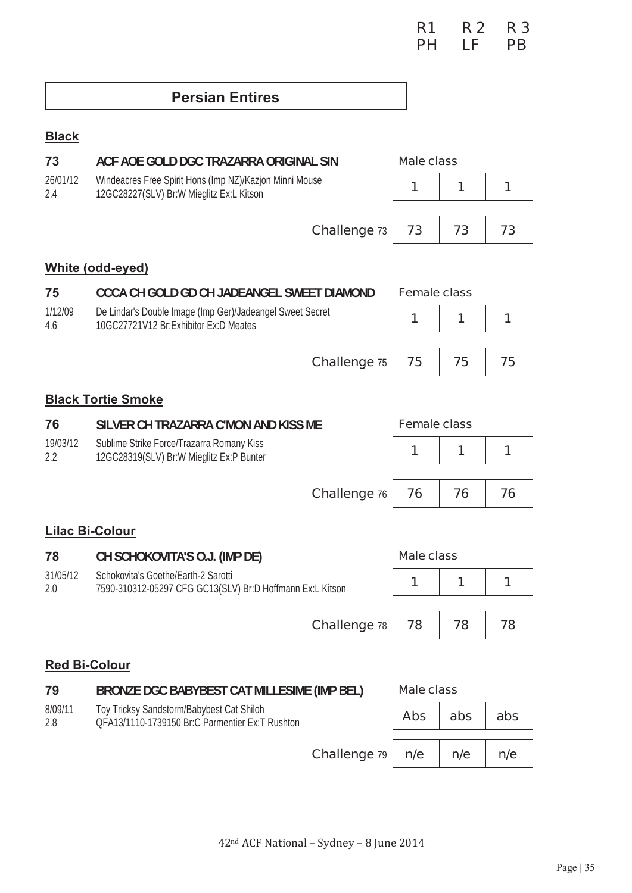| R1 | R 2 | R 3 |
|---|---|---|
| PH | LF | PB |

## Persian Entires

### Black

**73** **ACF AOE GOLD DGC TRAZARRA ORIGINAL SIN**

26/01/12 Windeacres Free Spirit Hons (Imp NZ)/Kazjon Minni Mouse
2.4 12GC28227(SLV) Br:W Mieglitz Ex:L Kitson

| Male class | | |
|---|---|---|
| 1 | 1 | 1 |

| | R1 | R2 | R3 |
|---|---|---|---|
| Challenge 73 | 73 | 73 | 73 |

### White (odd-eyed)

**75** **CCCA CH GOLD GD CH JADEANGEL SWEET DIAMOND**

1/12/09 De Lindar's Double Image (Imp Ger)/Jadeangel Sweet Secret
4.6 10GC27721V12 Br:Exhibitor Ex:D Meates

| Female class | | |
|---|---|---|
| 1 | 1 | 1 |

| | R1 | R2 | R3 |
|---|---|---|---|
| Challenge 75 | 75 | 75 | 75 |

### Black Tortie Smoke

**76** **SILVER CH TRAZARRA C'MON AND KISS ME**

19/03/12 Sublime Strike Force/Trazarra Romany Kiss
2.2 12GC28319(SLV) Br:W Mieglitz Ex:P Bunter

| Female class | | |
|---|---|---|
| 1 | 1 | 1 |

| | R1 | R2 | R3 |
|---|---|---|---|
| Challenge 76 | 76 | 76 | 76 |

### Lilac Bi-Colour

**78** **CH SCHOKOVITA'S O.J. (IMP DE)**

31/05/12 Schokovita's Goethe/Earth-2 Sarotti
2.0 7590-310312-05297 CFG GC13(SLV) Br:D Hoffmann Ex:L Kitson

| Male class | | |
|---|---|---|
| 1 | 1 | 1 |

| | R1 | R2 | R3 |
|---|---|---|---|
| Challenge 78 | 78 | 78 | 78 |

### Red Bi-Colour

**79** **BRONZE DGC BABYBEST CAT MILLESIME (IMP BEL)**

8/09/11 Toy Tricksy Sandstorm/Babybest Cat Shiloh
2.8 QFA13/1110-1739150 Br:C Parmentier Ex:T Rushton

| Male class | | |
|---|---|---|
| Abs | abs | abs |

| | R1 | R2 | R3 |
|---|---|---|---|
| Challenge 79 | n/e | n/e | n/e |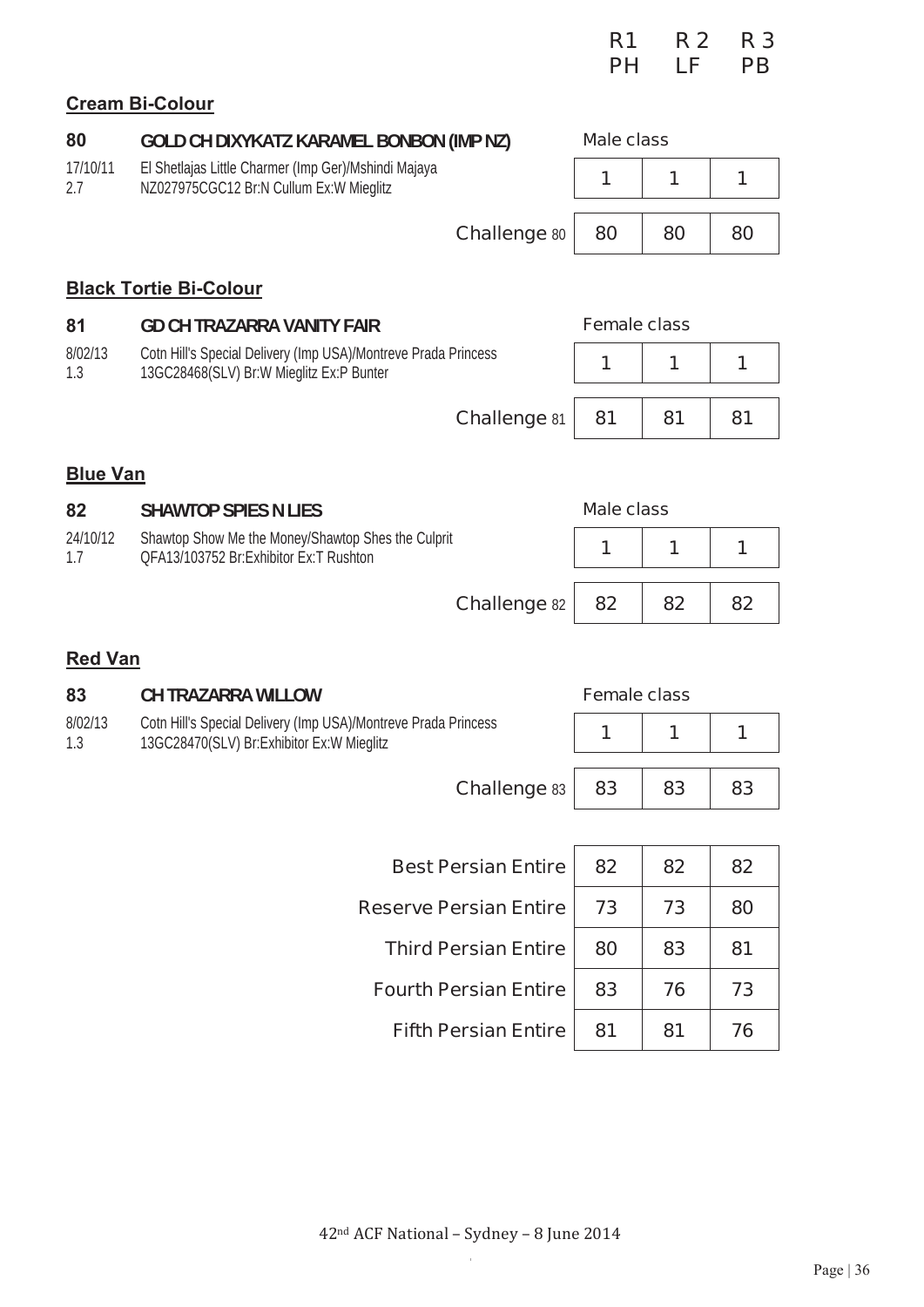| | R1 | R 2 | R 3 |
|---|---|---|---|
| | PH | LF | PB |

## Cream Bi-Colour

**80** **GOLD CH DIXYKATZ KARAMEL BONBON (IMP NZ)**

17/10/11 El Shetlajas Little Charmer (Imp Ger)/Mshindi Majaya
2.7 NZ027975CGC12 Br:N Cullum Ex:W Mieglitz

| | R1 | R2 | R3 |
|---|---|---|---|
| Male class | 1 | 1 | 1 |
| Challenge 80 | 80 | 80 | 80 |

## Black Tortie Bi-Colour

**81** **GD CH TRAZARRA VANITY FAIR**

8/02/13 Cotn Hill's Special Delivery (Imp USA)/Montreve Prada Princess
1.3 13GC28468(SLV) Br:W Mieglitz Ex:P Bunter

| | R1 | R2 | R3 |
|---|---|---|---|
| Female class | 1 | 1 | 1 |
| Challenge 81 | 81 | 81 | 81 |

## Blue Van

**82** **SHAWTOP SPIES N LIES**

24/10/12 Shawtop Show Me the Money/Shawtop Shes the Culprit
1.7 QFA13/103752 Br:Exhibitor Ex:T Rushton

| | R1 | R2 | R3 |
|---|---|---|---|
| Male class | 1 | 1 | 1 |
| Challenge 82 | 82 | 82 | 82 |

## Red Van

**83** **CH TRAZARRA WILLOW**

8/02/13 Cotn Hill's Special Delivery (Imp USA)/Montreve Prada Princess
1.3 13GC28470(SLV) Br:Exhibitor Ex:W Mieglitz

| | R1 | R2 | R3 |
|---|---|---|---|
| Female class | 1 | 1 | 1 |
| Challenge 83 | 83 | 83 | 83 |

| | R1 | R2 | R3 |
|---|---|---|---|
| Best Persian Entire | 82 | 82 | 82 |
| Reserve Persian Entire | 73 | 73 | 80 |
| Third Persian Entire | 80 | 83 | 81 |
| Fourth Persian Entire | 83 | 76 | 73 |
| Fifth Persian Entire | 81 | 81 | 76 |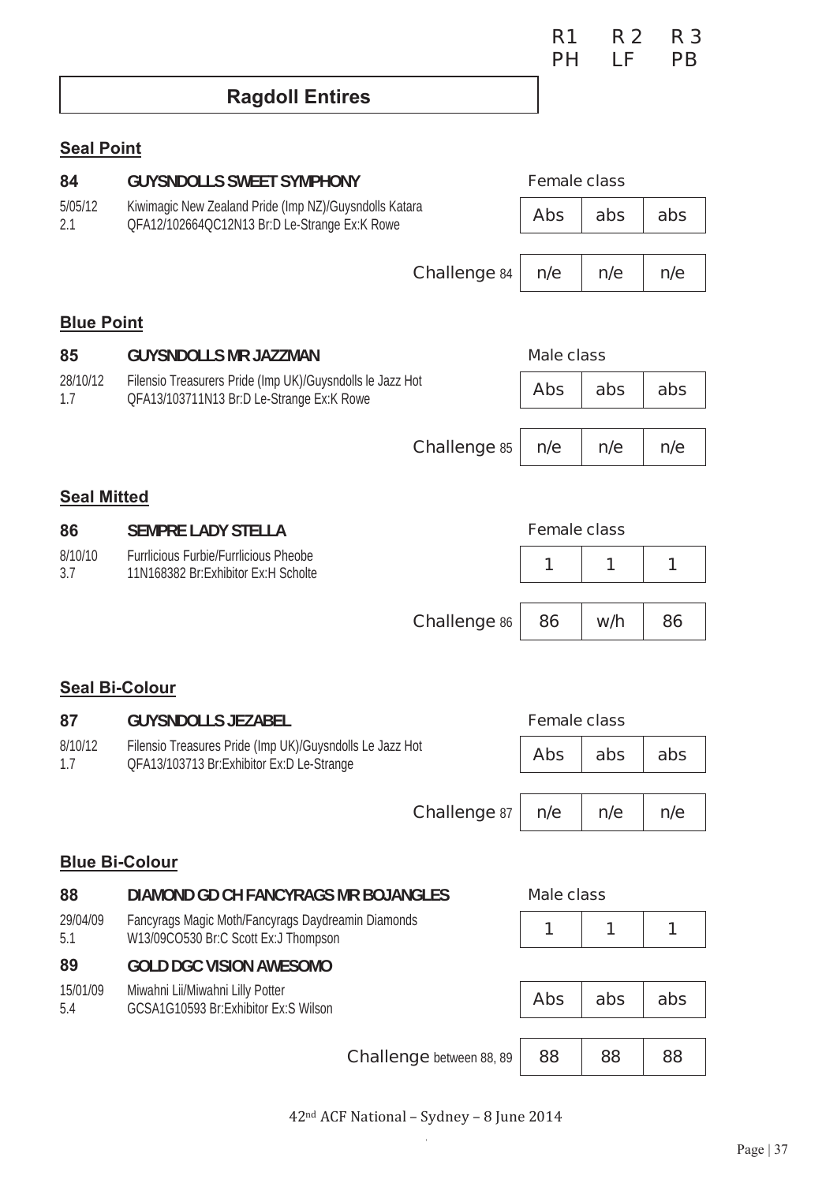| | R1 | R 2 | R 3 |
|---|---|---|---|
| | PH | LF | PB |

## Ragdoll Entires

### Seal Point

**84 GUYSNDOLLS SWEET SYMPHONY**

5/05/12 Kiwimagic New Zealand Pride (Imp NZ)/Guysndolls Katara
2.1 QFA12/102664QC12N13 Br:D Le-Strange Ex:K Rowe

| | R1 | R2 | R3 |
|---|---|---|---|
| Female class | Abs | abs | abs |
| Challenge 84 | n/e | n/e | n/e |

### Blue Point

**85 GUYSNDOLLS MR JAZZMAN**

28/10/12 Filensio Treasurers Pride (Imp UK)/Guysndolls le Jazz Hot
1.7 QFA13/103711N13 Br:D Le-Strange Ex:K Rowe

| | R1 | R2 | R3 |
|---|---|---|---|
| Male class | Abs | abs | abs |
| Challenge 85 | n/e | n/e | n/e |

### Seal Mitted

**86 SEMPRE LADY STELLA**

8/10/10 Furrlicious Furbie/Furrlicious Pheobe
3.7 11N168382 Br:Exhibitor Ex:H Scholte

| | R1 | R2 | R3 |
|---|---|---|---|
| Female class | 1 | 1 | 1 |
| Challenge 86 | 86 | w/h | 86 |

### Seal Bi-Colour

**87 GUYSNDOLLS JEZABEL**

8/10/12 Filensio Treasures Pride (Imp UK)/Guysndolls Le Jazz Hot
1.7 QFA13/103713 Br:Exhibitor Ex:D Le-Strange

| | R1 | R2 | R3 |
|---|---|---|---|
| Female class | Abs | abs | abs |
| Challenge 87 | n/e | n/e | n/e |

### Blue Bi-Colour

**88 DIAMOND GD CH FANCYRAGS MR BOJANGLES**

29/04/09 Fancyrags Magic Moth/Fancyrags Daydreamin Diamonds
5.1 W13/09CO530 Br:C Scott Ex:J Thompson

**89 GOLD DGC VISION AWESOMO**

15/01/09 Miwahni Lii/Miwahni Lilly Potter
5.4 GCSA1G10593 Br:Exhibitor Ex:S Wilson

| | R1 | R2 | R3 |
|---|---|---|---|
| Male class – 88 | 1 | 1 | 1 |
| 89 | Abs | abs | abs |
| Challenge between 88, 89 | 88 | 88 | 88 |

42nd ACF National – Sydney – 8 June 2014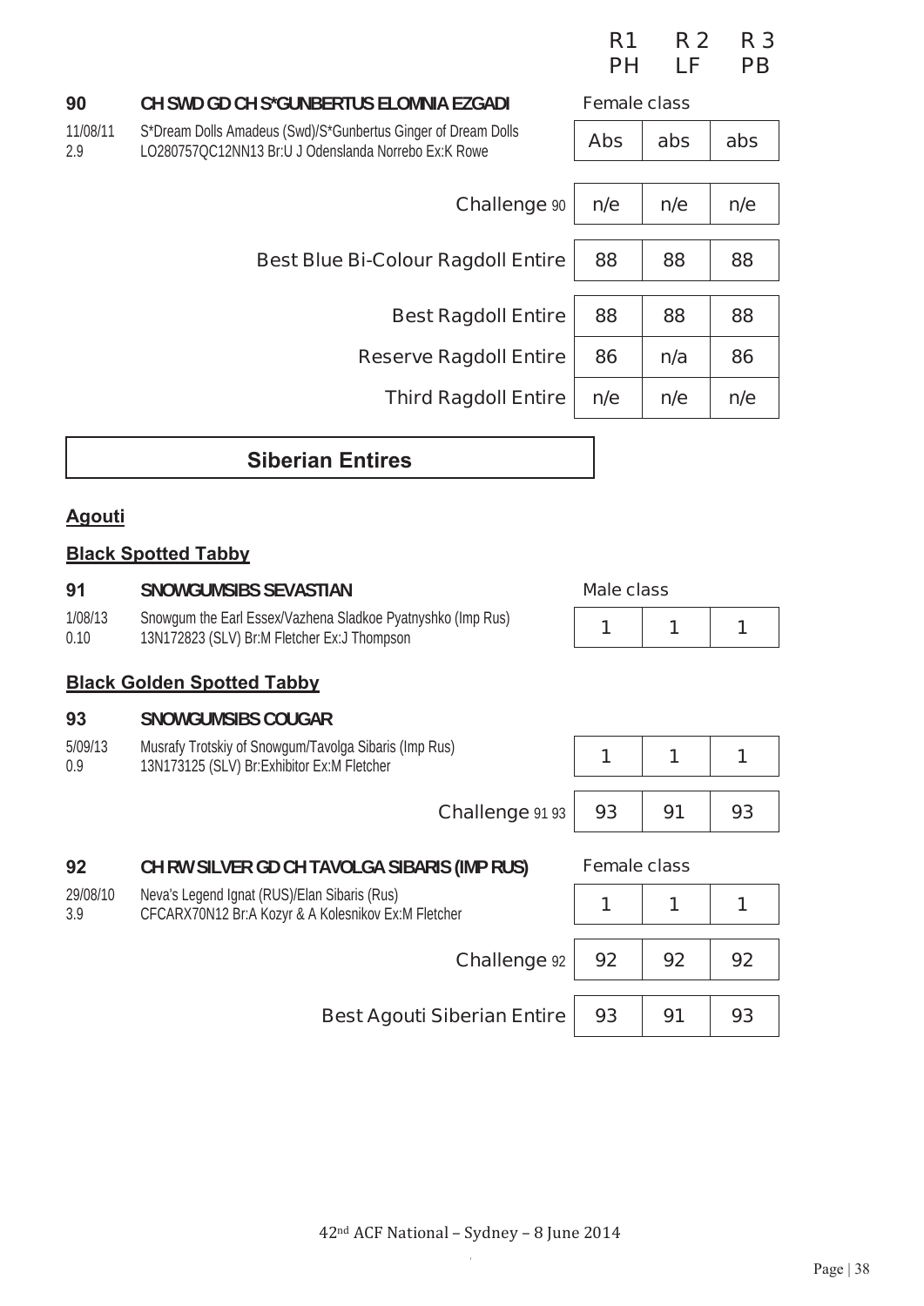| | | R1 PH | R 2 LF | R 3 PB |
|---|---|---|---|---|
| **90** | **CH SWD GD CH S*GUNBERTUS ELOMNIA EZGADI** | Female class | | |
| 11/08/11<br>2.9 | S*Dream Dolls Amadeus (Swd)/S*Gunbertus Ginger of Dream Dolls<br>LO280757QC12NN13 Br:U J Odenslanda Norrebo Ex:K Rowe | Abs | abs | abs |
| | Challenge 90 | n/e | n/e | n/e |
| | Best Blue Bi-Colour Ragdoll Entire | 88 | 88 | 88 |
| | Best Ragdoll Entire | 88 | 88 | 88 |
| | Reserve Ragdoll Entire | 86 | n/a | 86 |
| | Third Ragdoll Entire | n/e | n/e | n/e |

## Siberian Entires

### Agouti

### Black Spotted Tabby

| | | R1 PH | R 2 LF | R 3 PB |
|---|---|---|---|---|
| **91** | **SNOWGUMSIBS SEVASTIAN** | Male class | | |
| 1/08/13<br>0.10 | Snowgum the Earl Essex/Vazhena Sladkoe Pyatnyshko (Imp Rus)<br>13N172823 (SLV) Br:M Fletcher Ex:J Thompson | 1 | 1 | 1 |

### Black Golden Spotted Tabby

| | | R1 PH | R 2 LF | R 3 PB |
|---|---|---|---|---|
| **93** | **SNOWGUMSIBS COUGAR** | | | |
| 5/09/13<br>0.9 | Musrafy Trotskiy of Snowgum/Tavolga Sibaris (Imp Rus)<br>13N173125 (SLV) Br:Exhibitor Ex:M Fletcher | 1 | 1 | 1 |
| | Challenge 91 93 | 93 | 91 | 93 |
| **92** | **CH RW SILVER GD CH TAVOLGA SIBARIS (IMP RUS)** | Female class | | |
| 29/08/10<br>3.9 | Neva's Legend Ignat (RUS)/Elan Sibaris (Rus)<br>CFCARX70N12 Br:A Kozyr & A Kolesnikov Ex:M Fletcher | 1 | 1 | 1 |
| | Challenge 92 | 92 | 92 | 92 |
| | Best Agouti Siberian Entire | 93 | 91 | 93 |

42nd ACF National – Sydney – 8 June 2014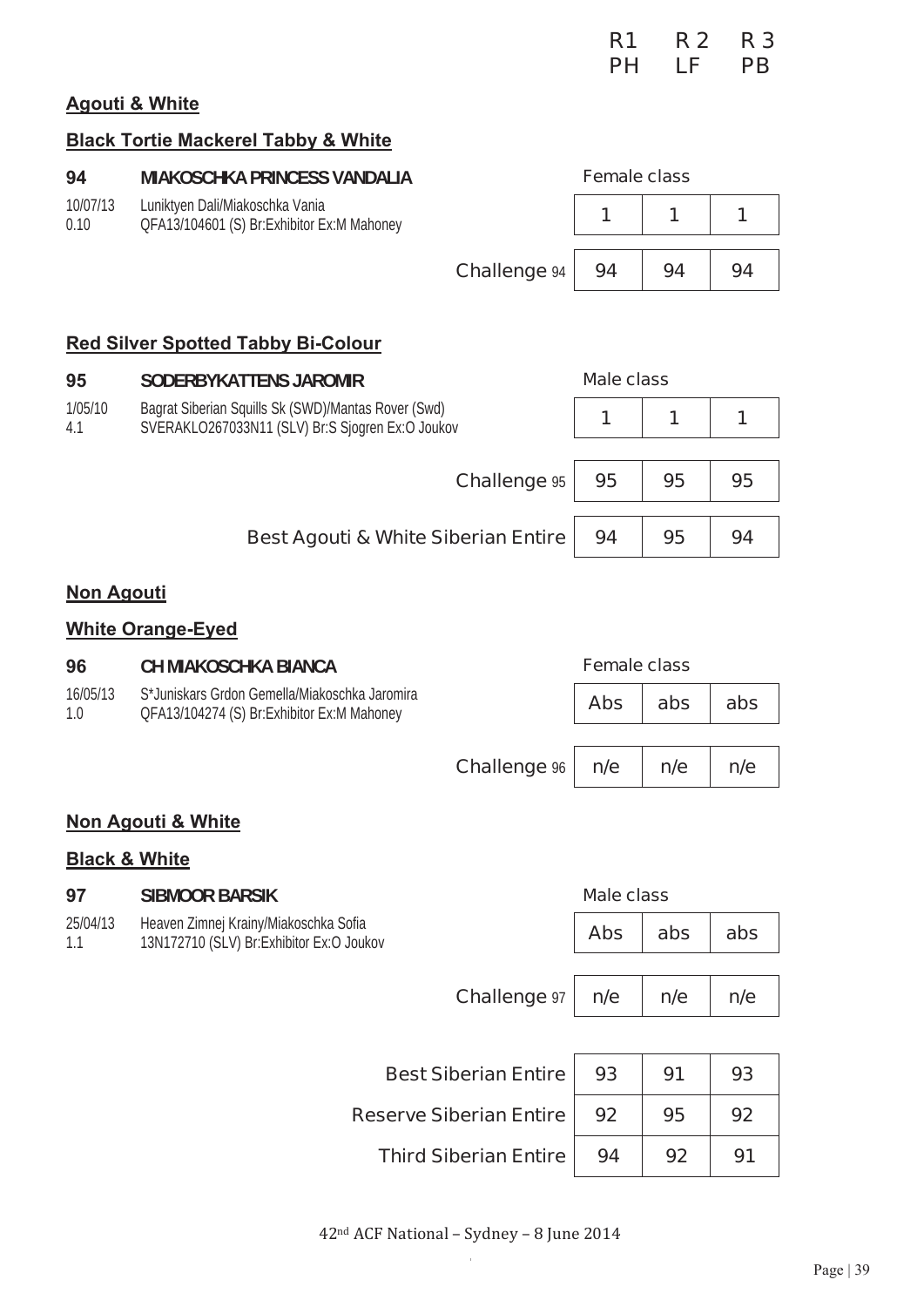| | | R1 | R 2 | R 3 |
|---|---|---|---|---|
| | | PH | LF | PB |

**Agouti & White**

**Black Tortie Mackerel Tabby & White**

**94** **MIAKOSCHKA PRINCESS VANDALIA**
10/07/13 Luniktyen Dali/Miakoschka Vania
0.10 QFA13/104601 (S) Br:Exhibitor Ex:M Mahoney

| Female class | R1 | R2 | R3 |
|---|---|---|---|
| | 1 | 1 | 1 |
| Challenge 94 | 94 | 94 | 94 |

**Red Silver Spotted Tabby Bi-Colour**

**95** **SODERBYKATTENS JAROMIR**
1/05/10 Bagrat Siberian Squills Sk (SWD)/Mantas Rover (Swd)
4.1 SVERAKLO267033N11 (SLV) Br:S Sjogren Ex:O Joukov

| Male class | R1 | R2 | R3 |
|---|---|---|---|
| | 1 | 1 | 1 |
| Challenge 95 | 95 | 95 | 95 |
| Best Agouti & White Siberian Entire | 94 | 95 | 94 |

**Non Agouti**

**White Orange-Eyed**

**96** **CH MIAKOSCHKA BIANCA**
16/05/13 S*Juniskars Grdon Gemella/Miakoschka Jaromira
1.0 QFA13/104274 (S) Br:Exhibitor Ex:M Mahoney

| Female class | R1 | R2 | R3 |
|---|---|---|---|
| | Abs | abs | abs |
| Challenge 96 | n/e | n/e | n/e |

**Non Agouti & White**

**Black & White**

**97** **SIBMOOR BARSIK**
25/04/13 Heaven Zimnej Krainy/Miakoschka Sofia
1.1 13N172710 (SLV) Br:Exhibitor Ex:O Joukov

| Male class | R1 | R2 | R3 |
|---|---|---|---|
| | Abs | abs | abs |
| Challenge 97 | n/e | n/e | n/e |

| | R1 | R2 | R3 |
|---|---|---|---|
| Best Siberian Entire | 93 | 91 | 93 |
| Reserve Siberian Entire | 92 | 95 | 92 |
| Third Siberian Entire | 94 | 92 | 91 |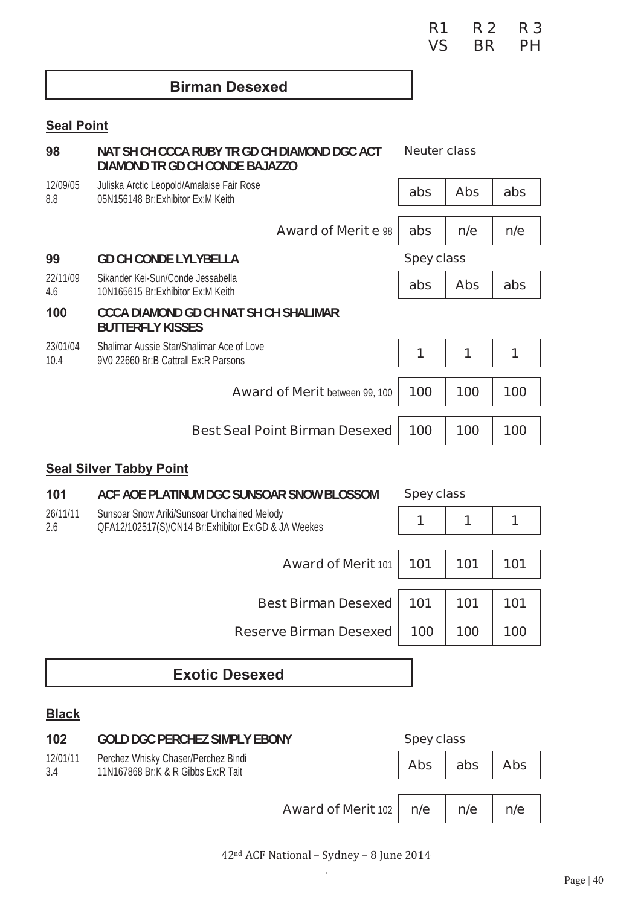| | | R1 VS | R 2 BR | R 3 PH |
|---|---|---|---|---|

## Birman Desexed

### Seal Point

| | | R1 VS | R 2 BR | R 3 PH |
|---|---|---|---|---|
| **98** | **NAT SH CH CCCA RUBY TR GD CH DIAMOND DGC ACT DIAMOND TR GD CH CONDE BAJAZZO** | Neuter class | | |
| 12/09/05 8.8 | Juliska Arctic Leopold/Amalaise Fair Rose 05N156148 Br:Exhibitor Ex:M Keith | abs | Abs | abs |
| | Award of Merit e 98 | abs | n/e | n/e |
| **99** | **GD CH CONDE LYLYBELLA** | Spey class | | |
| 22/11/09 4.6 | Sikander Kei-Sun/Conde Jessabella 10N165615 Br:Exhibitor Ex:M Keith | abs | Abs | abs |
| **100** | **CCCA DIAMOND GD CH NAT SH CH SHALIMAR BUTTERFLY KISSES** | | | |
| 23/01/04 10.4 | Shalimar Aussie Star/Shalimar Ace of Love 9V0 22660 Br:B Cattrall Ex:R Parsons | 1 | 1 | 1 |
| | Award of Merit between 99, 100 | 100 | 100 | 100 |
| | Best Seal Point Birman Desexed | 100 | 100 | 100 |

### Seal Silver Tabby Point

| | | R1 VS | R 2 BR | R 3 PH |
|---|---|---|---|---|
| **101** | **ACF AOE PLATINUM DGC SUNSOAR SNOW BLOSSOM** | Spey class | | |
| 26/11/11 2.6 | Sunsoar Snow Ariki/Sunsoar Unchained Melody QFA12/102517(S)/CN14 Br:Exhibitor Ex:GD & JA Weekes | 1 | 1 | 1 |
| | Award of Merit 101 | 101 | 101 | 101 |
| | Best Birman Desexed | 101 | 101 | 101 |
| | Reserve Birman Desexed | 100 | 100 | 100 |

## Exotic Desexed

### Black

| | | R1 VS | R 2 BR | R 3 PH |
|---|---|---|---|---|
| **102** | **GOLD DGC PERCHEZ SIMPLY EBONY** | Spey class | | |
| 12/01/11 3.4 | Perchez Whisky Chaser/Perchez Bindi 11N167868 Br:K & R Gibbs Ex:R Tait | Abs | abs | Abs |
| | Award of Merit 102 | n/e | n/e | n/e |

42nd ACF National – Sydney – 8 June 2014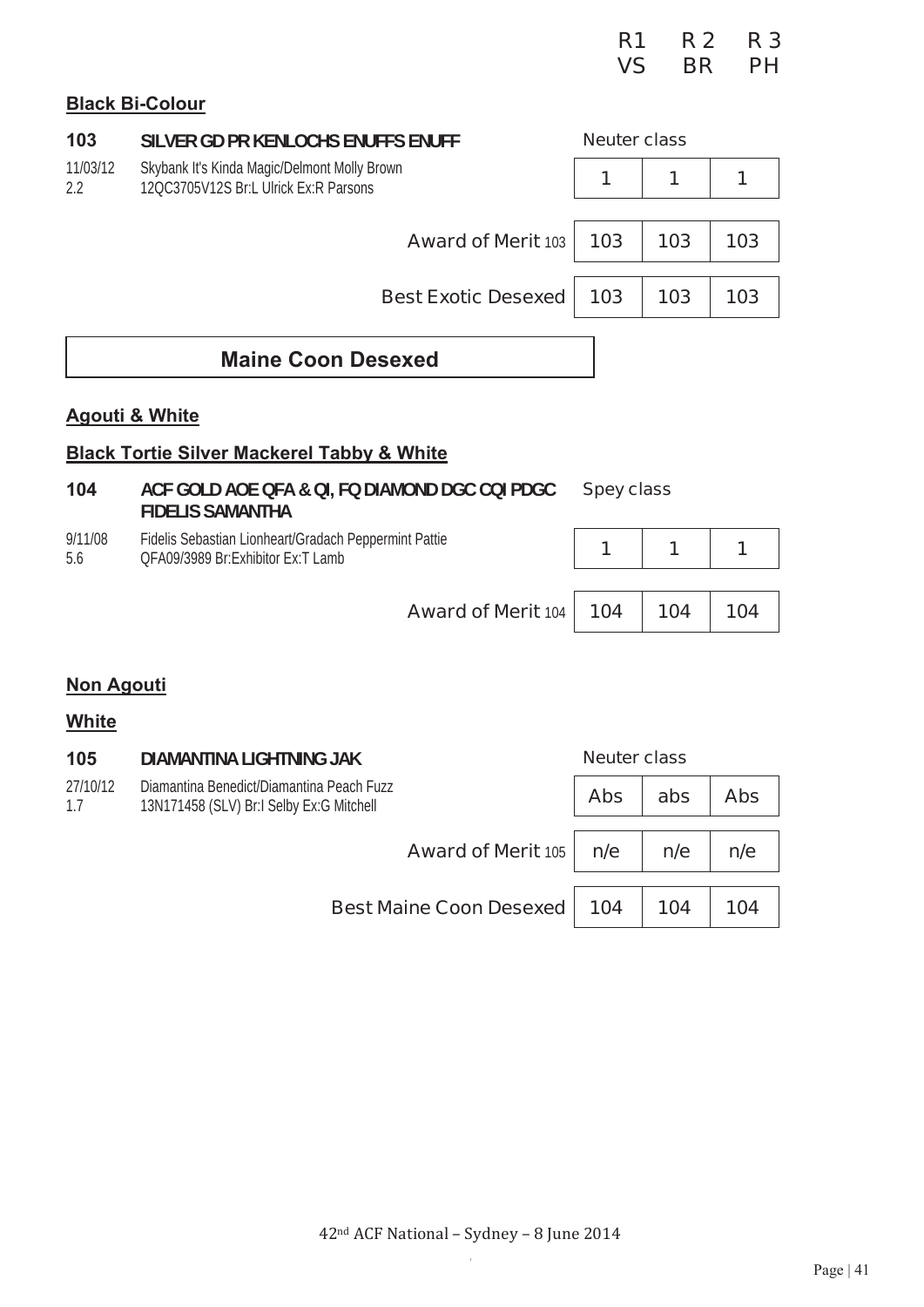| | R1 | R 2 | R 3 |
|---|---|---|---|
| | VS | BR | PH |

**Black Bi-Colour**

**103 SILVER GD PR KENLOCHS ENUFFS ENUFF** — Neuter class

11/03/12 Skybank It's Kinda Magic/Delmont Molly Brown
2.2 12QC3705V12S Br:L Ulrick Ex:R Parsons

| | R1 | R2 | R3 |
|---|---|---|---|
| Neuter class | 1 | 1 | 1 |
| Award of Merit 103 | 103 | 103 | 103 |
| Best Exotic Desexed | 103 | 103 | 103 |

## Maine Coon Desexed

**Agouti & White**

**Black Tortie Silver Mackerel Tabby & White**

**104 ACF GOLD AOE QFA & QI, FQ DIAMOND DGC CQI PDGC FIDELIS SAMANTHA** — Spey class

9/11/08 Fidelis Sebastian Lionheart/Gradach Peppermint Pattie
5.6 QFA09/3989 Br:Exhibitor Ex:T Lamb

| | R1 | R2 | R3 |
|---|---|---|---|
| Spey class | 1 | 1 | 1 |
| Award of Merit 104 | 104 | 104 | 104 |

**Non Agouti**

**White**

**105 DIAMANTINA LIGHTNING JAK** — Neuter class

27/10/12 Diamantina Benedict/Diamantina Peach Fuzz
1.7 13N171458 (SLV) Br:I Selby Ex:G Mitchell

| | R1 | R2 | R3 |
|---|---|---|---|
| Neuter class | Abs | abs | Abs |
| Award of Merit 105 | n/e | n/e | n/e |
| Best Maine Coon Desexed | 104 | 104 | 104 |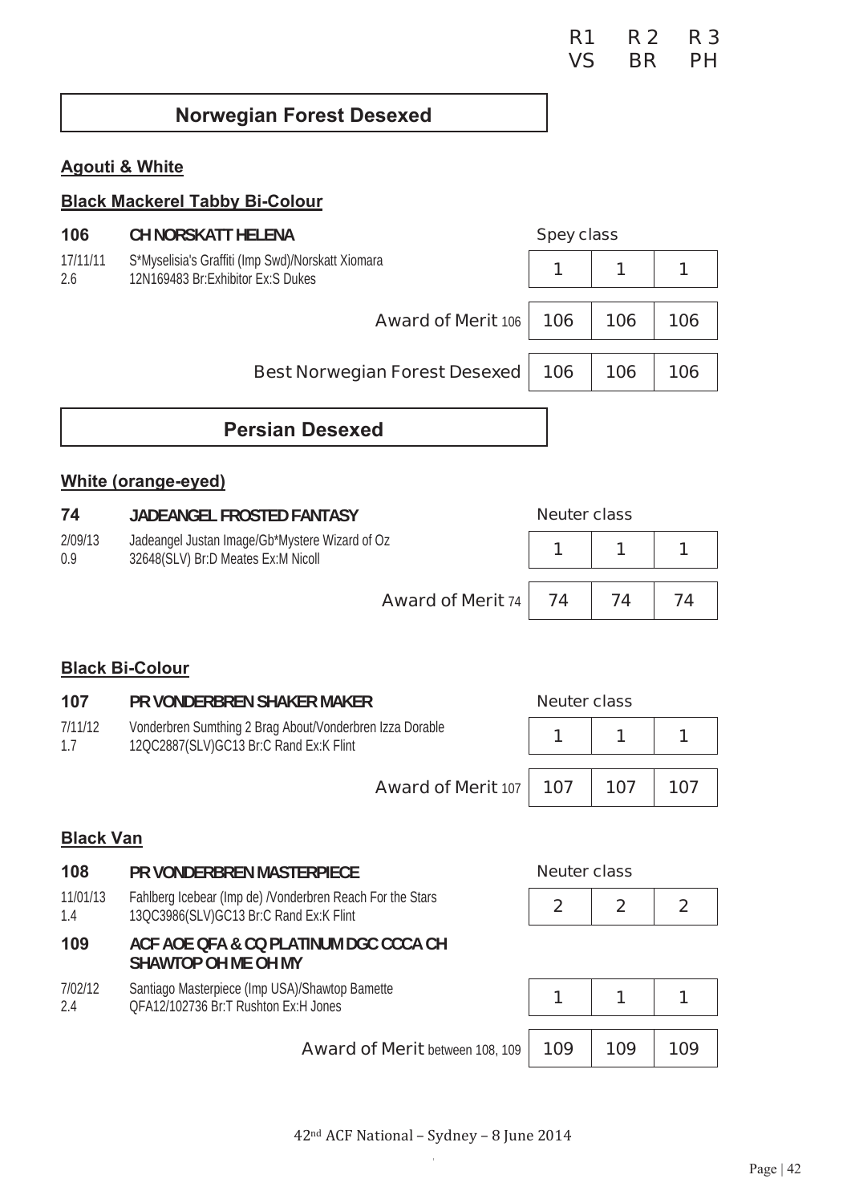| | R1 VS | R 2 BR | R 3 PH |
|---|---|---|---|

## Norwegian Forest Desexed

### Agouti & White

### Black Mackerel Tabby Bi-Colour

**106** **CH NORSKATT HELENA**

17/11/11 S*Myselisia's Graffiti (Imp Swd)/Norskatt Xiomara
2.6 12N169483 Br:Exhibitor Ex:S Dukes

| Spey class | R1 VS | R 2 BR | R 3 PH |
|---|---|---|---|
| | 1 | 1 | 1 |
| Award of Merit 106 | 106 | 106 | 106 |
| Best Norwegian Forest Desexed | 106 | 106 | 106 |

## Persian Desexed

### White (orange-eyed)

**74** **JADEANGEL FROSTED FANTASY**

2/09/13 Jadeangel Justan Image/Gb*Mystere Wizard of Oz
0.9 32648(SLV) Br:D Meates Ex:M Nicoll

| Neuter class | R1 VS | R 2 BR | R 3 PH |
|---|---|---|---|
| | 1 | 1 | 1 |
| Award of Merit 74 | 74 | 74 | 74 |

### Black Bi-Colour

**107** **PR VONDERBREN SHAKER MAKER**

7/11/12 Vonderbren Sumthing 2 Brag About/Vonderbren Izza Dorable
1.7 12QC2887(SLV)GC13 Br:C Rand Ex:K Flint

| Neuter class | R1 VS | R 2 BR | R 3 PH |
|---|---|---|---|
| | 1 | 1 | 1 |
| Award of Merit 107 | 107 | 107 | 107 |

### Black Van

**108** **PR VONDERBREN MASTERPIECE**

11/01/13 Fahlberg Icebear (Imp de) /Vonderbren Reach For the Stars
1.4 13QC3986(SLV)GC13 Br:C Rand Ex:K Flint

**109** **ACF AOE QFA & CQ PLATINUM DGC CCCA CH SHAWTOP OH ME OH MY**

7/02/12 Santiago Masterpiece (Imp USA)/Shawtop Bamette
2.4 QFA12/102736 Br:T Rushton Ex:H Jones

| Neuter class | R1 VS | R 2 BR | R 3 PH |
|---|---|---|---|
| 108 | 2 | 2 | 2 |
| 109 | 1 | 1 | 1 |
| Award of Merit between 108, 109 | 109 | 109 | 109 |

42nd ACF National – Sydney – 8 June 2014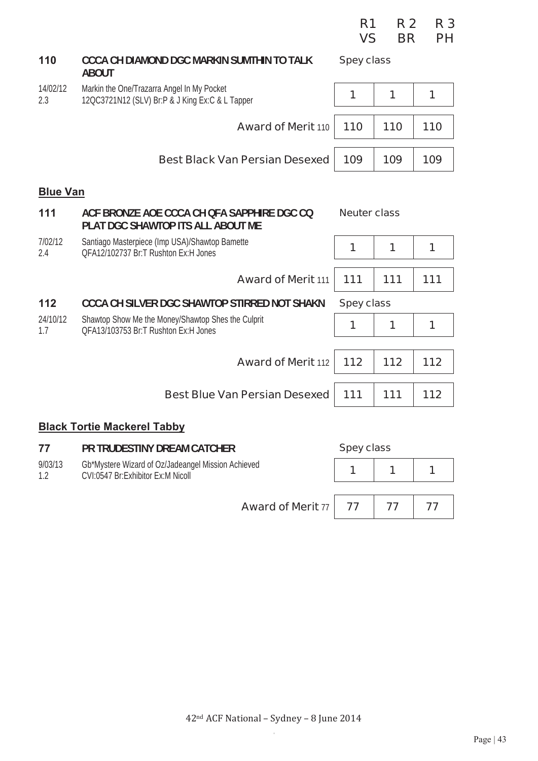| | | R1 VS | R 2 BR | R 3 PH |
|---|---|---|---|---|
| **110** | **CCCA CH DIAMOND DGC MARKIN SUMTHIN TO TALK ABOUT** — Spey class | | | |
| 14/02/12 2.3 | Markin the One/Trazarra Angel In My Pocket 12QC3721N12 (SLV) Br:P & J King Ex:C & L Tapper | 1 | 1 | 1 |
| | Award of Merit 110 | 110 | 110 | 110 |
| | Best Black Van Persian Desexed | 109 | 109 | 109 |

## Blue Van

| | | R1 VS | R 2 BR | R 3 PH |
|---|---|---|---|---|
| **111** | **ACF BRONZE AOE CCCA CH QFA SAPPHIRE DGC CQ PLAT DGC SHAWTOP ITS ALL ABOUT ME** — Neuter class | | | |
| 7/02/12 2.4 | Santiago Masterpiece (Imp USA)/Shawtop Bamette QFA12/102737 Br:T Rushton Ex:H Jones | 1 | 1 | 1 |
| | Award of Merit 111 | 111 | 111 | 111 |
| **112** | **CCCA CH SILVER DGC SHAWTOP STIRRED NOT SHAKN** — Spey class | | | |
| 24/10/12 1.7 | Shawtop Show Me the Money/Shawtop Shes the Culprit QFA13/103753 Br:T Rushton Ex:H Jones | 1 | 1 | 1 |
| | Award of Merit 112 | 112 | 112 | 112 |
| | Best Blue Van Persian Desexed | 111 | 111 | 112 |

## Black Tortie Mackerel Tabby

| | | R1 VS | R 2 BR | R 3 PH |
|---|---|---|---|---|
| **77** | **PR TRUDESTINY DREAM CATCHER** — Spey class | | | |
| 9/03/13 1.2 | Gb*Mystere Wizard of Oz/Jadeangel Mission Achieved CVI:0547 Br:Exhibitor Ex:M Nicoll | 1 | 1 | 1 |
| | Award of Merit 77 | 77 | 77 | 77 |

42nd ACF National – Sydney – 8 June 2014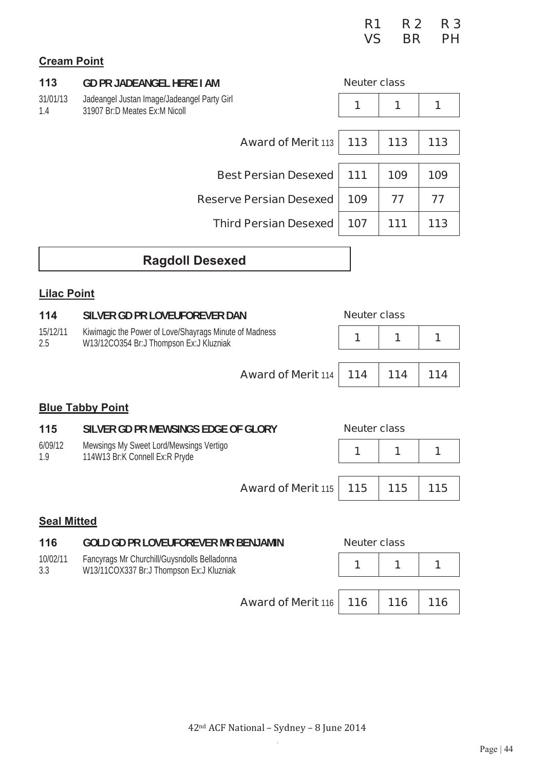| | R1 VS | R 2 BR | R 3 PH |
|---|---|---|---|

**Cream Point**

**113 GD PR JADEANGEL HERE I AM**

31/01/13 Jadeangel Justan Image/Jadeangel Party Girl
1.4 31907 Br:D Meates Ex:M Nicoll

| | R1 | R2 | R3 |
|---|---|---|---|
| Neuter class | 1 | 1 | 1 |
| Award of Merit 113 | 113 | 113 | 113 |
| Best Persian Desexed | 111 | 109 | 109 |
| Reserve Persian Desexed | 109 | 77 | 77 |
| Third Persian Desexed | 107 | 111 | 113 |

## Ragdoll Desexed

**Lilac Point**

**114 SILVER GD PR LOVEUFOREVER DAN**

15/12/11 Kiwimagic the Power of Love/Shayrags Minute of Madness
2.5 W13/12CO354 Br:J Thompson Ex:J Kluzniak

| | R1 | R2 | R3 |
|---|---|---|---|
| Neuter class | 1 | 1 | 1 |
| Award of Merit 114 | 114 | 114 | 114 |

**Blue Tabby Point**

**115 SILVER GD PR MEWSINGS EDGE OF GLORY**

6/09/12 Mewsings My Sweet Lord/Mewsings Vertigo
1.9 114W13 Br:K Connell Ex:R Pryde

| | R1 | R2 | R3 |
|---|---|---|---|
| Neuter class | 1 | 1 | 1 |
| Award of Merit 115 | 115 | 115 | 115 |

**Seal Mitted**

**116 GOLD GD PR LOVEUFOREVER MR BENJAMIN**

10/02/11 Fancyrags Mr Churchill/Guysndolls Belladonna
3.3 W13/11COX337 Br:J Thompson Ex:J Kluzniak

| | R1 | R2 | R3 |
|---|---|---|---|
| Neuter class | 1 | 1 | 1 |
| Award of Merit 116 | 116 | 116 | 116 |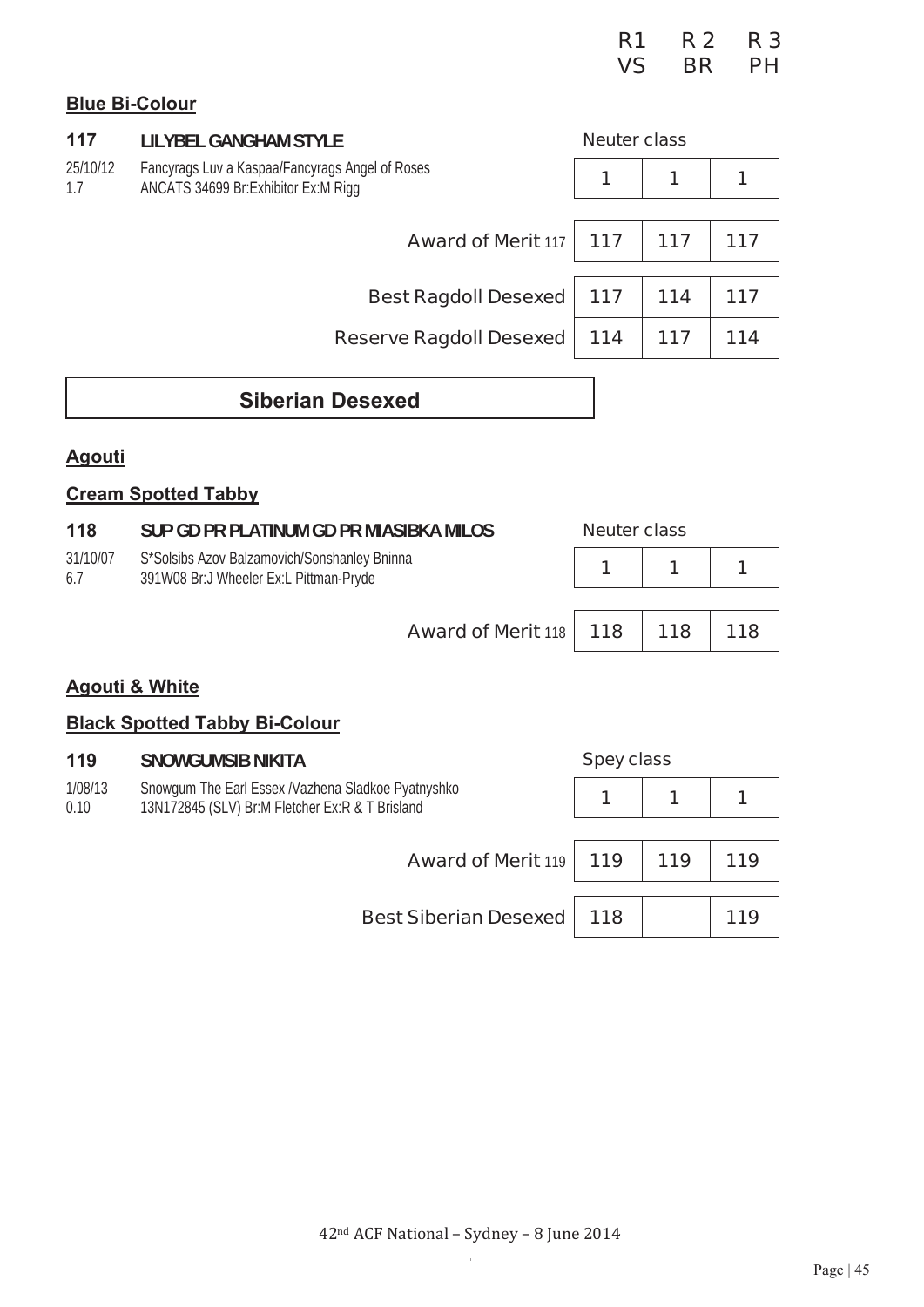| | R1 VS | R 2 BR | R 3 PH |
|---|---|---|---|

**Blue Bi-Colour**

**117** **LILYBEL GANGHAM STYLE**

25/10/12 Fancyrags Luv a Kaspaa/Fancyrags Angel of Roses
1.7 ANCATS 34699 Br:Exhibitor Ex:M Rigg

| Neuter class | | |
|---|---|---|
| 1 | 1 | 1 |

| | R1 VS | R 2 BR | R 3 PH |
|---|---|---|---|
| Award of Merit 117 | 117 | 117 | 117 |
| Best Ragdoll Desexed | 117 | 114 | 117 |
| Reserve Ragdoll Desexed | 114 | 117 | 114 |

## Siberian Desexed

**Agouti**

**Cream Spotted Tabby**

**118** **SUP GD PR PLATINUM GD PR MIASIBKA MILOS**

31/10/07 S*Solsibs Azov Balzamovich/Sonshanley Bninna
6.7 391W08 Br:J Wheeler Ex:L Pittman-Pryde

| Neuter class | | |
|---|---|---|
| 1 | 1 | 1 |

| | R1 VS | R 2 BR | R 3 PH |
|---|---|---|---|
| Award of Merit 118 | 118 | 118 | 118 |

**Agouti & White**

**Black Spotted Tabby Bi-Colour**

**119** **SNOWGUMSIB NIKITA**

1/08/13 Snowgum The Earl Essex /Vazhena Sladkoe Pyatnyshko
0.10 13N172845 (SLV) Br:M Fletcher Ex:R & T Brisland

| Spey class | | |
|---|---|---|
| 1 | 1 | 1 |

| | R1 VS | R 2 BR | R 3 PH |
|---|---|---|---|
| Award of Merit 119 | 119 | 119 | 119 |
| Best Siberian Desexed | 118 | | 119 |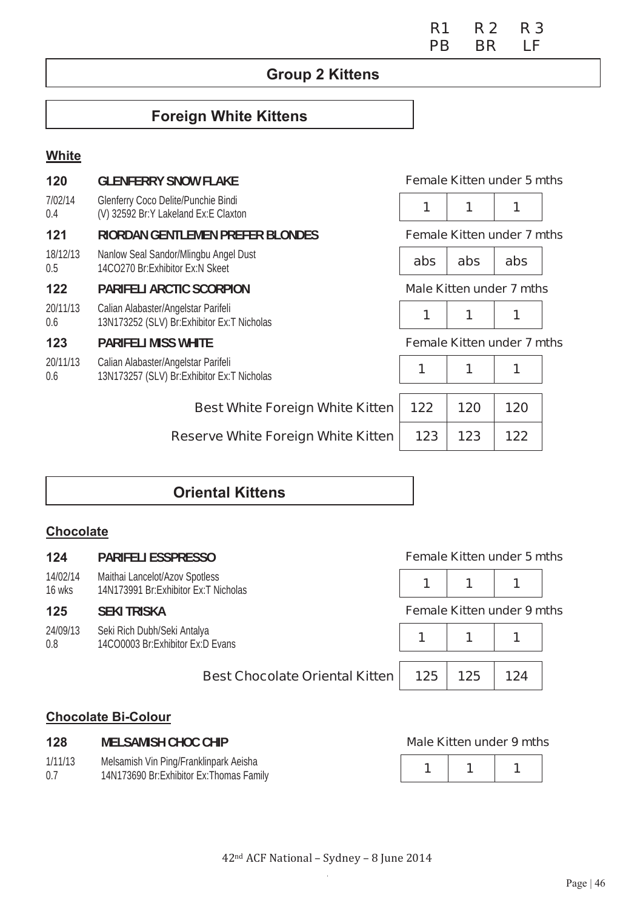| | R1 | R 2 | R 3 |
|---|---|---|---|
| | PB | BR | LF |

## Group 2 Kittens

### Foreign White Kittens

**White**

| | | R1 | R2 | R3 |
|---|---|---|---|---|
| **120** | **GLENFERRY SNOW FLAKE** — Female Kitten under 5 mths | | | |
| 7/02/14 0.4 | Glenferry Coco Delite/Punchie Bindi (V) 32592 Br:Y Lakeland Ex:E Claxton | 1 | 1 | 1 |
| **121** | **RIORDAN GENTLEMEN PREFER BLONDES** — Female Kitten under 7 mths | | | |
| 18/12/13 0.5 | Nanlow Seal Sandor/Mlingbu Angel Dust 14CO270 Br:Exhibitor Ex:N Skeet | abs | abs | abs |
| **122** | **PARIFELI ARCTIC SCORPION** — Male Kitten under 7 mths | | | |
| 20/11/13 0.6 | Calian Alabaster/Angelstar Parifeli 13N173252 (SLV) Br:Exhibitor Ex:T Nicholas | 1 | 1 | 1 |
| **123** | **PARIFELI MISS WHITE** — Female Kitten under 7 mths | | | |
| 20/11/13 0.6 | Calian Alabaster/Angelstar Parifeli 13N173257 (SLV) Br:Exhibitor Ex:T Nicholas | 1 | 1 | 1 |
| | Best White Foreign White Kitten | 122 | 120 | 120 |
| | Reserve White Foreign White Kitten | 123 | 123 | 122 |

### Oriental Kittens

**Chocolate**

| | | R1 | R2 | R3 |
|---|---|---|---|---|
| **124** | **PARIFELI ESSPRESSO** — Female Kitten under 5 mths | | | |
| 14/02/14 16 wks | Maithai Lancelot/Azov Spotless 14N173991 Br:Exhibitor Ex:T Nicholas | 1 | 1 | 1 |
| **125** | **SEKI TRISKA** — Female Kitten under 9 mths | | | |
| 24/09/13 0.8 | Seki Rich Dubh/Seki Antalya 14CO0003 Br:Exhibitor Ex:D Evans | 1 | 1 | 1 |
| | Best Chocolate Oriental Kitten | 125 | 125 | 124 |

**Chocolate Bi-Colour**

| | | R1 | R2 | R3 |
|---|---|---|---|---|
| **128** | **MELSAMISH CHOC CHIP** — Male Kitten under 9 mths | | | |
| 1/11/13 0.7 | Melsamish Vin Ping/Franklinpark Aeisha 14N173690 Br:Exhibitor Ex:Thomas Family | 1 | 1 | 1 |

42nd ACF National – Sydney – 8 June 2014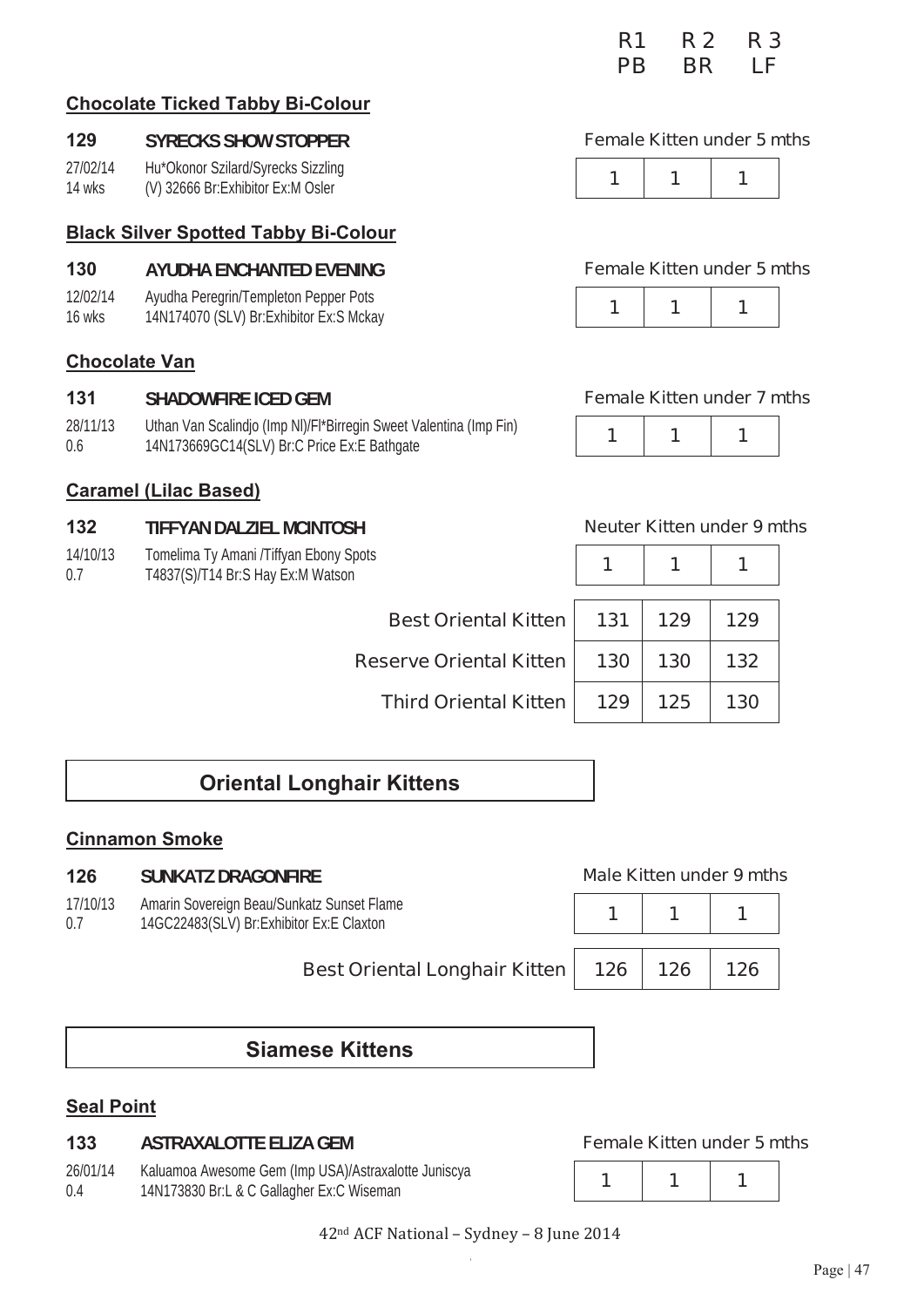| R1 | R 2 | R 3 |
|---|---|---|
| PB | BR | LF |

**Chocolate Ticked Tabby Bi-Colour**

**129** **SYRECKS SHOW STOPPER** — Female Kitten under 5 mths

27/02/14 Hu*Okonor Szilard/Syrecks Sizzling
14 wks (V) 32666 Br:Exhibitor Ex:M Osler

| 1 | 1 | 1 |
|---|---|---|

**Black Silver Spotted Tabby Bi-Colour**

**130** **AYUDHA ENCHANTED EVENING** — Female Kitten under 5 mths

12/02/14 Ayudha Peregrin/Templeton Pepper Pots
16 wks 14N174070 (SLV) Br:Exhibitor Ex:S Mckay

| 1 | 1 | 1 |
|---|---|---|

**Chocolate Van**

**131** **SHADOWFIRE ICED GEM** — Female Kitten under 7 mths

28/11/13 Uthan Van Scalindjo (Imp Nl)/Fl*Birregin Sweet Valentina (Imp Fin)
0.6 14N173669GC14(SLV) Br:C Price Ex:E Bathgate

| 1 | 1 | 1 |
|---|---|---|

**Caramel (Lilac Based)**

**132** **TIFFYAN DALZIEL MCINTOSH** — Neuter Kitten under 9 mths

14/10/13 Tomelima Ty Amani /Tiffyan Ebony Spots
0.7 T4837(S)/T14 Br:S Hay Ex:M Watson

| 1 | 1 | 1 |
|---|---|---|

| | R1 | R2 | R3 |
|---|---|---|---|
| Best Oriental Kitten | 131 | 129 | 129 |
| Reserve Oriental Kitten | 130 | 130 | 132 |
| Third Oriental Kitten | 129 | 125 | 130 |

## Oriental Longhair Kittens

**Cinnamon Smoke**

**126** **SUNKATZ DRAGONFIRE** — Male Kitten under 9 mths

17/10/13 Amarin Sovereign Beau/Sunkatz Sunset Flame
0.7 14GC22483(SLV) Br:Exhibitor Ex:E Claxton

| 1 | 1 | 1 |
|---|---|---|

| | R1 | R2 | R3 |
|---|---|---|---|
| Best Oriental Longhair Kitten | 126 | 126 | 126 |

## Siamese Kittens

**Seal Point**

**133** **ASTRAXALOTTE ELIZA GEM** — Female Kitten under 5 mths

26/01/14 Kaluamoa Awesome Gem (Imp USA)/Astraxalotte Juniscya
0.4 14N173830 Br:L & C Gallagher Ex:C Wiseman

| 1 | 1 | 1 |
|---|---|---|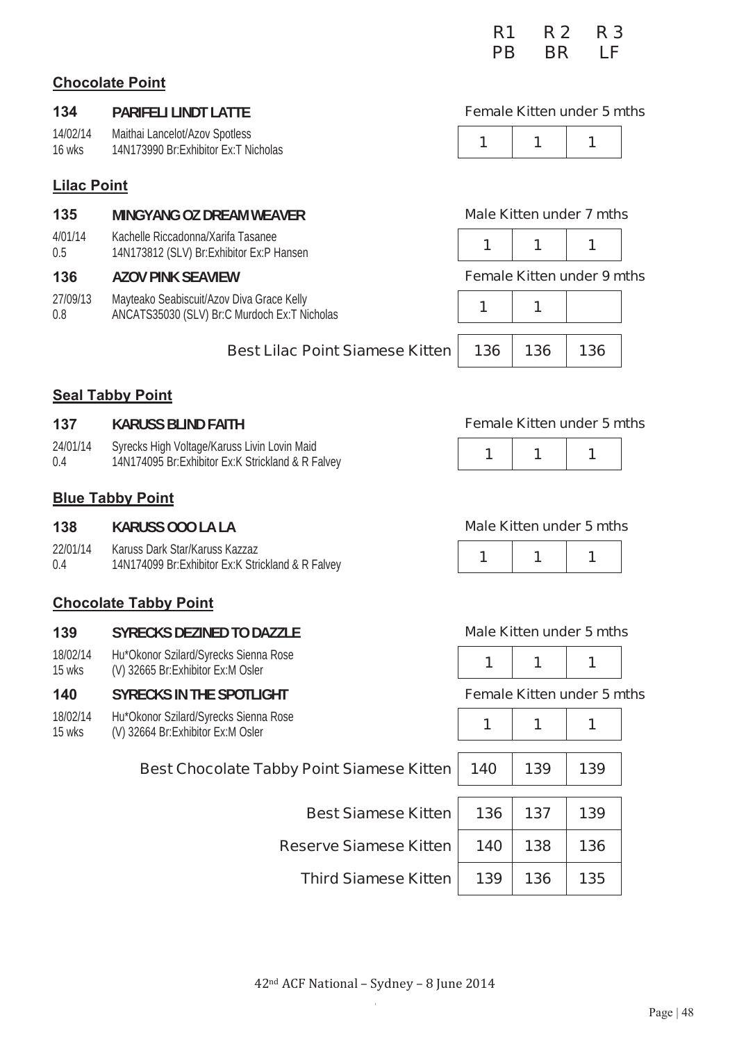| | R1 | R 2 | R 3 |
|---|---|---|---|
| | PB | BR | LF |

## Chocolate Point

**134** **PARIFELI LINDT LATTE** — Female Kitten under 5 mths

14/02/14 Maithai Lancelot/Azov Spotless
16 wks 14N173990 Br:Exhibitor Ex:T Nicholas

| R1 | R2 | R3 |
|---|---|---|
| 1 | 1 | 1 |

## Lilac Point

**135** **MINGYANG OZ DREAM WEAVER** — Male Kitten under 7 mths

4/01/14 Kachelle Riccadonna/Xarifa Tasanee
0.5 14N173812 (SLV) Br:Exhibitor Ex:P Hansen

| R1 | R2 | R3 |
|---|---|---|
| 1 | 1 | 1 |

**136** **AZOV PINK SEAVIEW** — Female Kitten under 9 mths

27/09/13 Mayteako Seabiscuit/Azov Diva Grace Kelly
0.8 ANCATS35030 (SLV) Br:C Murdoch Ex:T Nicholas

| R1 | R2 | R3 |
|---|---|---|
| 1 | 1 | |

| | R1 | R2 | R3 |
|---|---|---|---|
| Best Lilac Point Siamese Kitten | 136 | 136 | 136 |

## Seal Tabby Point

**137** **KARUSS BLIND FAITH** — Female Kitten under 5 mths

24/01/14 Syrecks High Voltage/Karuss Livin Lovin Maid
0.4 14N174095 Br:Exhibitor Ex:K Strickland & R Falvey

| R1 | R2 | R3 |
|---|---|---|
| 1 | 1 | 1 |

## Blue Tabby Point

**138** **KARUSS OOO LA LA** — Male Kitten under 5 mths

22/01/14 Karuss Dark Star/Karuss Kazzaz
0.4 14N174099 Br:Exhibitor Ex:K Strickland & R Falvey

| R1 | R2 | R3 |
|---|---|---|
| 1 | 1 | 1 |

## Chocolate Tabby Point

**139** **SYRECKS DEZINED TO DAZZLE** — Male Kitten under 5 mths

18/02/14 Hu*Okonor Szilard/Syrecks Sienna Rose
15 wks (V) 32665 Br:Exhibitor Ex:M Osler

| R1 | R2 | R3 |
|---|---|---|
| 1 | 1 | 1 |

**140** **SYRECKS IN THE SPOTLIGHT** — Female Kitten under 5 mths

18/02/14 Hu*Okonor Szilard/Syrecks Sienna Rose
15 wks (V) 32664 Br:Exhibitor Ex:M Osler

| R1 | R2 | R3 |
|---|---|---|
| 1 | 1 | 1 |

| | R1 | R2 | R3 |
|---|---|---|---|
| Best Chocolate Tabby Point Siamese Kitten | 140 | 139 | 139 |
| Best Siamese Kitten | 136 | 137 | 139 |
| Reserve Siamese Kitten | 140 | 138 | 136 |
| Third Siamese Kitten | 139 | 136 | 135 |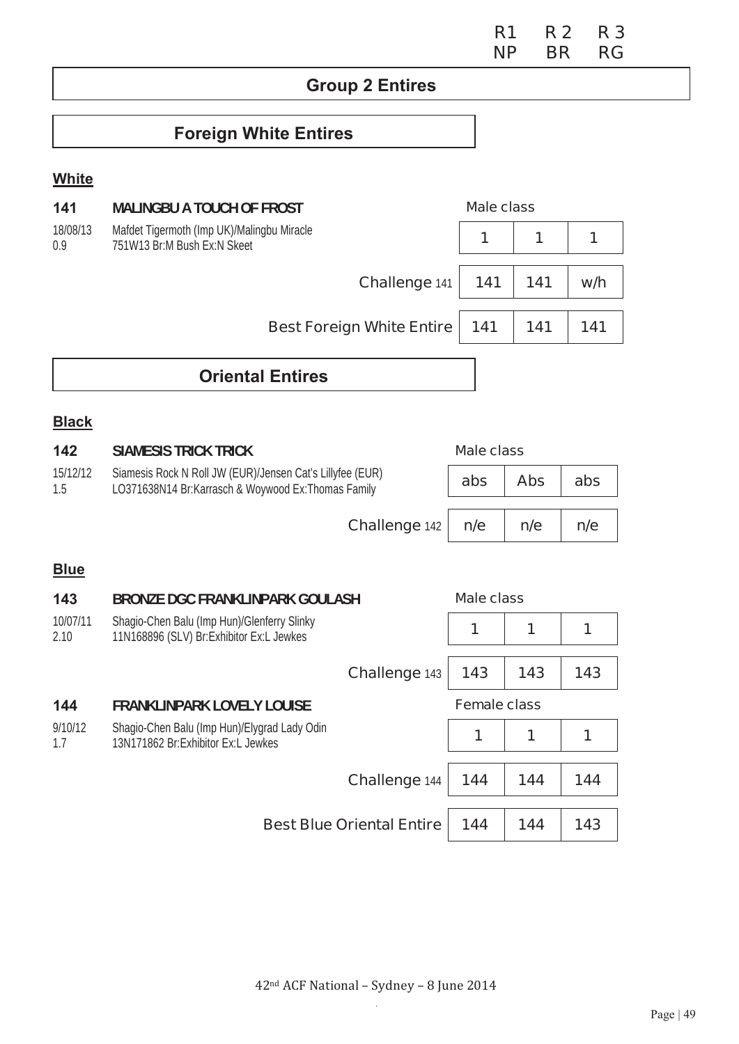| | R1 | R 2 | R 3 |
|---|---|---|---|
| | NP | BR | RG |

## Group 2 Entires

### Foreign White Entires

**White**

| | | Male class | | |
|---|---|---|---|---|
| **141** | **MALINGBU A TOUCH OF FROST** | | | |
| 18/08/13<br>0.9 | Mafdet Tigermoth (Imp UK)/Malingbu Miracle<br>751W13 Br:M Bush Ex:N Skeet | 1 | 1 | 1 |
| | Challenge 141 | 141 | 141 | w/h |
| | Best Foreign White Entire | 141 | 141 | 141 |

### Oriental Entires

**Black**

| | | Male class | | |
|---|---|---|---|---|
| **142** | **SIAMESIS TRICK TRICK** | | | |
| 15/12/12<br>1.5 | Siamesis Rock N Roll JW (EUR)/Jensen Cat's Lillyfee (EUR)<br>LO371638N14 Br:Karrasch & Woywood Ex:Thomas Family | abs | Abs | abs |
| | Challenge 142 | n/e | n/e | n/e |

**Blue**

| | | | | |
|---|---|---|---|---|
| **143** | **BRONZE DGC FRANKLINPARK GOULASH** | Male class | | |
| 10/07/11<br>2.10 | Shagio-Chen Balu (Imp Hun)/Glenferry Slinky<br>11N168896 (SLV) Br:Exhibitor Ex:L Jewkes | 1 | 1 | 1 |
| | Challenge 143 | 143 | 143 | 143 |
| **144** | **FRANKLINPARK LOVELY LOUISE** | Female class | | |
| 9/10/12<br>1.7 | Shagio-Chen Balu (Imp Hun)/Elygrad Lady Odin<br>13N171862 Br:Exhibitor Ex:L Jewkes | 1 | 1 | 1 |
| | Challenge 144 | 144 | 144 | 144 |
| | Best Blue Oriental Entire | 144 | 144 | 143 |

42nd ACF National – Sydney – 8 June 2014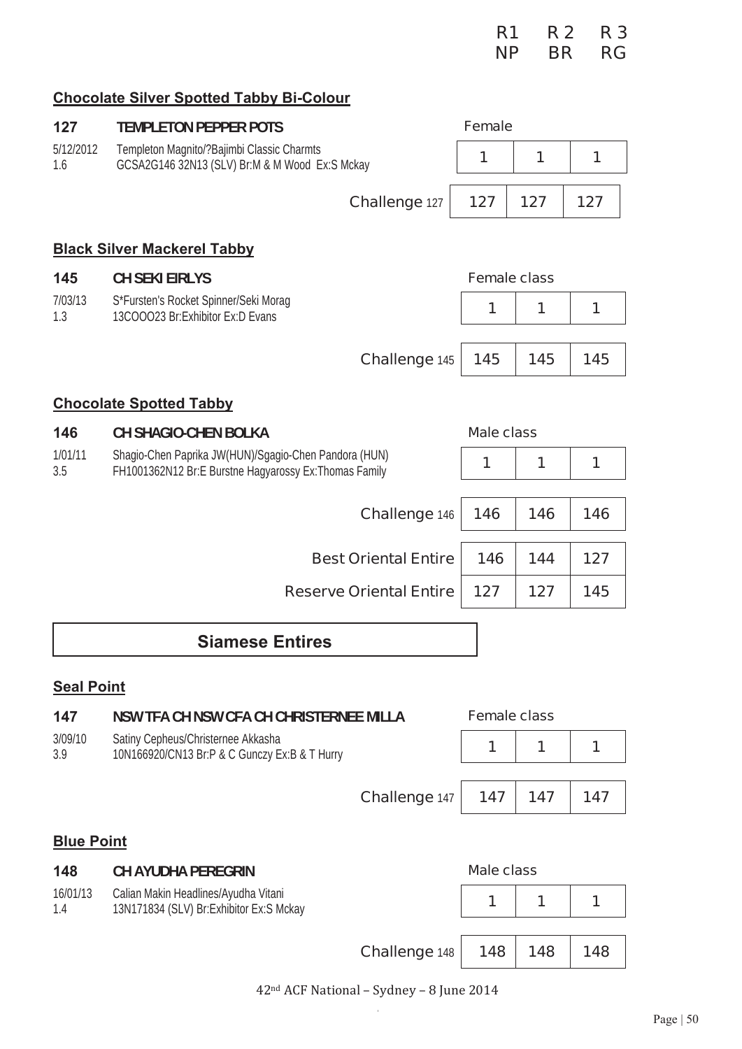| | R1 NP | R 2 BR | R 3 RG |
|---|---|---|---|

### Chocolate Silver Spotted Tabby Bi-Colour

**127 TEMPLETON PEPPER POTS**

5/12/2012 Templeton Magnito/?Bajimbi Classic Charmts
1.6 GCSA2G146 32N13 (SLV) Br:M & M Wood Ex:S Mckay

| Female | | |
|---|---|---|
| 1 | 1 | 1 |

| | | | |
|---|---|---|---|
| Challenge 127 | 127 | 127 | 127 |

### Black Silver Mackerel Tabby

**145 CH SEKI EIRLYS**

7/03/13 S*Fursten's Rocket Spinner/Seki Morag
1.3 13COOO23 Br:Exhibitor Ex:D Evans

| Female class | | |
|---|---|---|
| 1 | 1 | 1 |

| | | | |
|---|---|---|---|
| Challenge 145 | 145 | 145 | 145 |

### Chocolate Spotted Tabby

**146 CH SHAGIO-CHEN BOLKA**

1/01/11 Shagio-Chen Paprika JW(HUN)/Sgagio-Chen Pandora (HUN)
3.5 FH1001362N12 Br:E Burstne Hagyarossy Ex:Thomas Family

| Male class | | |
|---|---|---|
| 1 | 1 | 1 |

| | | | |
|---|---|---|---|
| Challenge 146 | 146 | 146 | 146 |
| Best Oriental Entire | 146 | 144 | 127 |
| Reserve Oriental Entire | 127 | 127 | 145 |

## Siamese Entires

### Seal Point

**147 NSW TFA CH NSW CFA CH CHRISTERNEE MILLA**

3/09/10 Satiny Cepheus/Christernee Akkasha
3.9 10N166920/CN13 Br:P & C Gunczy Ex:B & T Hurry

| Female class | | |
|---|---|---|
| 1 | 1 | 1 |

| | | | |
|---|---|---|---|
| Challenge 147 | 147 | 147 | 147 |

### Blue Point

**148 CH AYUDHA PEREGRIN**

16/01/13 Calian Makin Headlines/Ayudha Vitani
1.4 13N171834 (SLV) Br:Exhibitor Ex:S Mckay

| Male class | | |
|---|---|---|
| 1 | 1 | 1 |

| | | | |
|---|---|---|---|
| Challenge 148 | 148 | 148 | 148 |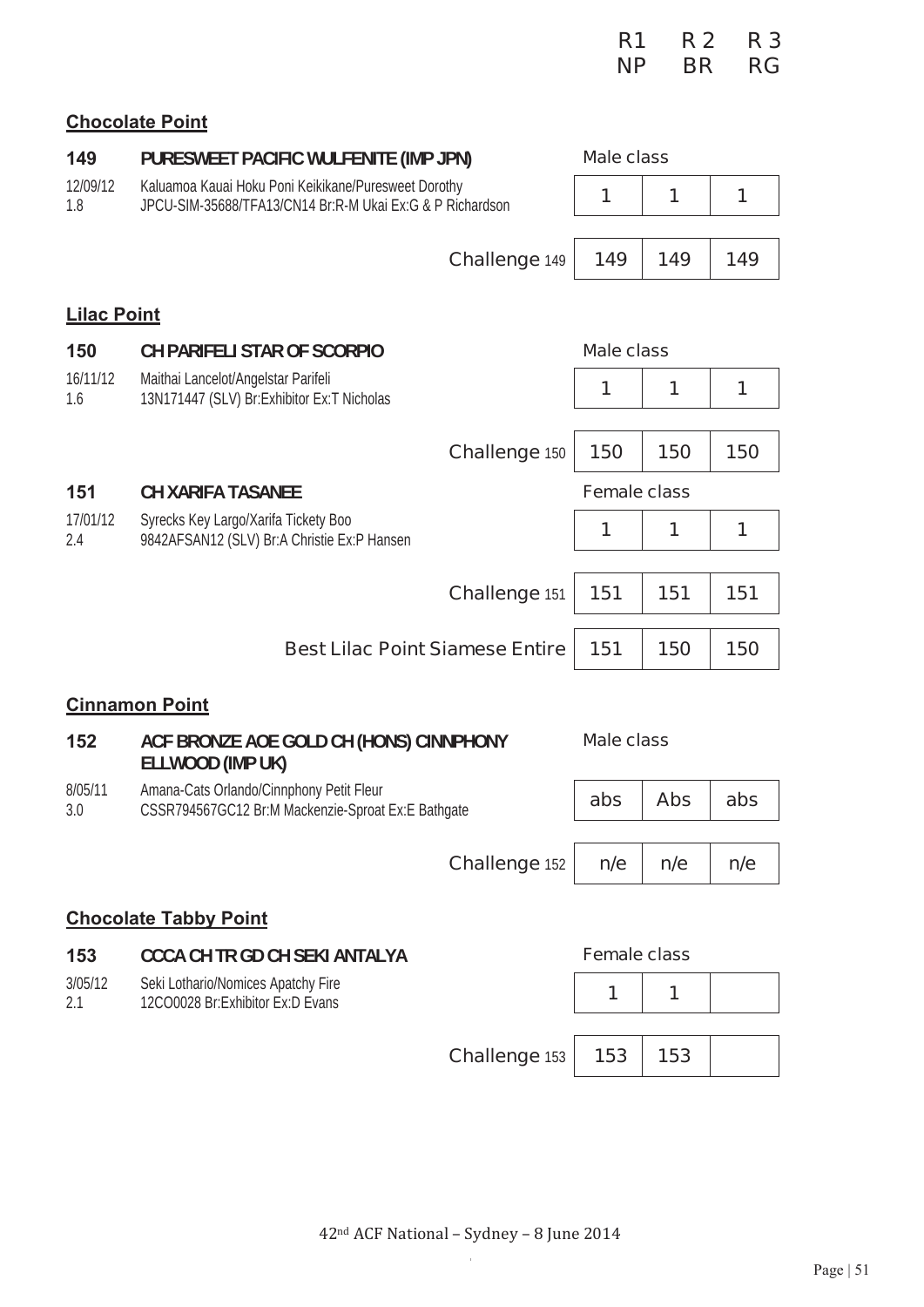| | | R1 NP | R 2 BR | R 3 RG |
|---|---|---|---|---|

## Chocolate Point

**149 PURESWEET PACIFIC WULFENITE (IMP JPN)**

12/09/12 Kaluamoa Kauai Hoku Poni Keikikane/Puresweet Dorothy
1.8 JPCU-SIM-35688/TFA13/CN14 Br:R-M Ukai Ex:G & P Richardson

| | R1 NP | R 2 BR | R 3 RG |
|---|---|---|---|
| Male class | 1 | 1 | 1 |
| Challenge 149 | 149 | 149 | 149 |

## Lilac Point

**150 CH PARIFELI STAR OF SCORPIO**

16/11/12 Maithai Lancelot/Angelstar Parifeli
1.6 13N171447 (SLV) Br:Exhibitor Ex:T Nicholas

| | R1 NP | R 2 BR | R 3 RG |
|---|---|---|---|
| Male class | 1 | 1 | 1 |
| Challenge 150 | 150 | 150 | 150 |

**151 CH XARIFA TASANEE**

17/01/12 Syrecks Key Largo/Xarifa Tickety Boo
2.4 9842AFSAN12 (SLV) Br:A Christie Ex:P Hansen

| | R1 NP | R 2 BR | R 3 RG |
|---|---|---|---|
| Female class | 1 | 1 | 1 |
| Challenge 151 | 151 | 151 | 151 |
| Best Lilac Point Siamese Entire | 151 | 150 | 150 |

## Cinnamon Point

**152 ACF BRONZE AOE GOLD CH (HONS) CINNPHONY ELLWOOD (IMP UK)**

8/05/11 Amana-Cats Orlando/Cinnphony Petit Fleur
3.0 CSSR794567GC12 Br:M Mackenzie-Sproat Ex:E Bathgate

| | R1 NP | R 2 BR | R 3 RG |
|---|---|---|---|
| Male class | abs | Abs | abs |
| Challenge 152 | n/e | n/e | n/e |

## Chocolate Tabby Point

**153 CCCA CH TR GD CH SEKI ANTALYA**

3/05/12 Seki Lothario/Nomices Apatchy Fire
2.1 12CO0028 Br:Exhibitor Ex:D Evans

| | R1 NP | R 2 BR | R 3 RG |
|---|---|---|---|
| Female class | 1 | 1 | |
| Challenge 153 | 153 | 153 | |

42nd ACF National – Sydney – 8 June 2014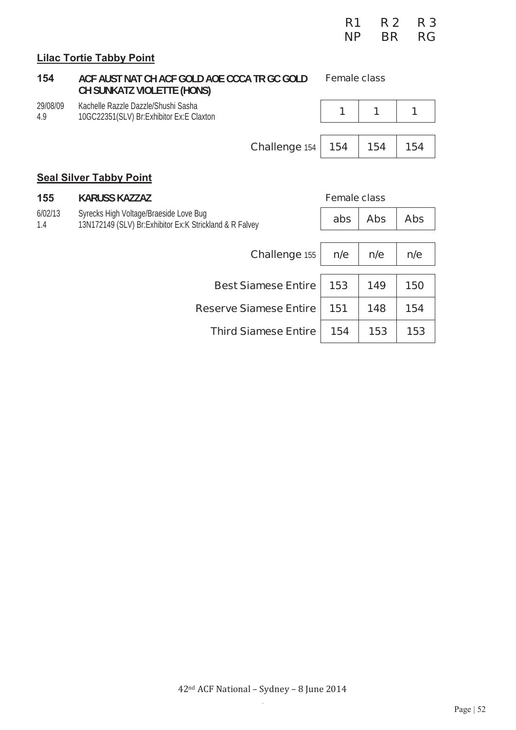| | | R1 NP | R 2 BR | R 3 RG |
|---|---|---|---|---|

## Lilac Tortie Tabby Point

**154** **ACF AUST NAT CH ACF GOLD AOE CCCA TR GC GOLD CH SUNKATZ VIOLETTE (HONS)** — Female class

29/08/09 Kachelle Razzle Dazzle/Shushi Sasha
4.9 10GC22351(SLV) Br:Exhibitor Ex:E Claxton

| | R1 NP | R 2 BR | R 3 RG |
|---|---|---|---|
| Female class | 1 | 1 | 1 |
| Challenge 154 | 154 | 154 | 154 |

## Seal Silver Tabby Point

**155** **KARUSS KAZZAZ** — Female class

6/02/13 Syrecks High Voltage/Braeside Love Bug
1.4 13N172149 (SLV) Br:Exhibitor Ex:K Strickland & R Falvey

| | R1 NP | R 2 BR | R 3 RG |
|---|---|---|---|
| Female class | abs | Abs | Abs |
| Challenge 155 | n/e | n/e | n/e |
| Best Siamese Entire | 153 | 149 | 150 |
| Reserve Siamese Entire | 151 | 148 | 154 |
| Third Siamese Entire | 154 | 153 | 153 |

42nd ACF National – Sydney – 8 June 2014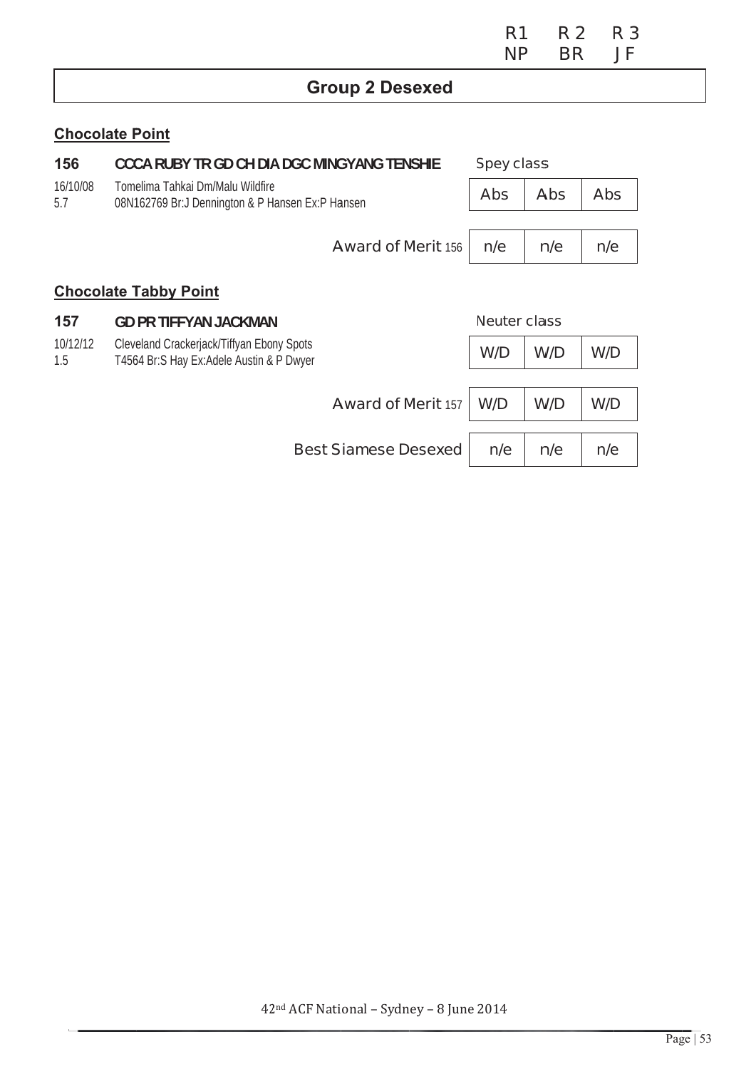| | R1 | R 2 | R 3 |
|---|---|---|---|
| | NP | BR | JF |

## Group 2 Desexed

### Chocolate Point

**156** **CCCA RUBY TR GD CH DIA DGC MINGYANG TENSHIE**

16/10/08 Tomelima Tahkai Dm/Malu Wildfire
5.7 08N162769 Br:J Dennington & P Hansen Ex:P Hansen

| Spey class | | | |
|---|---|---|---|
| | Abs | Abs | Abs |
| Award of Merit 156 | n/e | n/e | n/e |

### Chocolate Tabby Point

**157** **GD PR TIFFYAN JACKMAN**

10/12/12 Cleveland Crackerjack/Tiffyan Ebony Spots
1.5 T4564 Br:S Hay Ex:Adele Austin & P Dwyer

| Neuter class | | | |
|---|---|---|---|
| | W/D | W/D | W/D |
| Award of Merit 157 | W/D | W/D | W/D |
| Best Siamese Desexed | n/e | n/e | n/e |

42nd ACF National – Sydney – 8 June 2014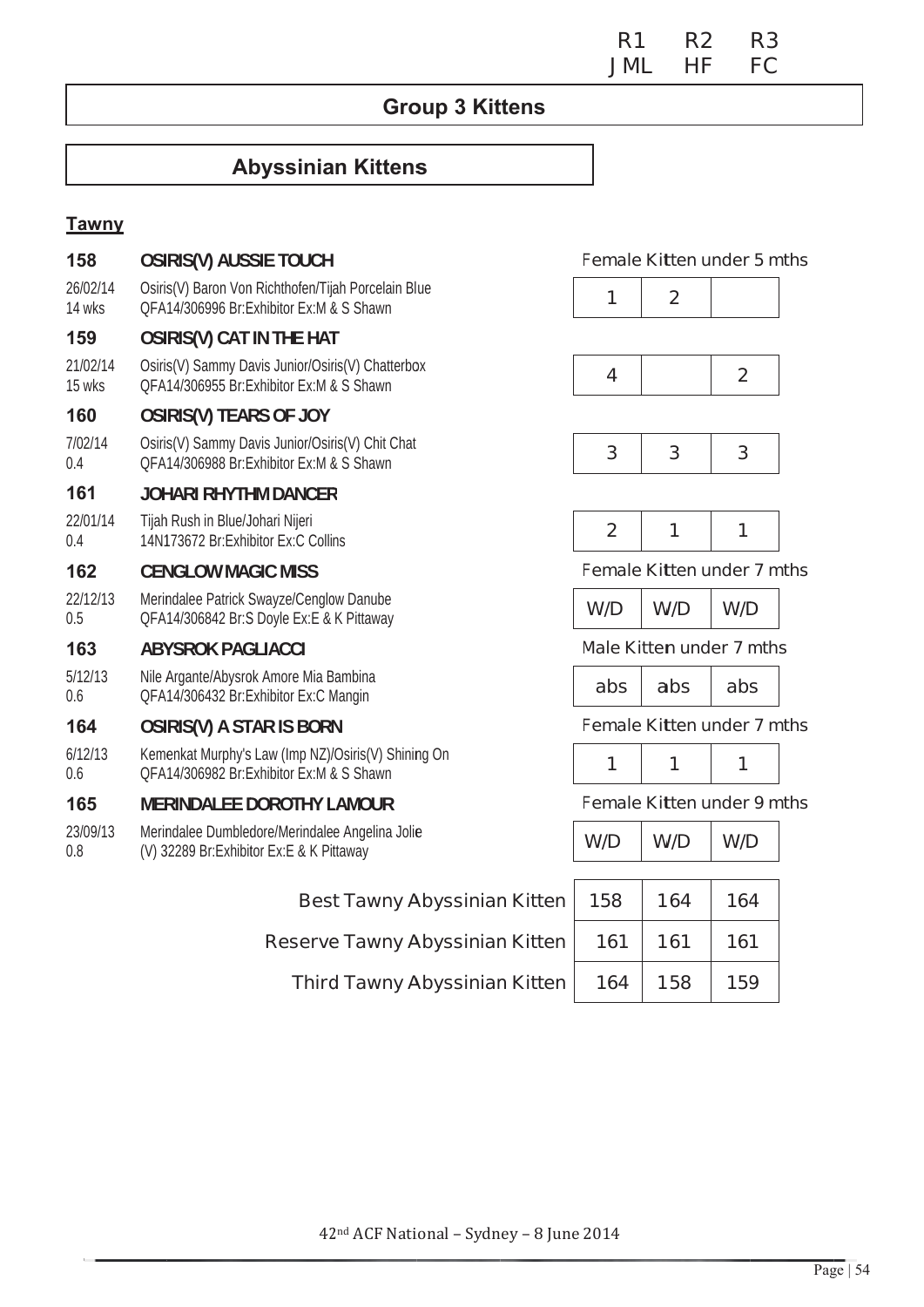R1 R2 R3
JML HF FC

## Group 3 Kittens

## Abyssinian Kittens

### Tawny

| No. | Entry | R1 | R2 | R3 |
|---|---|---|---|---|
| **158** | **OSIRIS(V) AUSSIE TOUCH** — Female Kitten under 5 mths | | | |
| 26/02/14 14 wks | Osiris(V) Baron Von Richthofen/Tijah Porcelain Blue QFA14/306996 Br:Exhibitor Ex:M & S Shawn | 1 | 2 | |
| **159** | **OSIRIS(V) CAT IN THE HAT** | | | |
| 21/02/14 15 wks | Osiris(V) Sammy Davis Junior/Osiris(V) Chatterbox QFA14/306955 Br:Exhibitor Ex:M & S Shawn | 4 | | 2 |
| **160** | **OSIRIS(V) TEARS OF JOY** | | | |
| 7/02/14 0.4 | Osiris(V) Sammy Davis Junior/Osiris(V) Chit Chat QFA14/306988 Br:Exhibitor Ex:M & S Shawn | 3 | 3 | 3 |
| **161** | **JOHARI RHYTHM DANCER** | | | |
| 22/01/14 0.4 | Tijah Rush in Blue/Johari Nijeri 14N173672 Br:Exhibitor Ex:C Collins | 2 | 1 | 1 |
| **162** | **CENGLOW MAGIC MISS** — Female Kitten under 7 mths | | | |
| 22/12/13 0.5 | Merindalee Patrick Swayze/Cenglow Danube QFA14/306842 Br:S Doyle Ex:E & K Pittaway | W/D | W/D | W/D |
| **163** | **ABYSROK PAGLIACCI** — Male Kitten under 7 mths | | | |
| 5/12/13 0.6 | Nile Argante/Abysrok Amore Mia Bambina QFA14/306432 Br:Exhibitor Ex:C Mangin | abs | abs | abs |
| **164** | **OSIRIS(V) A STAR IS BORN** — Female Kitten under 7 mths | | | |
| 6/12/13 0.6 | Kemenkat Murphy's Law (Imp NZ)/Osiris(V) Shining On QFA14/306982 Br:Exhibitor Ex:M & S Shawn | 1 | 1 | 1 |
| **165** | **MERINDALEE DOROTHY LAMOUR** — Female Kitten under 9 mths | | | |
| 23/09/13 0.8 | Merindalee Dumbledore/Merindalee Angelina Jolie (V) 32289 Br:Exhibitor Ex:E & K Pittaway | W/D | W/D | W/D |

| Award | R1 | R2 | R3 |
|---|---|---|---|
| Best Tawny Abyssinian Kitten | 158 | 164 | 164 |
| Reserve Tawny Abyssinian Kitten | 161 | 161 | 161 |
| Third Tawny Abyssinian Kitten | 164 | 158 | 159 |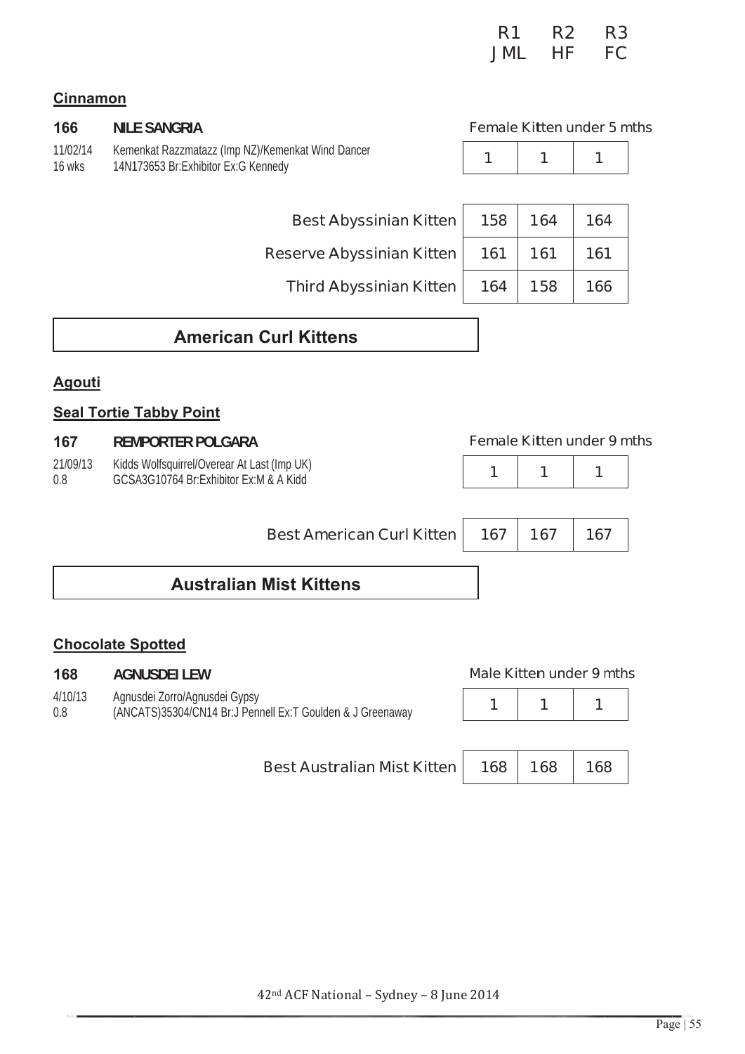| | R1 | R2 | R3 |
|---|---|---|---|
| | JML | HF | FC |

**Cinnamon**

**166** **NILE SANGRIA** — Female Kitten under 5 mths

11/02/14 Kemenkat Razzmatazz (Imp NZ)/Kemenkat Wind Dancer
16 wks 14N173653 Br:Exhibitor Ex:G Kennedy

| R1 | R2 | R3 |
|---|---|---|
| 1 | 1 | 1 |

| | R1 | R2 | R3 |
|---|---|---|---|
| Best Abyssinian Kitten | 158 | 164 | 164 |
| Reserve Abyssinian Kitten | 161 | 161 | 161 |
| Third Abyssinian Kitten | 164 | 158 | 166 |

## American Curl Kittens

**Agouti**

**Seal Tortie Tabby Point**

**167** **REMPORTER POLGARA** — Female Kitten under 9 mths

21/09/13 Kidds Wolfsquirrel/Overear At Last (Imp UK)
0.8 GCSA3G10764 Br:Exhibitor Ex:M & A Kidd

| R1 | R2 | R3 |
|---|---|---|
| 1 | 1 | 1 |

| | R1 | R2 | R3 |
|---|---|---|---|
| Best American Curl Kitten | 167 | 167 | 167 |

## Australian Mist Kittens

**Chocolate Spotted**

**168** **AGNUSDEI LEW** — Male Kitten under 9 mths

4/10/13 Agnusdei Zorro/Agnusdei Gypsy
0.8 (ANCATS)35304/CN14 Br:J Pennell Ex:T Goulden & J Greenaway

| R1 | R2 | R3 |
|---|---|---|
| 1 | 1 | 1 |

| | R1 | R2 | R3 |
|---|---|---|---|
| Best Australian Mist Kitten | 168 | 168 | 168 |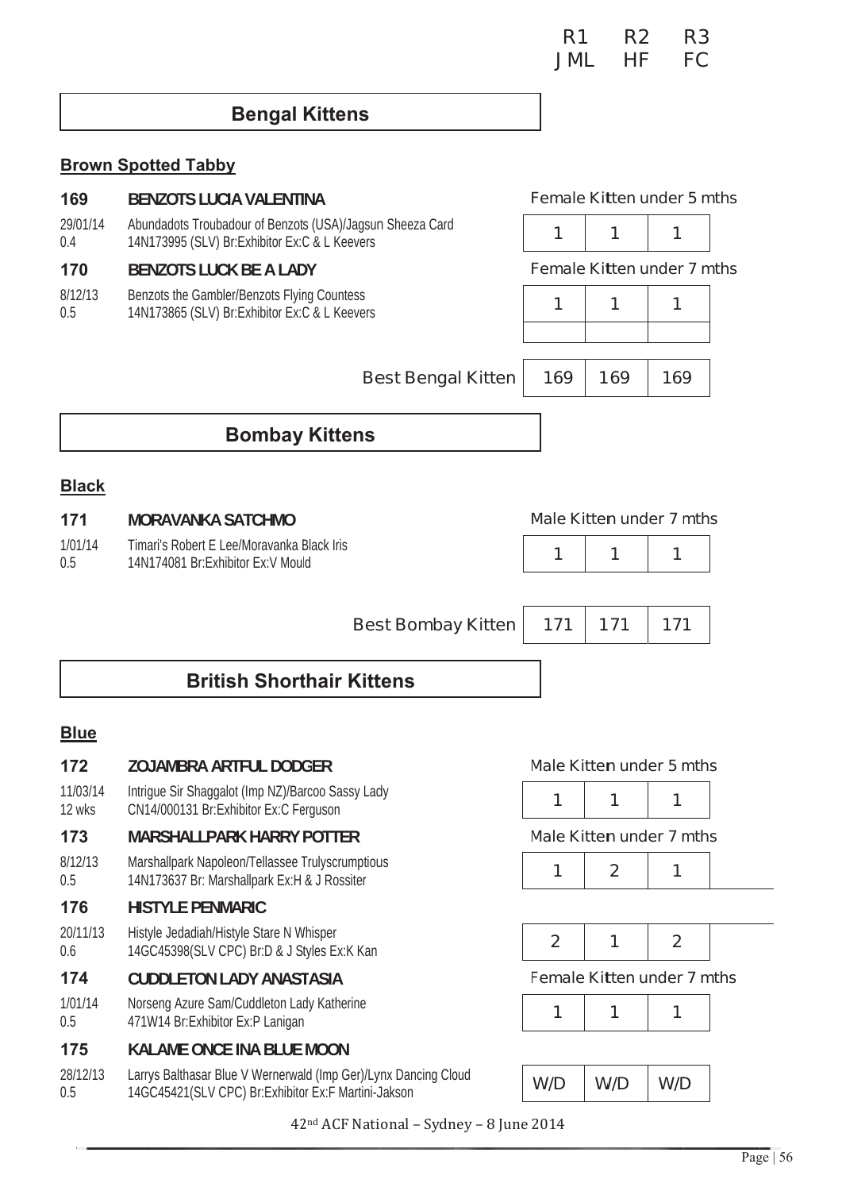| | R1 | R2 | R3 |
|---|---|---|---|
| | JML | HF | FC |

## Bengal Kittens

### Brown Spotted Tabby

**169 BENZOTS LUCIA VALENTINA** — Female Kitten under 5 mths

29/01/14 0.4 — Abundadots Troubadour of Benzots (USA)/Jagsun Sheeza Card 14N173995 (SLV) Br:Exhibitor Ex:C & L Keevers

| 1 | 1 | 1 |
|---|---|---|

**170 BENZOTS LUCK BE A LADY** — Female Kitten under 7 mths

8/12/13 0.5 — Benzots the Gambler/Benzots Flying Countess 14N173865 (SLV) Br:Exhibitor Ex:C & L Keevers

| 1 | 1 | 1 |
|---|---|---|

| | R1 | R2 | R3 |
|---|---|---|---|
| Best Bengal Kitten | 169 | 169 | 169 |

## Bombay Kittens

### Black

**171 MORAVANKA SATCHMO** — Male Kitten under 7 mths

1/01/14 0.5 — Timari's Robert E Lee/Moravanka Black Iris 14N174081 Br:Exhibitor Ex:V Mould

| 1 | 1 | 1 |
|---|---|---|

| | R1 | R2 | R3 |
|---|---|---|---|
| Best Bombay Kitten | 171 | 171 | 171 |

## British Shorthair Kittens

### Blue

**172 ZOJAMBRA ARTFUL DODGER** — Male Kitten under 5 mths

11/03/14 12 wks — Intrigue Sir Shaggalot (Imp NZ)/Barcoo Sassy Lady CN14/000131 Br:Exhibitor Ex:C Ferguson

| 1 | 1 | 1 |
|---|---|---|

**173 MARSHALLPARK HARRY POTTER** — Male Kitten under 7 mths

8/12/13 0.5 — Marshallpark Napoleon/Tellassee Trulyscrumptious 14N173637 Br: Marshallpark Ex:H & J Rossiter

| 1 | 2 | 1 |
|---|---|---|

**176 HISTYLE PENMARIC**

20/11/13 0.6 — Histyle Jedadiah/Histyle Stare N Whisper 14GC45398(SLV CPC) Br:D & J Styles Ex:K Kan

| 2 | 1 | 2 |
|---|---|---|

**174 CUDDLETON LADY ANASTASIA** — Female Kitten under 7 mths

1/01/14 0.5 — Norseng Azure Sam/Cuddleton Lady Katherine 471W14 Br:Exhibitor Ex:P Lanigan

| 1 | 1 | 1 |
|---|---|---|

**175 KALAME ONCE INA BLUE MOON**

28/12/13 0.5 — Larrys Balthasar Blue V Wernerwald (Imp Ger)/Lynx Dancing Cloud 14GC45421(SLV CPC) Br:Exhibitor Ex:F Martini-Jakson

| W/D | W/D | W/D |
|---|---|---|

42nd ACF National – Sydney – 8 June 2014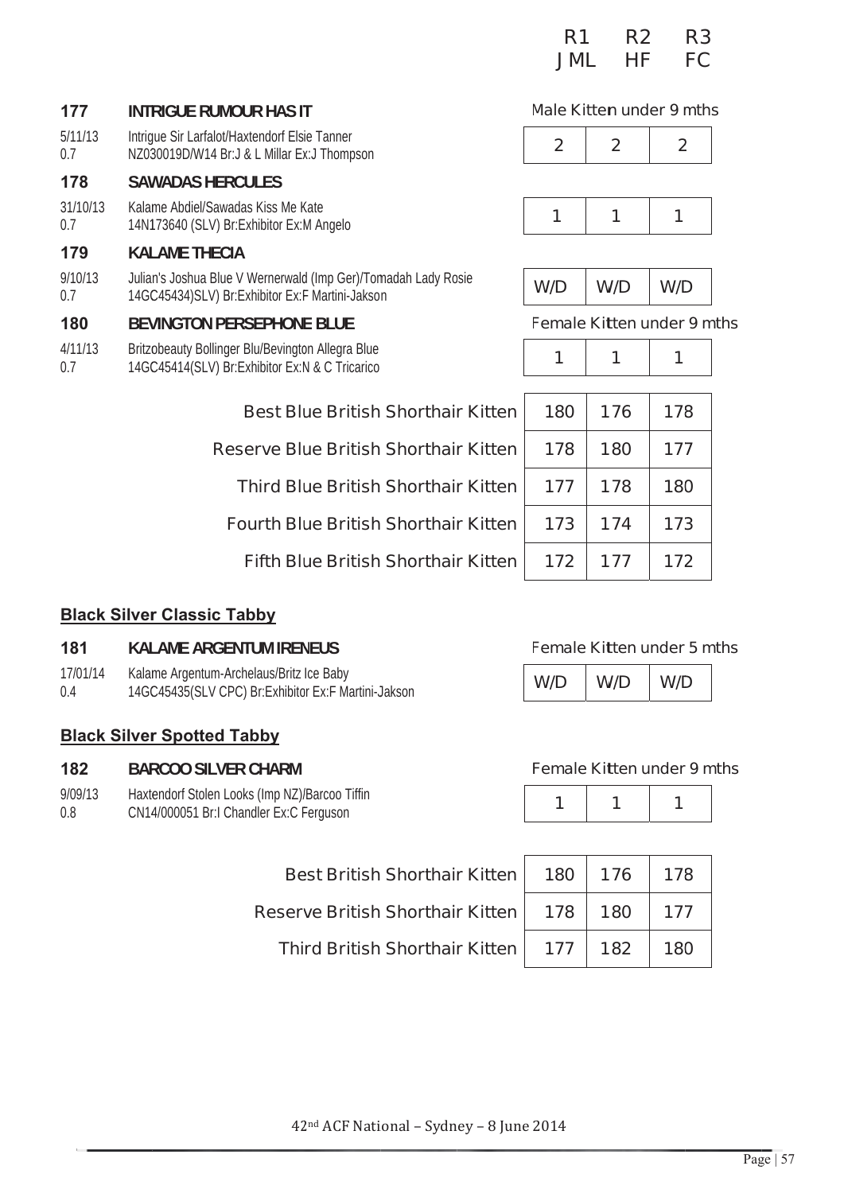| | | R1 JML | R2 HF | R3 FC |
|---|---|---|---|---|

**177 INTRIGUE RUMOUR HAS IT** — Male Kitten under 9 mths

5/11/13 Intrigue Sir Larfalot/Haxtendorf Elsie Tanner
0.7 NZ030019D/W14 Br:J & L Millar Ex:J Thompson

| R1 | R2 | R3 |
|---|---|---|
| 2 | 2 | 2 |

**178 SAWADAS HERCULES**

31/10/13 Kalame Abdiel/Sawadas Kiss Me Kate
0.7 14N173640 (SLV) Br:Exhibitor Ex:M Angelo

| R1 | R2 | R3 |
|---|---|---|
| 1 | 1 | 1 |

**179 KALAME THECIA**

9/10/13 Julian's Joshua Blue V Wernerwald (Imp Ger)/Tomadah Lady Rosie
0.7 14GC45434)SLV) Br:Exhibitor Ex:F Martini-Jakson

| R1 | R2 | R3 |
|---|---|---|
| W/D | W/D | W/D |

**180 BEVINGTON PERSEPHONE BLUE** — Female Kitten under 9 mths

4/11/13 Britzobeauty Bollinger Blu/Bevington Allegra Blue
0.7 14GC45414(SLV) Br:Exhibitor Ex:N & C Tricarico

| R1 | R2 | R3 |
|---|---|---|
| 1 | 1 | 1 |

| | R1 | R2 | R3 |
|---|---|---|---|
| Best Blue British Shorthair Kitten | 180 | 176 | 178 |
| Reserve Blue British Shorthair Kitten | 178 | 180 | 177 |
| Third Blue British Shorthair Kitten | 177 | 178 | 180 |
| Fourth Blue British Shorthair Kitten | 173 | 174 | 173 |
| Fifth Blue British Shorthair Kitten | 172 | 177 | 172 |

## Black Silver Classic Tabby

**181 KALAME ARGENTUM IRENEUS** — Female Kitten under 5 mths

17/01/14 Kalame Argentum-Archelaus/Britz Ice Baby
0.4 14GC45435(SLV CPC) Br:Exhibitor Ex:F Martini-Jakson

| R1 | R2 | R3 |
|---|---|---|
| W/D | W/D | W/D |

## Black Silver Spotted Tabby

**182 BARCOO SILVER CHARM** — Female Kitten under 9 mths

9/09/13 Haxtendorf Stolen Looks (Imp NZ)/Barcoo Tiffin
0.8 CN14/000051 Br:I Chandler Ex:C Ferguson

| R1 | R2 | R3 |
|---|---|---|
| 1 | 1 | 1 |

| | R1 | R2 | R3 |
|---|---|---|---|
| Best British Shorthair Kitten | 180 | 176 | 178 |
| Reserve British Shorthair Kitten | 178 | 180 | 177 |
| Third British Shorthair Kitten | 177 | 182 | 180 |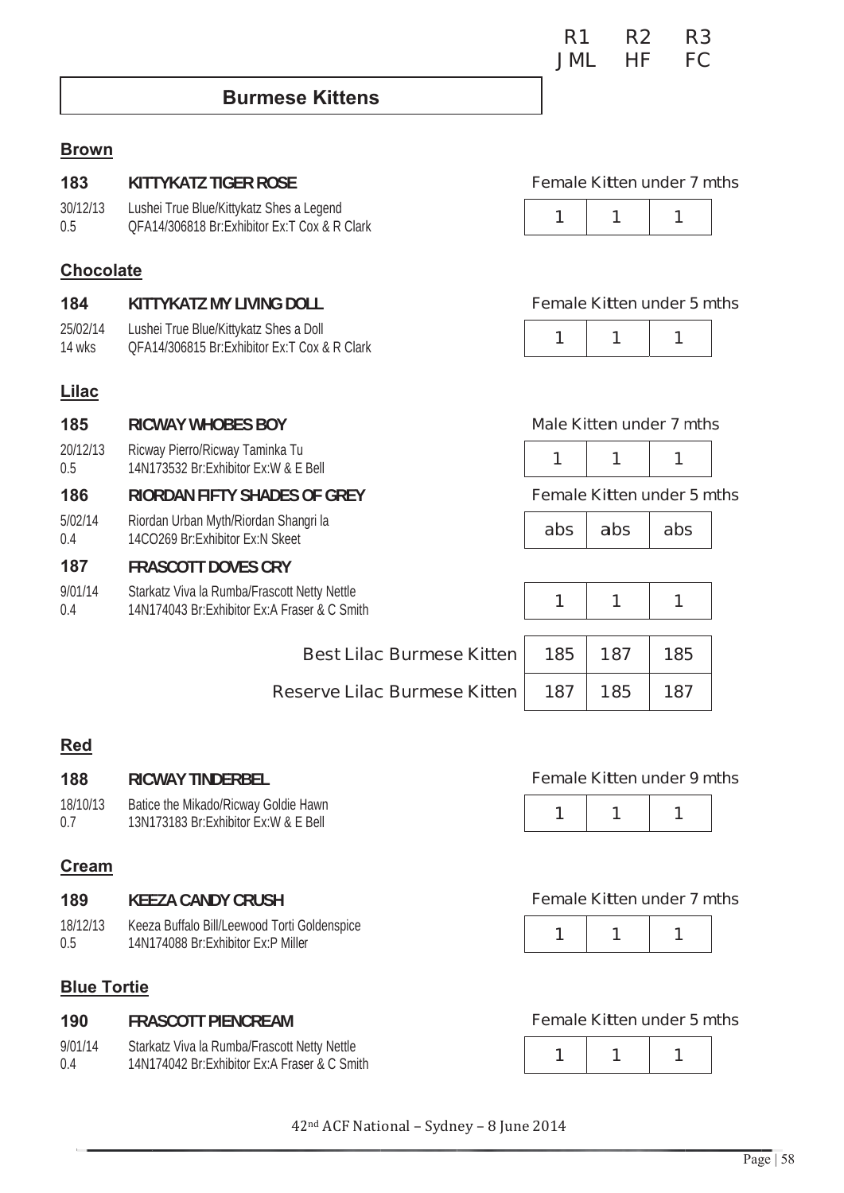| | | R1 JML | R2 HF | R3 FC |
|---|---|---|---|---|

## Burmese Kittens

### Brown

**183** **KITTYKATZ TIGER ROSE** — Female Kitten under 7 mths

30/12/13 Lushei True Blue/Kittykatz Shes a Legend
0.5 QFA14/306818 Br:Exhibitor Ex:T Cox & R Clark

| R1 | R2 | R3 |
|---|---|---|
| 1 | 1 | 1 |

### Chocolate

**184** **KITTYKATZ MY LIVING DOLL** — Female Kitten under 5 mths

25/02/14 Lushei True Blue/Kittykatz Shes a Doll
14 wks QFA14/306815 Br:Exhibitor Ex:T Cox & R Clark

| R1 | R2 | R3 |
|---|---|---|
| 1 | 1 | 1 |

### Lilac

**185** **RICWAY WHOBES BOY** — Male Kitten under 7 mths

20/12/13 Ricway Pierro/Ricway Taminka Tu
0.5 14N173532 Br:Exhibitor Ex:W & E Bell

| R1 | R2 | R3 |
|---|---|---|
| 1 | 1 | 1 |

**186** **RIORDAN FIFTY SHADES OF GREY** — Female Kitten under 5 mths

5/02/14 Riordan Urban Myth/Riordan Shangri la
0.4 14CO269 Br:Exhibitor Ex:N Skeet

| R1 | R2 | R3 |
|---|---|---|
| abs | abs | abs |

**187** **FRASCOTT DOVES CRY**

9/01/14 Starkatz Viva la Rumba/Frascott Netty Nettle
0.4 14N174043 Br:Exhibitor Ex:A Fraser & C Smith

| R1 | R2 | R3 |
|---|---|---|
| 1 | 1 | 1 |

| | R1 | R2 | R3 |
|---|---|---|---|
| Best Lilac Burmese Kitten | 185 | 187 | 185 |
| Reserve Lilac Burmese Kitten | 187 | 185 | 187 |

### Red

**188** **RICWAY TINDERBEL** — Female Kitten under 9 mths

18/10/13 Batice the Mikado/Ricway Goldie Hawn
0.7 13N173183 Br:Exhibitor Ex:W & E Bell

| R1 | R2 | R3 |
|---|---|---|
| 1 | 1 | 1 |

### Cream

**189** **KEEZA CANDY CRUSH** — Female Kitten under 7 mths

18/12/13 Keeza Buffalo Bill/Leewood Torti Goldenspice
0.5 14N174088 Br:Exhibitor Ex:P Miller

| R1 | R2 | R3 |
|---|---|---|
| 1 | 1 | 1 |

### Blue Tortie

**190** **FRASCOTT PIENCREAM** — Female Kitten under 5 mths

9/01/14 Starkatz Viva la Rumba/Frascott Netty Nettle
0.4 14N174042 Br:Exhibitor Ex:A Fraser & C Smith

| R1 | R2 | R3 |
|---|---|---|
| 1 | 1 | 1 |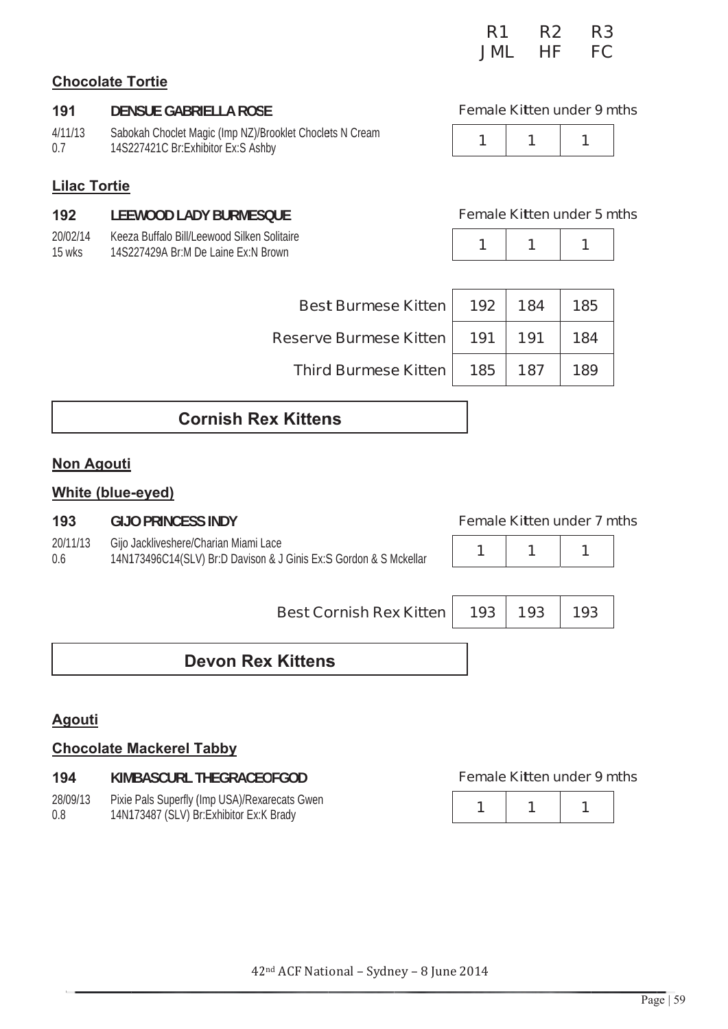| | R1 | R2 | R3 |
|---|---|---|---|
| | JML | HF | FC |

### Chocolate Tortie

**191 DENSUE GABRIELLA ROSE** — Female Kitten under 9 mths

4/11/13 Sabokah Choclet Magic (Imp NZ)/Brooklet Choclets N Cream
0.7 14S227421C Br:Exhibitor Ex:S Ashby

| R1 | R2 | R3 |
|---|---|---|
| 1 | 1 | 1 |

### Lilac Tortie

**192 LEEWOOD LADY BURMESQUE** — Female Kitten under 5 mths

20/02/14 Keeza Buffalo Bill/Leewood Silken Solitaire
15 wks 14S227429A Br:M De Laine Ex:N Brown

| R1 | R2 | R3 |
|---|---|---|
| 1 | 1 | 1 |

| | R1 | R2 | R3 |
|---|---|---|---|
| Best Burmese Kitten | 192 | 184 | 185 |
| Reserve Burmese Kitten | 191 | 191 | 184 |
| Third Burmese Kitten | 185 | 187 | 189 |

## Cornish Rex Kittens

### Non Agouti

### White (blue-eyed)

**193 GIJO PRINCESS INDY** — Female Kitten under 7 mths

20/11/13 Gijo Jackliveshere/Charian Miami Lace
0.6 14N173496C14(SLV) Br:D Davison & J Ginis Ex:S Gordon & S Mckellar

| R1 | R2 | R3 |
|---|---|---|
| 1 | 1 | 1 |

| | R1 | R2 | R3 |
|---|---|---|---|
| Best Cornish Rex Kitten | 193 | 193 | 193 |

## Devon Rex Kittens

### Agouti

### Chocolate Mackerel Tabby

**194 KIMBASCURL THEGRACEOFGOD** — Female Kitten under 9 mths

28/09/13 Pixie Pals Superfly (Imp USA)/Rexarecats Gwen
0.8 14N173487 (SLV) Br:Exhibitor Ex:K Brady

| R1 | R2 | R3 |
|---|---|---|
| 1 | 1 | 1 |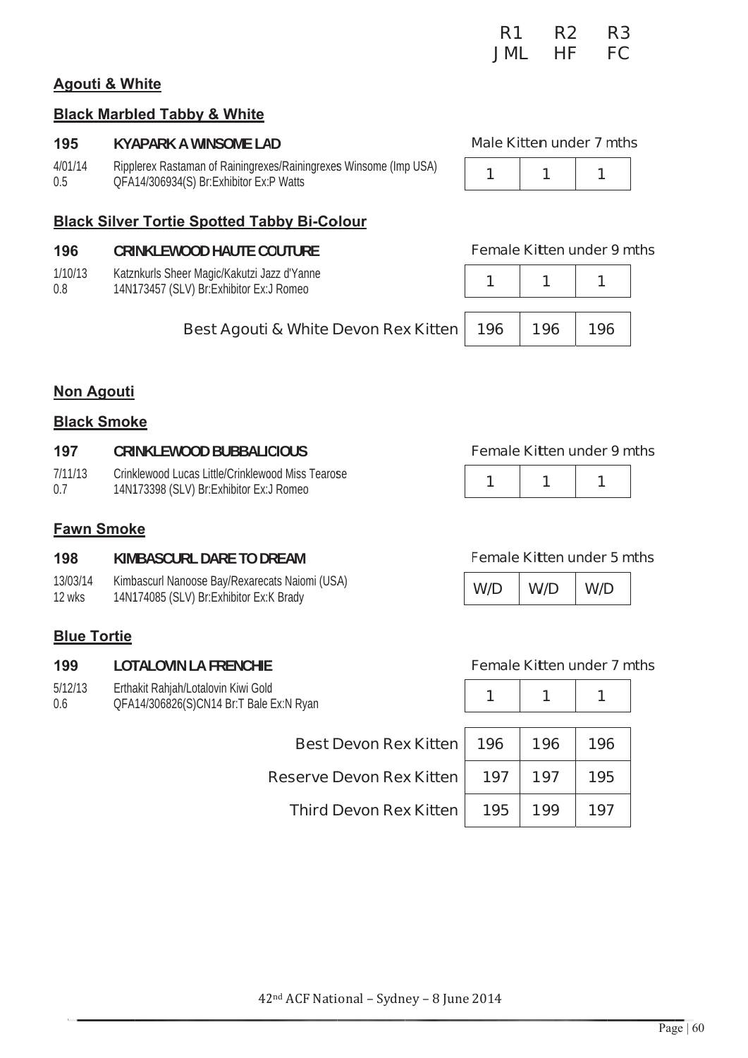| | | R1 | R2 | R3 |
|---|---|---|---|---|
| | | JML | HF | FC |

## Agouti & White

### Black Marbled Tabby & White

**195** **KYAPARK A WINSOME LAD** — Male Kitten under 7 mths

4/01/14 Ripplerex Rastaman of Rainingrexes/Rainingrexes Winsome (Imp USA)
0.5 QFA14/306934(S) Br:Exhibitor Ex:P Watts

| R1 | R2 | R3 |
|---|---|---|
| 1 | 1 | 1 |

### Black Silver Tortie Spotted Tabby Bi-Colour

**196** **CRINKLEWOOD HAUTE COUTURE** — Female Kitten under 9 mths

1/10/13 Katznkurls Sheer Magic/Kakutzi Jazz d'Yanne
0.8 14N173457 (SLV) Br:Exhibitor Ex:J Romeo

| R1 | R2 | R3 |
|---|---|---|
| 1 | 1 | 1 |

| | R1 | R2 | R3 |
|---|---|---|---|
| Best Agouti & White Devon Rex Kitten | 196 | 196 | 196 |

## Non Agouti

### Black Smoke

**197** **CRINKLEWOOD BUBBALICIOUS** — Female Kitten under 9 mths

7/11/13 Crinklewood Lucas Little/Crinklewood Miss Tearose
0.7 14N173398 (SLV) Br:Exhibitor Ex:J Romeo

| R1 | R2 | R3 |
|---|---|---|
| 1 | 1 | 1 |

### Fawn Smoke

**198** **KIMBASCURL DARE TO DREAM** — Female Kitten under 5 mths

13/03/14 Kimbascurl Nanoose Bay/Rexarecats Naiomi (USA)
12 wks 14N174085 (SLV) Br:Exhibitor Ex:K Brady

| R1 | R2 | R3 |
|---|---|---|
| W/D | W/D | W/D |

### Blue Tortie

**199** **LOTALOVIN LA FRENCHIE** — Female Kitten under 7 mths

5/12/13 Erthakit Rahjah/Lotalovin Kiwi Gold
0.6 QFA14/306826(S)CN14 Br:T Bale Ex:N Ryan

| R1 | R2 | R3 |
|---|---|---|
| 1 | 1 | 1 |

| | R1 | R2 | R3 |
|---|---|---|---|
| Best Devon Rex Kitten | 196 | 196 | 196 |
| Reserve Devon Rex Kitten | 197 | 197 | 195 |
| Third Devon Rex Kitten | 195 | 199 | 197 |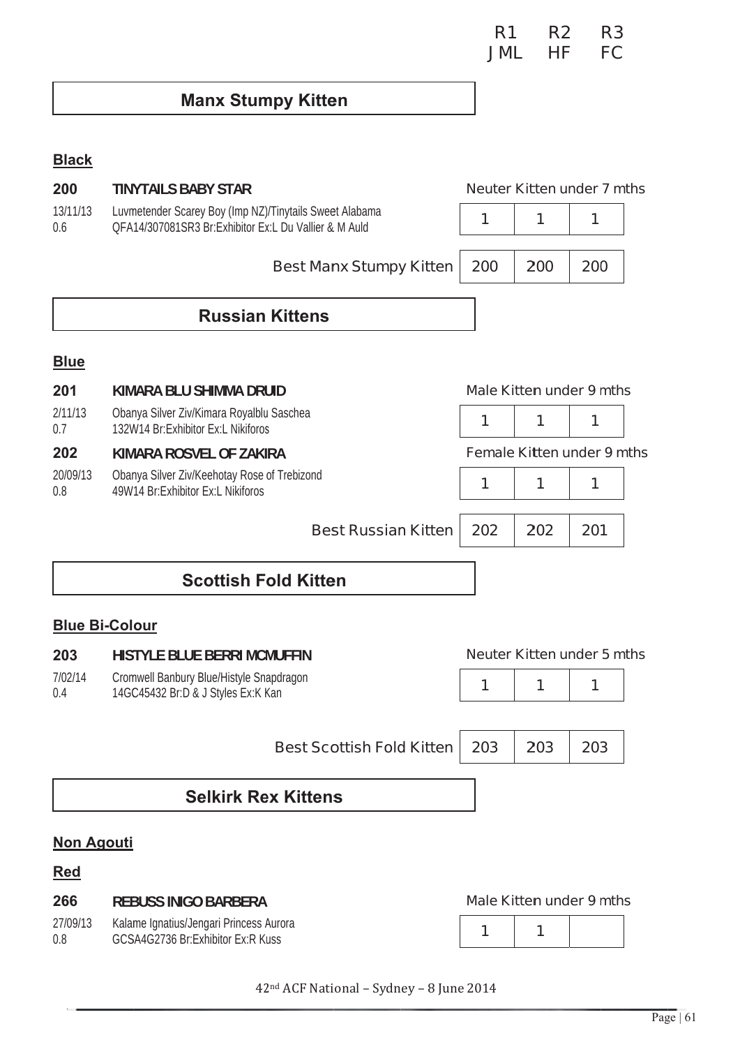R1 JML | R2 HF | R3 FC

## Manx Stumpy Kitten

**Black**

**200** **TINYTAILS BABY STAR** — Neuter Kitten under 7 mths
13/11/13 Luvmetender Scarey Boy (Imp NZ)/Tinytails Sweet Alabama
0.6 QFA14/307081SR3 Br:Exhibitor Ex:L Du Vallier & M Auld

| R1 | R2 | R3 |
|---|---|---|
| 1 | 1 | 1 |

| | R1 | R2 | R3 |
|---|---|---|---|
| Best Manx Stumpy Kitten | 200 | 200 | 200 |

## Russian Kittens

**Blue**

**201** **KIMARA BLU SHIMMA DRUID** — Male Kitten under 9 mths
2/11/13 Obanya Silver Ziv/Kimara Royalblu Saschea
0.7 132W14 Br:Exhibitor Ex:L Nikiforos

| R1 | R2 | R3 |
|---|---|---|
| 1 | 1 | 1 |

**202** **KIMARA ROSVEL OF ZAKIRA** — Female Kitten under 9 mths
20/09/13 Obanya Silver Ziv/Keehotay Rose of Trebizond
0.8 49W14 Br:Exhibitor Ex:L Nikiforos

| R1 | R2 | R3 |
|---|---|---|
| 1 | 1 | 1 |

| | R1 | R2 | R3 |
|---|---|---|---|
| Best Russian Kitten | 202 | 202 | 201 |

## Scottish Fold Kitten

**Blue Bi-Colour**

**203** **HISTYLE BLUE BERRI MCMUFFIN** — Neuter Kitten under 5 mths
7/02/14 Cromwell Banbury Blue/Histyle Snapdragon
0.4 14GC45432 Br:D & J Styles Ex:K Kan

| R1 | R2 | R3 |
|---|---|---|
| 1 | 1 | 1 |

| | R1 | R2 | R3 |
|---|---|---|---|
| Best Scottish Fold Kitten | 203 | 203 | 203 |

## Selkirk Rex Kittens

**Non Agouti**

**Red**

**266** **REBUSS INIGO BARBERA** — Male Kitten under 9 mths
27/09/13 Kalame Ignatius/Jengari Princess Aurora
0.8 GCSA4G2736 Br:Exhibitor Ex:R Kuss

| R1 | R2 | R3 |
|---|---|---|
| 1 | 1 | |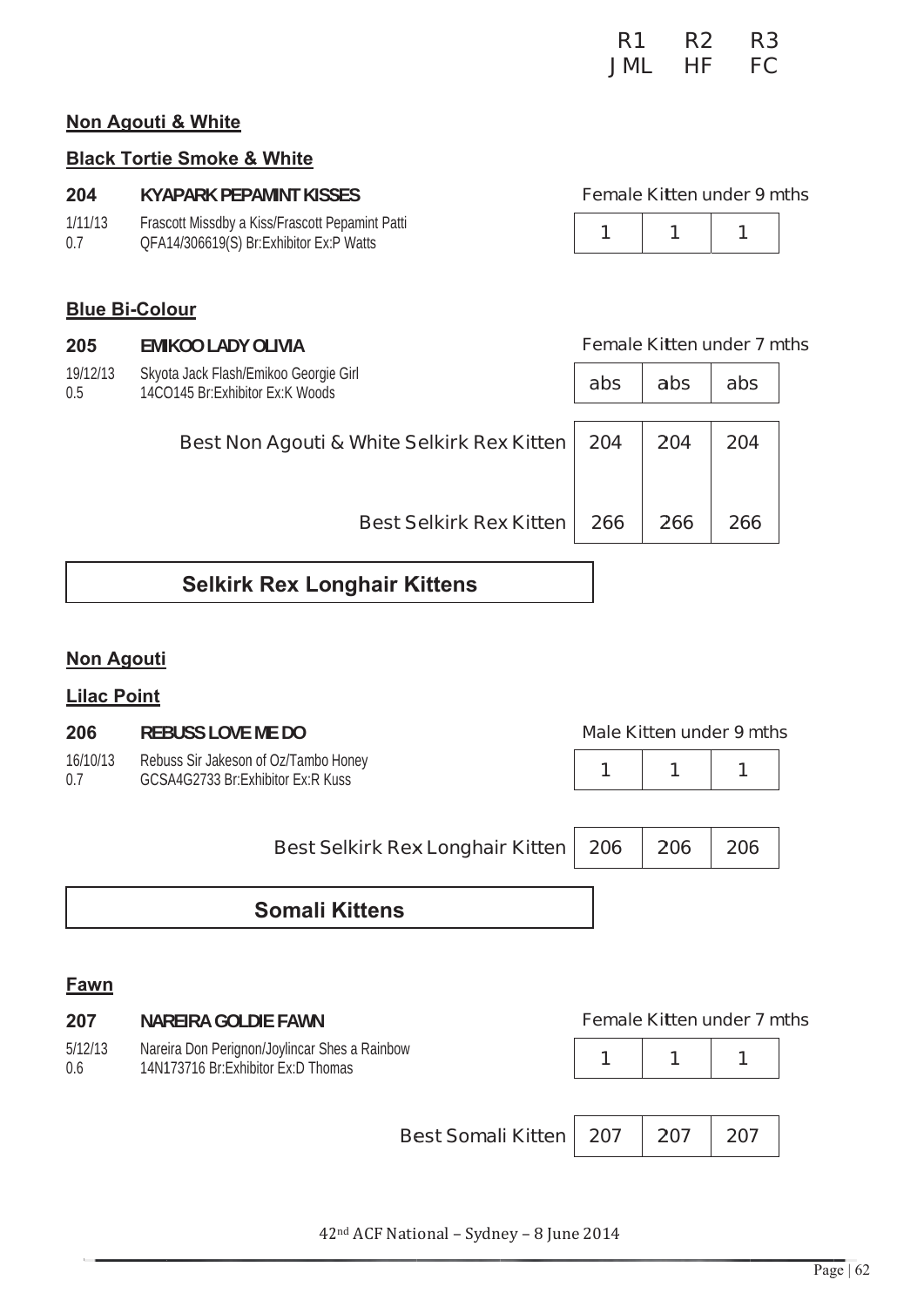| | | R1 | R2 | R3 |
|---|---|---|---|---|
| | | JML | HF | FC |

**Non Agouti & White**

**Black Tortie Smoke & White**

| | | | | |
|---|---|---|---|---|
| **204** | **KYAPARK PEPAMINT KISSES** | Female Kitten under 9 mths | | |
| 1/11/13<br>0.7 | Frascott Missdby a Kiss/Frascott Pepamint Patti<br>QFA14/306619(S) Br:Exhibitor Ex:P Watts | 1 | 1 | 1 |

**Blue Bi-Colour**

| | | | | |
|---|---|---|---|---|
| **205** | **EMIKOO LADY OLIVIA** | Female Kitten under 7 mths | | |
| 19/12/13<br>0.5 | Skyota Jack Flash/Emikoo Georgie Girl<br>14CO145 Br:Exhibitor Ex:K Woods | abs | abs | abs |

| | R1 | R2 | R3 |
|---|---|---|---|
| Best Non Agouti & White Selkirk Rex Kitten | 204 | 204 | 204 |
| Best Selkirk Rex Kitten | 266 | 266 | 266 |

## Selkirk Rex Longhair Kittens

**Non Agouti**

**Lilac Point**

| | | | | |
|---|---|---|---|---|
| **206** | **REBUSS LOVE ME DO** | Male Kitten under 9 mths | | |
| 16/10/13<br>0.7 | Rebuss Sir Jakeson of Oz/Tambo Honey<br>GCSA4G2733 Br:Exhibitor Ex:R Kuss | 1 | 1 | 1 |

| | R1 | R2 | R3 |
|---|---|---|---|
| Best Selkirk Rex Longhair Kitten | 206 | 206 | 206 |

## Somali Kittens

**Fawn**

| | | | | |
|---|---|---|---|---|
| **207** | **NAREIRA GOLDIE FAWN** | Female Kitten under 7 mths | | |
| 5/12/13<br>0.6 | Nareira Don Perignon/Joylincar Shes a Rainbow<br>14N173716 Br:Exhibitor Ex:D Thomas | 1 | 1 | 1 |

| | R1 | R2 | R3 |
|---|---|---|---|
| Best Somali Kitten | 207 | 207 | 207 |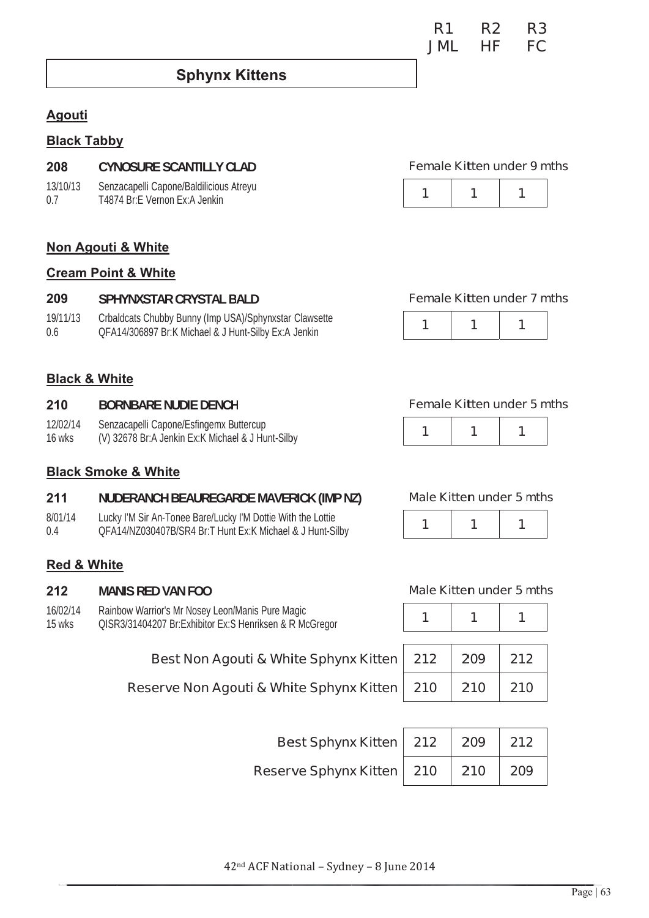| | R1 | R2 | R3 |
|---|---|---|---|
| | JML | HF | FC |

## Sphynx Kittens

### Agouti

#### Black Tabby

**208 CYNOSURE SCANTILLY CLAD** — Female Kitten under 9 mths

13/10/13 Senzacapelli Capone/Baldilicious Atreyu
0.7 T4874 Br:E Vernon Ex:A Jenkin

| R1 | R2 | R3 |
|---|---|---|
| 1 | 1 | 1 |

### Non Agouti & White

#### Cream Point & White

**209 SPHYNXSTAR CRYSTAL BALD** — Female Kitten under 7 mths

19/11/13 Crbaldcats Chubby Bunny (Imp USA)/Sphynxstar Clawsette
0.6 QFA14/306897 Br:K Michael & J Hunt-Silby Ex:A Jenkin

| R1 | R2 | R3 |
|---|---|---|
| 1 | 1 | 1 |

#### Black & White

**210 BORNBARE NUDIE DENCH** — Female Kitten under 5 mths

12/02/14 Senzacapelli Capone/Esfingemx Buttercup
16 wks (V) 32678 Br:A Jenkin Ex:K Michael & J Hunt-Silby

| R1 | R2 | R3 |
|---|---|---|
| 1 | 1 | 1 |

#### Black Smoke & White

**211 NUDERANCH BEAUREGARDE MAVERICK (IMP NZ)** — Male Kitten under 5 mths

8/01/14 Lucky I'M Sir An-Tonee Bare/Lucky I'M Dottie With the Lottie
0.4 QFA14/NZ030407B/SR4 Br:T Hunt Ex:K Michael & J Hunt-Silby

| R1 | R2 | R3 |
|---|---|---|
| 1 | 1 | 1 |

#### Red & White

**212 MANIS RED VAN FOO** — Male Kitten under 5 mths

16/02/14 Rainbow Warrior's Mr Nosey Leon/Manis Pure Magic
15 wks QISR3/31404207 Br:Exhibitor Ex:S Henriksen & R McGregor

| R1 | R2 | R3 |
|---|---|---|
| 1 | 1 | 1 |

| | R1 | R2 | R3 |
|---|---|---|---|
| Best Non Agouti & White Sphynx Kitten | 212 | 209 | 212 |
| Reserve Non Agouti & White Sphynx Kitten | 210 | 210 | 210 |

| | R1 | R2 | R3 |
|---|---|---|---|
| Best Sphynx Kitten | 212 | 209 | 212 |
| Reserve Sphynx Kitten | 210 | 210 | 209 |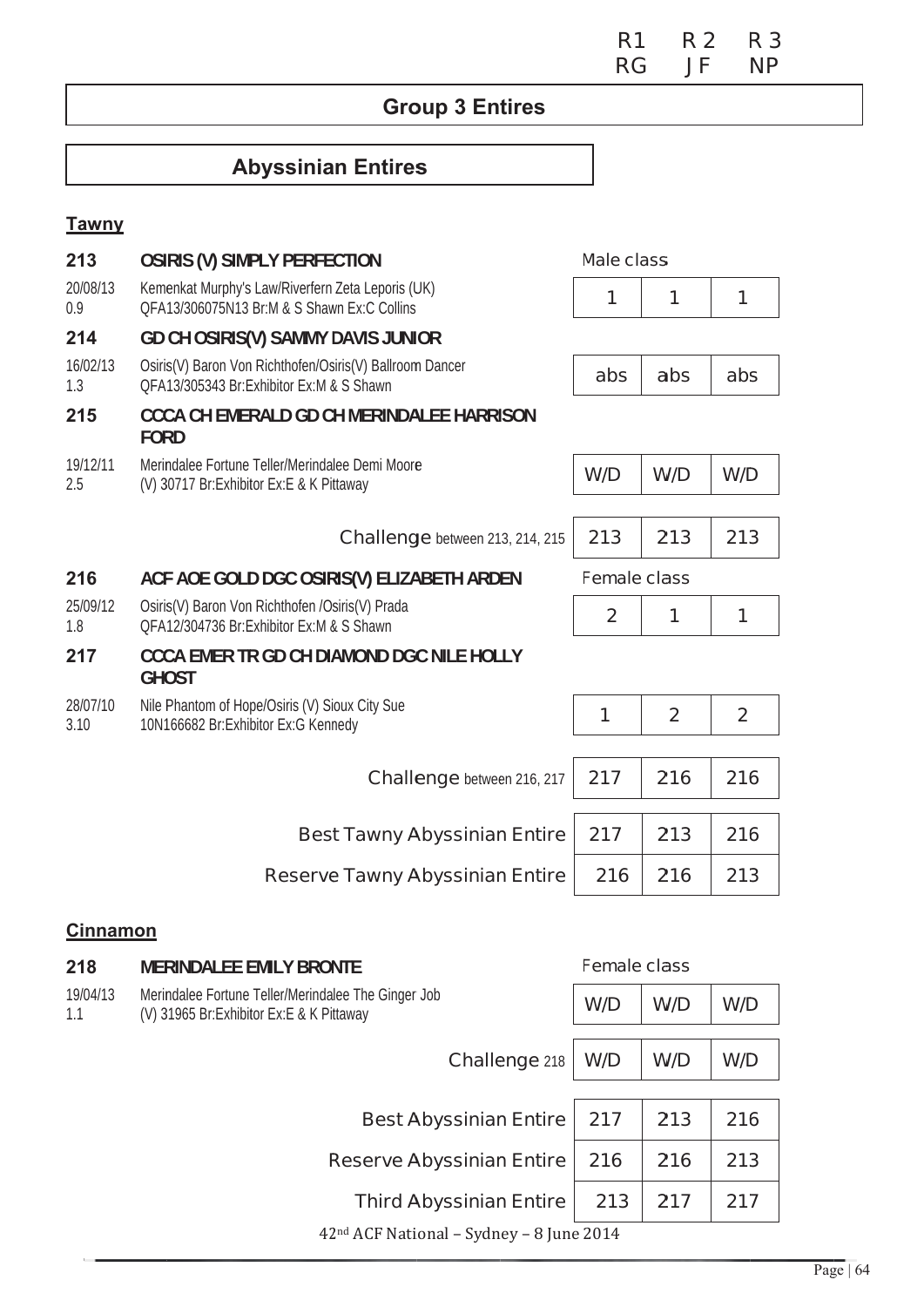| | R1 | R 2 | R 3 |
|---|---|---|---|
| | RG | JF | NP |

## Group 3 Entires

### Abyssinian Entires

**Tawny**

| | | R1 | R2 | R3 |
|---|---|---|---|---|
| **213** | **OSIRIS (V) SIMPLY PERFECTION** | Male class | | |
| 20/08/13<br>0.9 | Kemenkat Murphy's Law/Riverfern Zeta Leporis (UK)<br>QFA13/306075N13 Br:M & S Shawn Ex:C Collins | 1 | 1 | 1 |
| **214** | **GD CH OSIRIS(V) SAMMY DAVIS JUNIOR** | | | |
| 16/02/13<br>1.3 | Osiris(V) Baron Von Richthofen/Osiris(V) Ballroom Dancer<br>QFA13/305343 Br:Exhibitor Ex:M & S Shawn | abs | abs | abs |
| **215** | **CCCA CH EMERALD GD CH MERINDALEE HARRISON FORD** | | | |
| 19/12/11<br>2.5 | Merindalee Fortune Teller/Merindalee Demi Moore<br>(V) 30717 Br:Exhibitor Ex:E & K Pittaway | W/D | W/D | W/D |
| | Challenge between 213, 214, 215 | 213 | 213 | 213 |
| **216** | **ACF AOE GOLD DGC OSIRIS(V) ELIZABETH ARDEN** | Female class | | |
| 25/09/12<br>1.8 | Osiris(V) Baron Von Richthofen /Osiris(V) Prada<br>QFA12/304736 Br:Exhibitor Ex:M & S Shawn | 2 | 1 | 1 |
| **217** | **CCCA EMER TR GD CH DIAMOND DGC NILE HOLLY GHOST** | | | |
| 28/07/10<br>3.10 | Nile Phantom of Hope/Osiris (V) Sioux City Sue<br>10N166682 Br:Exhibitor Ex:G Kennedy | 1 | 2 | 2 |
| | Challenge between 216, 217 | 217 | 216 | 216 |
| | Best Tawny Abyssinian Entire | 217 | 213 | 216 |
| | Reserve Tawny Abyssinian Entire | 216 | 216 | 213 |

**Cinnamon**

| | | R1 | R2 | R3 |
|---|---|---|---|---|
| **218** | **MERINDALEE EMILY BRONTE** | Female class | | |
| 19/04/13<br>1.1 | Merindalee Fortune Teller/Merindalee The Ginger Job<br>(V) 31965 Br:Exhibitor Ex:E & K Pittaway | W/D | W/D | W/D |
| | Challenge 218 | W/D | W/D | W/D |
| | Best Abyssinian Entire | 217 | 213 | 216 |
| | Reserve Abyssinian Entire | 216 | 216 | 213 |
| | Third Abyssinian Entire | 213 | 217 | 217 |

42nd ACF National – Sydney – 8 June 2014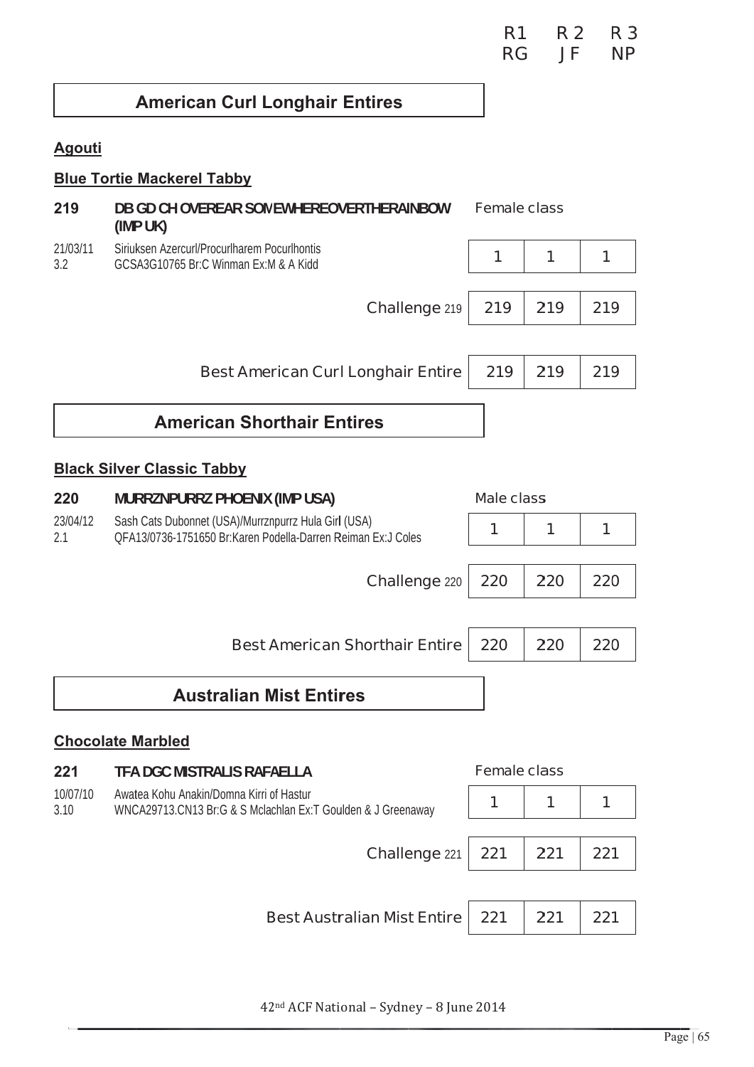| | R1 | R 2 | R 3 |
|---|---|---|---|
| | RG | JF | NP |

## American Curl Longhair Entires

**Agouti**

**Blue Tortie Mackerel Tabby**

**219** **DB GD CH OVEREAR SOMEWHEREOVERTHERAINBOW (IMP UK)** Female class

21/03/11 Siriuksen Azercurl/Procurlharem Pocurlhontis
3.2 GCSA3G10765 Br:C Winman Ex:M & A Kidd

| | R1 | R2 | R3 |
|---|---|---|---|
| | 1 | 1 | 1 |
| Challenge 219 | 219 | 219 | 219 |
| Best American Curl Longhair Entire | 219 | 219 | 219 |

## American Shorthair Entires

**Black Silver Classic Tabby**

**220** **MURRZNPURRZ PHOENIX (IMP USA)** Male class

23/04/12 Sash Cats Dubonnet (USA)/Murrznpurrz Hula Girl (USA)
2.1 QFA13/0736-1751650 Br:Karen Podella-Darren Reiman Ex:J Coles

| | R1 | R2 | R3 |
|---|---|---|---|
| | 1 | 1 | 1 |
| Challenge 220 | 220 | 220 | 220 |
| Best American Shorthair Entire | 220 | 220 | 220 |

## Australian Mist Entires

**Chocolate Marbled**

**221** **TFA DGC MISTRALIS RAFAELLA** Female class

10/07/10 Awatea Kohu Anakin/Domna Kirri of Hastur
3.10 WNCA29713.CN13 Br:G & S Mclachlan Ex:T Goulden & J Greenaway

| | R1 | R2 | R3 |
|---|---|---|---|
| | 1 | 1 | 1 |
| Challenge 221 | 221 | 221 | 221 |
| Best Australian Mist Entire | 221 | 221 | 221 |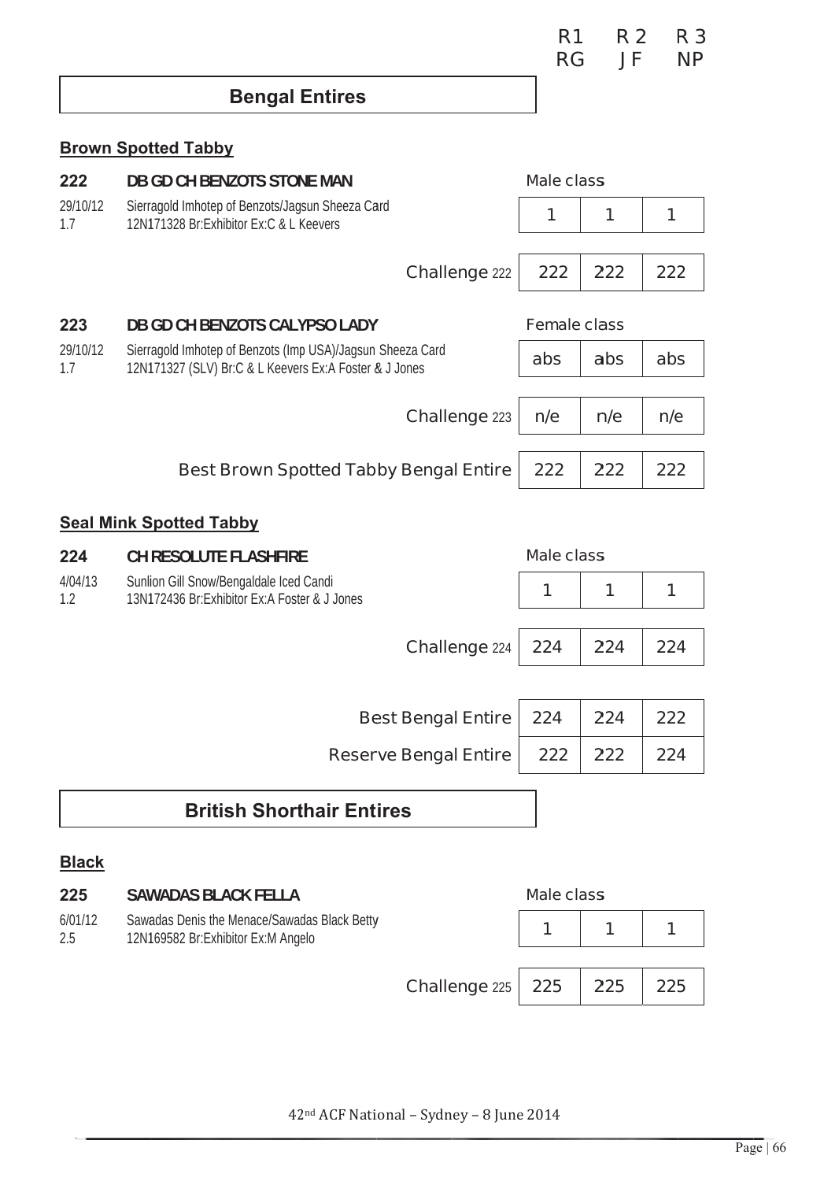| | R1 | R 2 | R 3 |
|---|---|---|---|
| | RG | JF | NP |

## Bengal Entires

### Brown Spotted Tabby

**222 DB GD CH BENZOTS STONE MAN**

29/10/12 Sierragold Imhotep of Benzots/Jagsun Sheeza Card
1.7 12N171328 Br:Exhibitor Ex:C & L Keevers

| Male class | | | |
|---|---|---|---|
| | 1 | 1 | 1 |
| Challenge 222 | 222 | 222 | 222 |

**223 DB GD CH BENZOTS CALYPSO LADY**

29/10/12 Sierragold Imhotep of Benzots (Imp USA)/Jagsun Sheeza Card
1.7 12N171327 (SLV) Br:C & L Keevers Ex:A Foster & J Jones

| Female class | | | |
|---|---|---|---|
| | abs | abs | abs |
| Challenge 223 | n/e | n/e | n/e |
| Best Brown Spotted Tabby Bengal Entire | 222 | 222 | 222 |

### Seal Mink Spotted Tabby

**224 CH RESOLUTE FLASHFIRE**

4/04/13 Sunlion Gill Snow/Bengaldale Iced Candi
1.2 13N172436 Br:Exhibitor Ex:A Foster & J Jones

| Male class | | | |
|---|---|---|---|
| | 1 | 1 | 1 |
| Challenge 224 | 224 | 224 | 224 |

| | | | |
|---|---|---|---|
| Best Bengal Entire | 224 | 224 | 222 |
| Reserve Bengal Entire | 222 | 222 | 224 |

## British Shorthair Entires

### Black

**225 SAWADAS BLACK FELLA**

6/01/12 Sawadas Denis the Menace/Sawadas Black Betty
2.5 12N169582 Br:Exhibitor Ex:M Angelo

| Male class | | | |
|---|---|---|---|
| | 1 | 1 | 1 |
| Challenge 225 | 225 | 225 | 225 |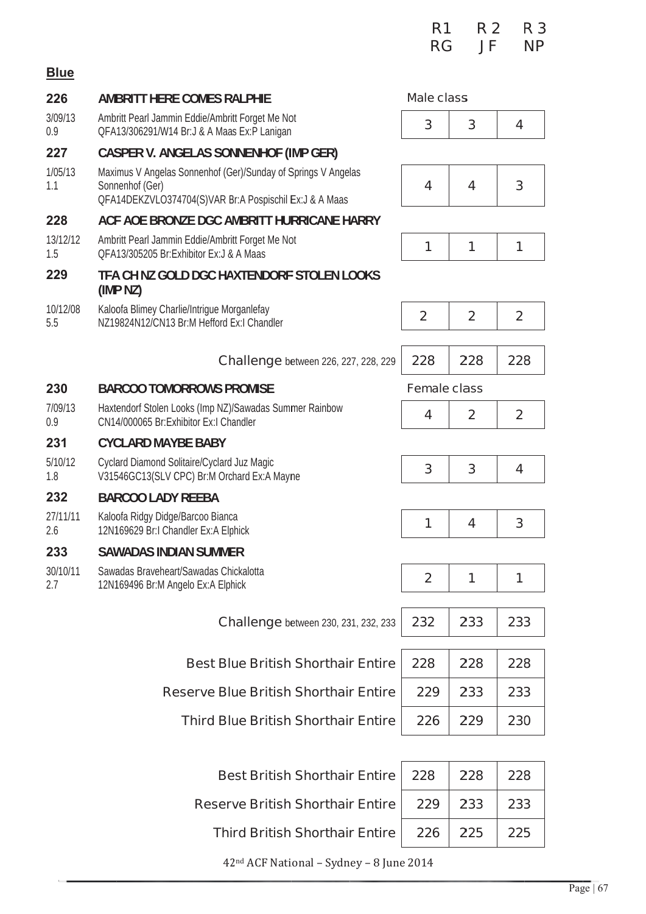| | | R1 RG | R 2 JF | R 3 NP |
|---|---|---|---|---|

**Blue**

| | | Male class | | |
|---|---|---|---|---|
| **226** | **AMBRITT HERE COMES RALPHIE** | | | |
| 3/09/13 0.9 | Ambritt Pearl Jammin Eddie/Ambritt Forget Me Not QFA13/306291/W14 Br:J & A Maas Ex:P Lanigan | 3 | 3 | 4 |
| **227** | **CASPER V. ANGELAS SONNENHOF (IMP GER)** | | | |
| 1/05/13 1.1 | Maximus V Angelas Sonnenhof (Ger)/Sunday of Springs V Angelas Sonnenhof (Ger) QFA14DEKZVLO374704(S)VAR Br:A Pospischil Ex:J & A Maas | 4 | 4 | 3 |
| **228** | **ACF AOE BRONZE DGC AMBRITT HURRICANE HARRY** | | | |
| 13/12/12 1.5 | Ambritt Pearl Jammin Eddie/Ambritt Forget Me Not QFA13/305205 Br:Exhibitor Ex:J & A Maas | 1 | 1 | 1 |
| **229** | **TFA CH NZ GOLD DGC HAXTENDORF STOLEN LOOKS (IMP NZ)** | | | |
| 10/12/08 5.5 | Kaloofa Blimey Charlie/Intrigue Morganlefay NZ19824N12/CN13 Br:M Hefford Ex:I Chandler | 2 | 2 | 2 |
| | Challenge between 226, 227, 228, 229 | 228 | 228 | 228 |
| | | Female class | | |
| **230** | **BARCOO TOMORROWS PROMISE** | | | |
| 7/09/13 0.9 | Haxtendorf Stolen Looks (Imp NZ)/Sawadas Summer Rainbow CN14/000065 Br:Exhibitor Ex:I Chandler | 4 | 2 | 2 |
| **231** | **CYCLARD MAYBE BABY** | | | |
| 5/10/12 1.8 | Cyclard Diamond Solitaire/Cyclard Juz Magic V31546GC13(SLV CPC) Br:M Orchard Ex:A Mayne | 3 | 3 | 4 |
| **232** | **BARCOO LADY REEBA** | | | |
| 27/11/11 2.6 | Kaloofa Ridgy Didge/Barcoo Bianca 12N169629 Br:I Chandler Ex:A Elphick | 1 | 4 | 3 |
| **233** | **SAWADAS INDIAN SUMMER** | | | |
| 30/10/11 2.7 | Sawadas Braveheart/Sawadas Chickalotta 12N169496 Br:M Angelo Ex:A Elphick | 2 | 1 | 1 |
| | Challenge between 230, 231, 232, 233 | 232 | 233 | 233 |
| | Best Blue British Shorthair Entire | 228 | 228 | 228 |
| | Reserve Blue British Shorthair Entire | 229 | 233 | 233 |
| | Third Blue British Shorthair Entire | 226 | 229 | 230 |
| | Best British Shorthair Entire | 228 | 228 | 228 |
| | Reserve British Shorthair Entire | 229 | 233 | 233 |
| | Third British Shorthair Entire | 226 | 225 | 225 |

42nd ACF National – Sydney – 8 June 2014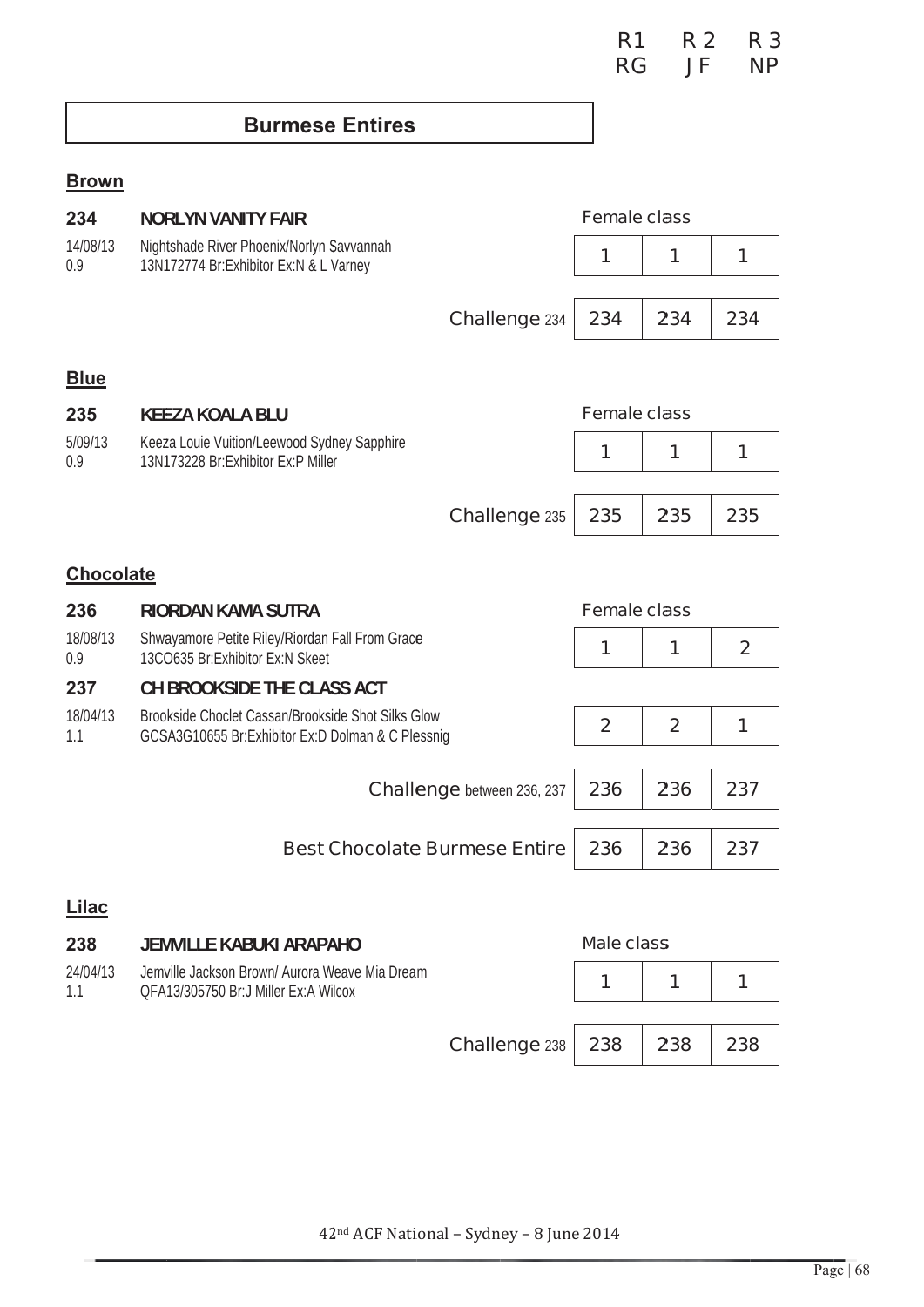| | R1 | R 2 | R 3 |
|---|---|---|---|
| | RG | JF | NP |

## Burmese Entires

### Brown

**234 NORLYN VANITY FAIR**
14/08/13 Nightshade River Phoenix/Norlyn Savvannah
0.9 13N172774 Br:Exhibitor Ex:N & L Varney

| | R1 | R2 | R3 |
|---|---|---|---|
| Female class | 1 | 1 | 1 |
| Challenge 234 | 234 | 234 | 234 |

### Blue

**235 KEEZA KOALA BLU**
5/09/13 Keeza Louie Vuition/Leewood Sydney Sapphire
0.9 13N173228 Br:Exhibitor Ex:P Miller

| | R1 | R2 | R3 |
|---|---|---|---|
| Female class | 1 | 1 | 1 |
| Challenge 235 | 235 | 235 | 235 |

### Chocolate

**236 RIORDAN KAMA SUTRA**
18/08/13 Shwayamore Petite Riley/Riordan Fall From Grace
0.9 13CO635 Br:Exhibitor Ex:N Skeet

**237 CH BROOKSIDE THE CLASS ACT**
18/04/13 Brookside Choclet Cassan/Brookside Shot Silks Glow
1.1 GCSA3G10655 Br:Exhibitor Ex:D Dolman & C Plessnig

| | R1 | R2 | R3 |
|---|---|---|---|
| Female class – 236 | 1 | 1 | 2 |
| Female class – 237 | 2 | 2 | 1 |
| Challenge between 236, 237 | 236 | 236 | 237 |
| Best Chocolate Burmese Entire | 236 | 236 | 237 |

### Lilac

**238 JEMVILLE KABUKI ARAPAHO**
24/04/13 Jemville Jackson Brown/ Aurora Weave Mia Dream
1.1 QFA13/305750 Br:J Miller Ex:A Wilcox

| | R1 | R2 | R3 |
|---|---|---|---|
| Male class | 1 | 1 | 1 |
| Challenge 238 | 238 | 238 | 238 |

42nd ACF National – Sydney – 8 June 2014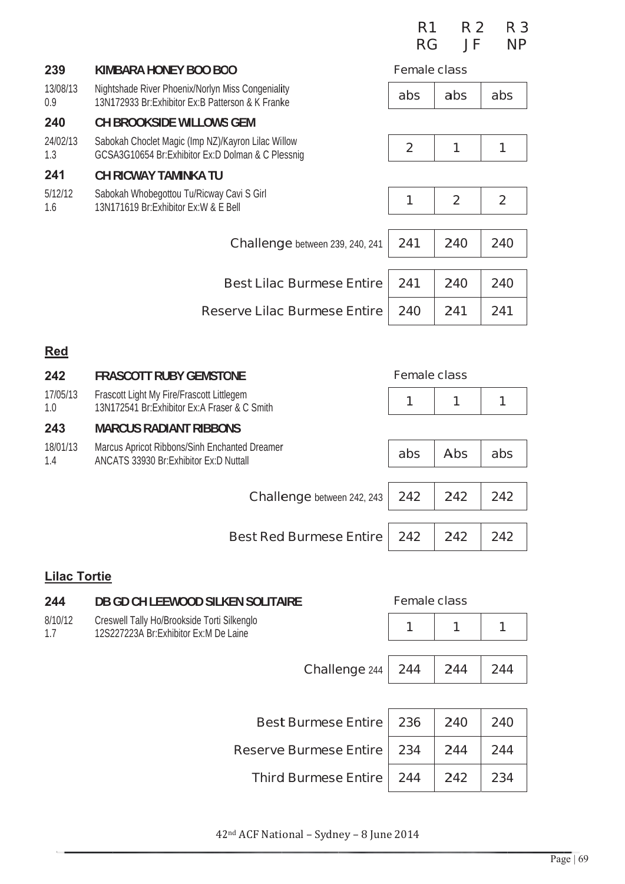| | | R1 RG | R 2 JF | R 3 NP |
|---|---|---|---|---|
| **239** | **KIMBARA HONEY BOO BOO** | Female class | | |
| 13/08/13 0.9 | Nightshade River Phoenix/Norlyn Miss Congeniality 13N172933 Br:Exhibitor Ex:B Patterson & K Franke | abs | abs | abs |
| **240** | **CH BROOKSIDE WILLOWS GEM** | | | |
| 24/02/13 1.3 | Sabokah Choclet Magic (Imp NZ)/Kayron Lilac Willow GCSA3G10654 Br:Exhibitor Ex:D Dolman & C Plessnig | 2 | 1 | 1 |
| **241** | **CH RICWAY TAMINKA TU** | | | |
| 5/12/12 1.6 | Sabokah Whobegottou Tu/Ricway Cavi S Girl 13N171619 Br:Exhibitor Ex:W & E Bell | 1 | 2 | 2 |
| | Challenge between 239, 240, 241 | 241 | 240 | 240 |
| | Best Lilac Burmese Entire | 241 | 240 | 240 |
| | Reserve Lilac Burmese Entire | 240 | 241 | 241 |

## Red

| | | R1 RG | R 2 JF | R 3 NP |
|---|---|---|---|---|
| **242** | **FRASCOTT RUBY GEMSTONE** | Female class | | |
| 17/05/13 1.0 | Frascott Light My Fire/Frascott Littlegem 13N172541 Br:Exhibitor Ex:A Fraser & C Smith | 1 | 1 | 1 |
| **243** | **MARCUS RADIANT RIBBONS** | | | |
| 18/01/13 1.4 | Marcus Apricot Ribbons/Sinh Enchanted Dreamer ANCATS 33930 Br:Exhibitor Ex:D Nuttall | abs | Abs | abs |
| | Challenge between 242, 243 | 242 | 242 | 242 |
| | Best Red Burmese Entire | 242 | 242 | 242 |

## Lilac Tortie

| | | R1 RG | R 2 JF | R 3 NP |
|---|---|---|---|---|
| **244** | **DB GD CH LEEWOOD SILKEN SOLITAIRE** | Female class | | |
| 8/10/12 1.7 | Creswell Tally Ho/Brookside Torti Silkenglo 12S227223A Br:Exhibitor Ex:M De Laine | 1 | 1 | 1 |
| | Challenge 244 | 244 | 244 | 244 |
| | Best Burmese Entire | 236 | 240 | 240 |
| | Reserve Burmese Entire | 234 | 244 | 244 |
| | Third Burmese Entire | 244 | 242 | 234 |

42nd ACF National – Sydney – 8 June 2014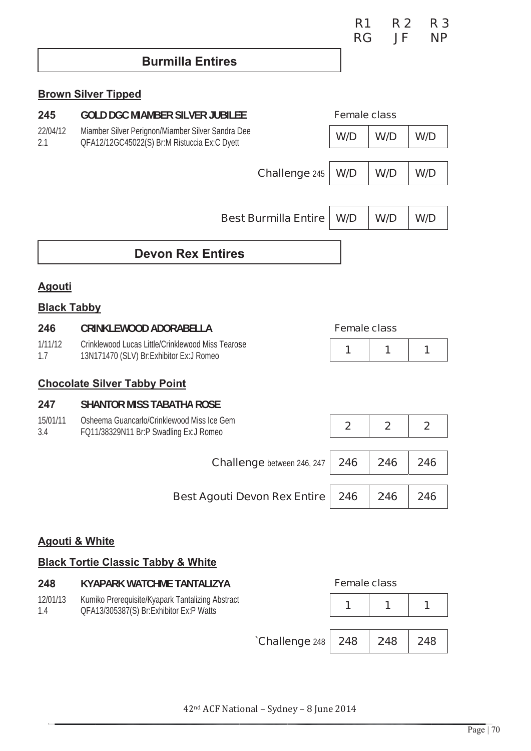| | R1 RG | R 2 JF | R 3 NP |
|---|---|---|---|

## Burmilla Entires

### Brown Silver Tipped

**245** **GOLD DGC MIAMBER SILVER JUBILEE**

22/04/12 Miamber Silver Perignon/Miamber Silver Sandra Dee
2.1 QFA12/12GC45022(S) Br:M Ristuccia Ex:C Dyett

| | R1 RG | R 2 JF | R 3 NP |
|---|---|---|---|
| Female class | W/D | W/D | W/D |
| Challenge 245 | W/D | W/D | W/D |
| Best Burmilla Entire | W/D | W/D | W/D |

## Devon Rex Entires

### Agouti

### Black Tabby

**246** **CRINKLEWOOD ADORABELLA**

1/11/12 Crinklewood Lucas Little/Crinklewood Miss Tearose
1.7 13N171470 (SLV) Br:Exhibitor Ex:J Romeo

| | R1 RG | R 2 JF | R 3 NP |
|---|---|---|---|
| Female class | 1 | 1 | 1 |

### Chocolate Silver Tabby Point

**247** **SHANTOR MISS TABATHA ROSE**

15/01/11 Osheema Guancarlo/Crinklewood Miss Ice Gem
3.4 FQ11/38329N11 Br:P Swadling Ex:J Romeo

| | R1 RG | R 2 JF | R 3 NP |
|---|---|---|---|
| 247 | 2 | 2 | 2 |
| Challenge between 246, 247 | 246 | 246 | 246 |
| Best Agouti Devon Rex Entire | 246 | 246 | 246 |

### Agouti & White

### Black Tortie Classic Tabby & White

**248** **KYAPARK WATCHME TANTALIZYA**

12/01/13 Kumiko Prerequisite/Kyapark Tantalizing Abstract
1.4 QFA13/305387(S) Br:Exhibitor Ex:P Watts

| | R1 RG | R 2 JF | R 3 NP |
|---|---|---|---|
| Female class | 1 | 1 | 1 |
| `Challenge 248 | 248 | 248 | 248 |

42nd ACF National – Sydney – 8 June 2014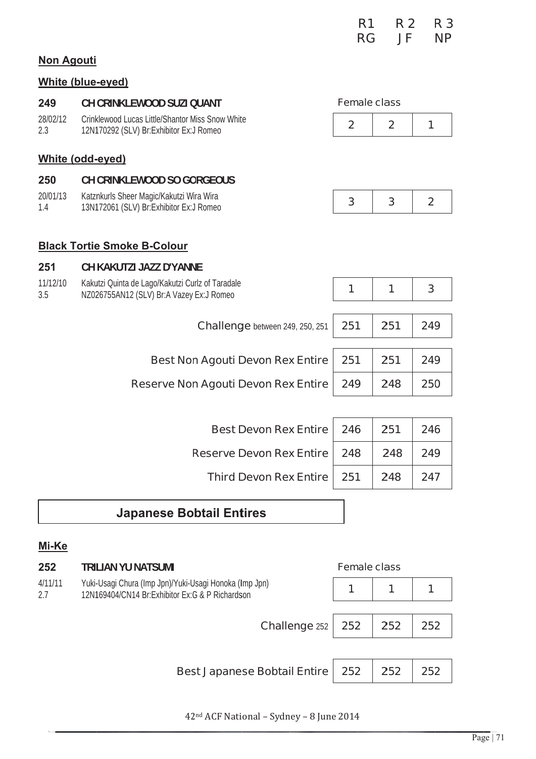| | | R1 RG | R 2 JF | R 3 NP |
|---|---|---|---|---|

**Non Agouti**

**White (blue-eyed)**

| | | Female class | | |
|---|---|---|---|---|
| **249** | **CH CRINKLEWOOD SUZI QUANT** | | | |
| 28/02/12 2.3 | Crinklewood Lucas Little/Shantor Miss Snow White 12N170292 (SLV) Br:Exhibitor Ex:J Romeo | 2 | 2 | 1 |

**White (odd-eyed)**

| | | | | |
|---|---|---|---|---|
| **250** | **CH CRINKLEWOOD SO GORGEOUS** | | | |
| 20/01/13 1.4 | Katznkurls Sheer Magic/Kakutzi Wira Wira 13N172061 (SLV) Br:Exhibitor Ex:J Romeo | 3 | 3 | 2 |

**Black Tortie Smoke B-Colour**

| | | | | |
|---|---|---|---|---|
| **251** | **CH KAKUTZI JAZZ D'YANNE** | | | |
| 11/12/10 3.5 | Kakutzi Quinta de Lago/Kakutzi Curlz of Taradale NZ026755AN12 (SLV) Br:A Vazey Ex:J Romeo | 1 | 1 | 3 |

| | R1 | R2 | R3 |
|---|---|---|---|
| Challenge between 249, 250, 251 | 251 | 251 | 249 |
| Best Non Agouti Devon Rex Entire | 251 | 251 | 249 |
| Reserve Non Agouti Devon Rex Entire | 249 | 248 | 250 |

| | R1 | R2 | R3 |
|---|---|---|---|
| Best Devon Rex Entire | 246 | 251 | 246 |
| Reserve Devon Rex Entire | 248 | 248 | 249 |
| Third Devon Rex Entire | 251 | 248 | 247 |

## Japanese Bobtail Entires

**Mi-Ke**

| | | Female class | | |
|---|---|---|---|---|
| **252** | **TRILIAN YU NATSUMI** | | | |
| 4/11/11 2.7 | Yuki-Usagi Chura (Imp Jpn)/Yuki-Usagi Honoka (Imp Jpn) 12N169404/CN14 Br:Exhibitor Ex:G & P Richardson | 1 | 1 | 1 |

| | R1 | R2 | R3 |
|---|---|---|---|
| Challenge 252 | 252 | 252 | 252 |
| Best Japanese Bobtail Entire | 252 | 252 | 252 |

42nd ACF National – Sydney – 8 June 2014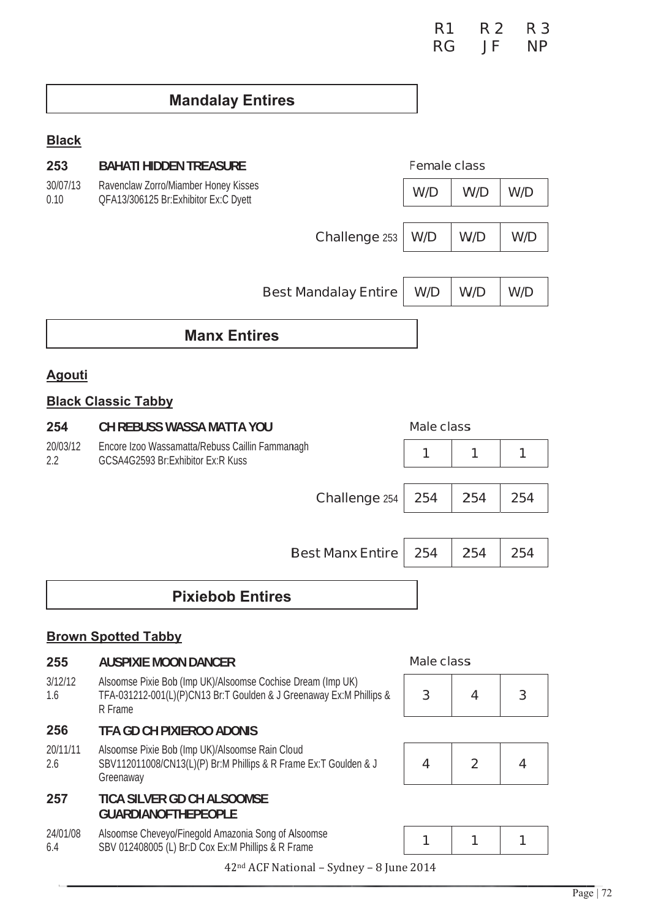| R1 | R 2 | R 3 |
|---|---|---|
| RG | JF | NP |

## Mandalay Entires

### Black

**253** **BAHATI HIDDEN TREASURE**

30/07/13 0.10 — Ravenclaw Zorro/Miamber Honey Kisses
QFA13/306125 Br:Exhibitor Ex:C Dyett

| Female class | | |
|---|---|---|
| W/D | W/D | W/D |

| | R1 | R2 | R3 |
|---|---|---|---|
| Challenge 253 | W/D | W/D | W/D |
| Best Mandalay Entire | W/D | W/D | W/D |

## Manx Entires

### Agouti

### Black Classic Tabby

**254** **CH REBUSS WASSA MATTA YOU**

20/03/12 2.2 — Encore Izoo Wassamatta/Rebuss Caillin Fammanagh
GCSA4G2593 Br:Exhibitor Ex:R Kuss

| Male class | | |
|---|---|---|
| 1 | 1 | 1 |

| | R1 | R2 | R3 |
|---|---|---|---|
| Challenge 254 | 254 | 254 | 254 |
| Best Manx Entire | 254 | 254 | 254 |

## Pixiebob Entires

### Brown Spotted Tabby

Male class

| No. | Name / Details | R1 | R2 | R3 |
|---|---|---|---|---|
| 255 | **AUSPIXIE MOON DANCER**<br>3/12/12 1.6 — Alsoomse Pixie Bob (Imp UK)/Alsoomse Cochise Dream (Imp UK)<br>TFA-031212-001(L)(P)CN13 Br:T Goulden & J Greenaway Ex:M Phillips & R Frame | 3 | 4 | 3 |
| 256 | **TFA GD CH PIXIEROO ADONIS**<br>20/11/11 2.6 — Alsoomse Pixie Bob (Imp UK)/Alsoomse Rain Cloud<br>SBV112011008/CN13(L)(P) Br:M Phillips & R Frame Ex:T Goulden & J Greenaway | 4 | 2 | 4 |
| 257 | **TICA SILVER GD CH ALSOOMSE GUARDIANOFTHEPEOPLE**<br>24/01/08 6.4 — Alsoomse Cheveyo/Finegold Amazonia Song of Alsoomse<br>SBV 012408005 (L) Br:D Cox Ex:M Phillips & R Frame | 1 | 1 | 1 |

42nd ACF National – Sydney – 8 June 2014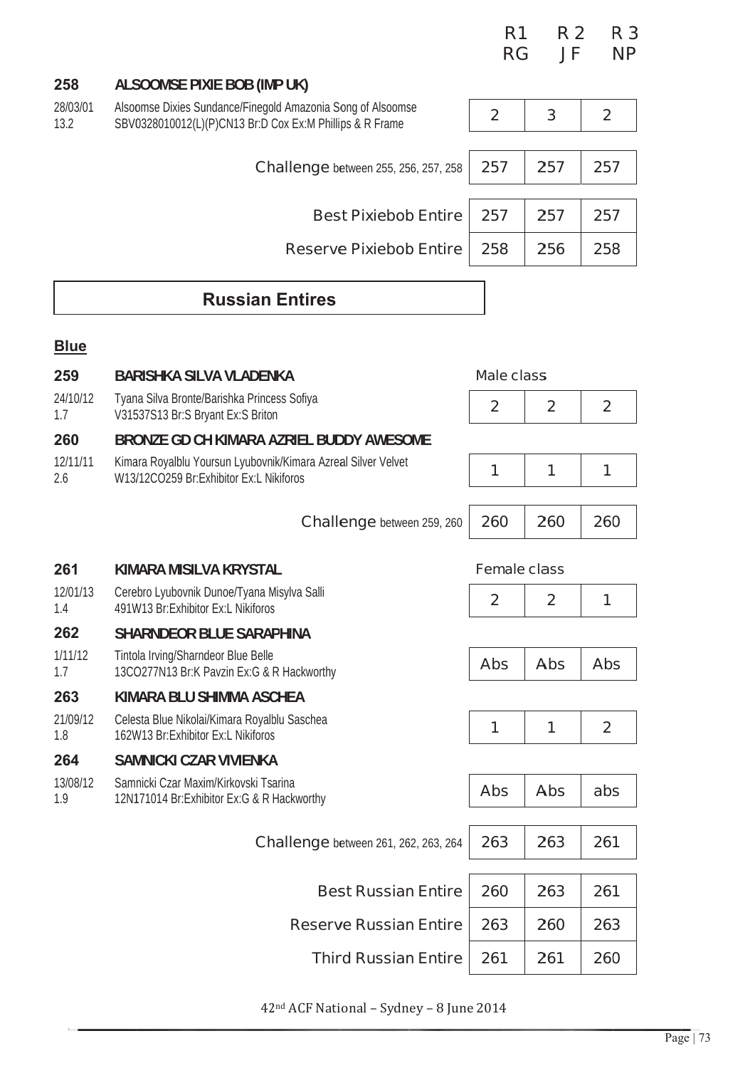| | | R1 RG | R 2 JF | R 3 NP |
|---|---|---|---|---|
| **258** | **ALSOOMSE PIXIE BOB (IMP UK)** | | | |
| 28/03/01 13.2 | Alsoomse Dixies Sundance/Finegold Amazonia Song of Alsoomse SBV0328010012(L)(P)CN13 Br:D Cox Ex:M Phillips & R Frame | 2 | 3 | 2 |
| | Challenge between 255, 256, 257, 258 | 257 | 257 | 257 |
| | Best Pixiebob Entire | 257 | 257 | 257 |
| | Reserve Pixiebob Entire | 258 | 256 | 258 |

## Russian Entires

### Blue

| | | R1 RG | R 2 JF | R 3 NP |
|---|---|---|---|---|
| **259** | **BARISHKA SILVA VLADENKA** | Male class | | |
| 24/10/12 1.7 | Tyana Silva Bronte/Barishka Princess Sofiya V31537S13 Br:S Bryant Ex:S Briton | 2 | 2 | 2 |
| **260** | **BRONZE GD CH KIMARA AZRIEL BUDDY AWESOME** | | | |
| 12/11/11 2.6 | Kimara Royalblu Yoursun Lyubovnik/Kimara Azreal Silver Velvet W13/12CO259 Br:Exhibitor Ex:L Nikiforos | 1 | 1 | 1 |
| | Challenge between 259, 260 | 260 | 260 | 260 |
| **261** | **KIMARA MISILVA KRYSTAL** | Female class | | |
| 12/01/13 1.4 | Cerebro Lyubovnik Dunoe/Tyana Misylva Salli 491W13 Br:Exhibitor Ex:L Nikiforos | 2 | 2 | 1 |
| **262** | **SHARNDEOR BLUE SARAPHINA** | | | |
| 1/11/12 1.7 | Tintola Irving/Sharndeor Blue Belle 13CO277N13 Br:K Pavzin Ex:G & R Hackworthy | Abs | Abs | Abs |
| **263** | **KIMARA BLU SHIMMA ASCHEA** | | | |
| 21/09/12 1.8 | Celesta Blue Nikolai/Kimara Royalblu Saschea 162W13 Br:Exhibitor Ex:L Nikiforos | 1 | 1 | 2 |
| **264** | **SAMNICKI CZAR VIVIENKA** | | | |
| 13/08/12 1.9 | Samnicki Czar Maxim/Kirkovski Tsarina 12N171014 Br:Exhibitor Ex:G & R Hackworthy | Abs | Abs | abs |
| | Challenge between 261, 262, 263, 264 | 263 | 263 | 261 |
| | Best Russian Entire | 260 | 263 | 261 |
| | Reserve Russian Entire | 263 | 260 | 263 |
| | Third Russian Entire | 261 | 261 | 260 |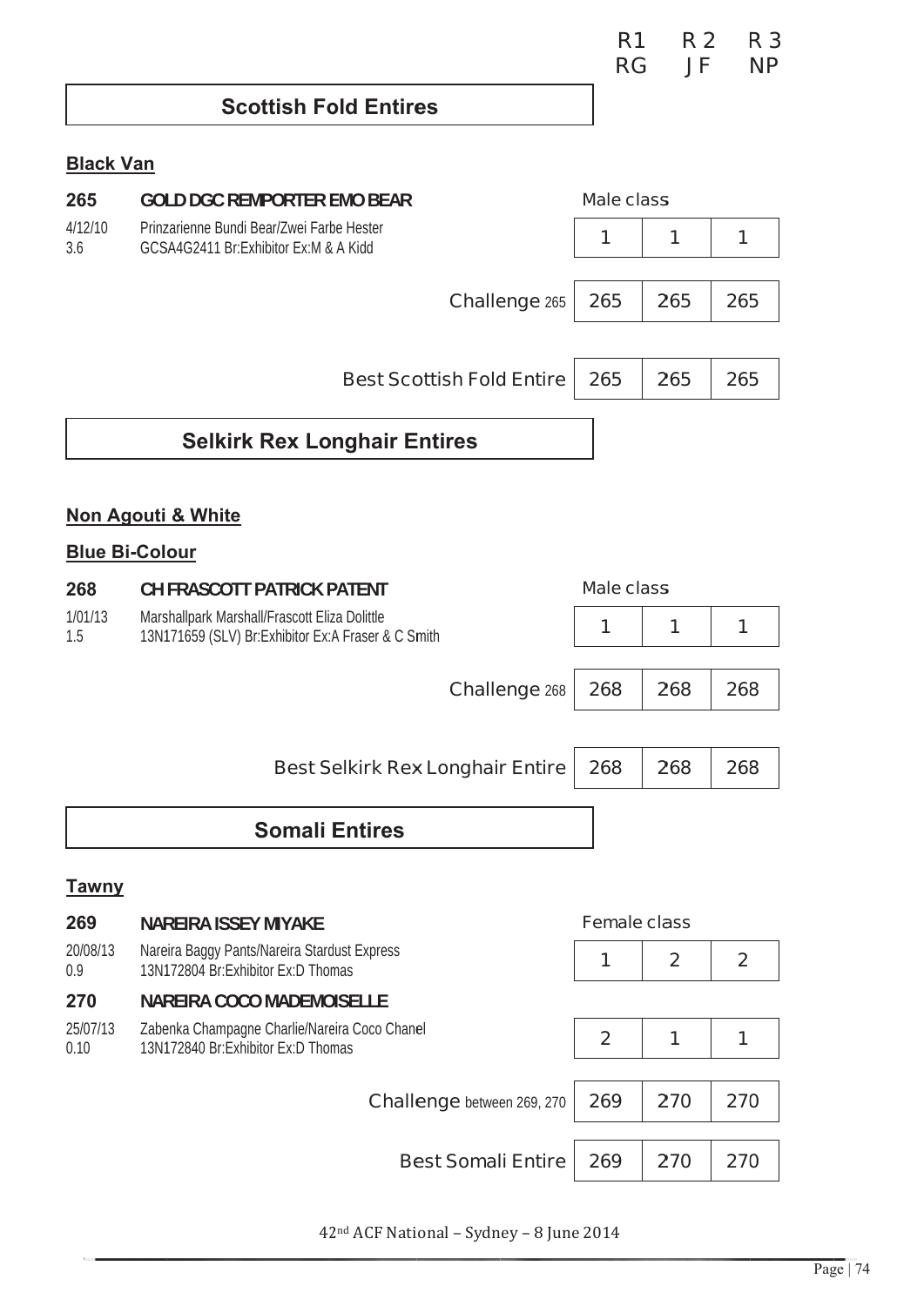| | R1 | R 2 | R 3 |
|---|---|---|---|
| | RG | JF | NP |

## Scottish Fold Entires

**Black Van**

**265** **GOLD DGC REMPORTER EMO BEAR**
4/12/10 Prinzarienne Bundi Bear/Zwei Farbe Hester
3.6 GCSA4G2411 Br:Exhibitor Ex:M & A Kidd

| Male class | | | |
|---|---|---|---|
| | 1 | 1 | 1 |
| Challenge 265 | 265 | 265 | 265 |
| Best Scottish Fold Entire | 265 | 265 | 265 |

## Selkirk Rex Longhair Entires

**Non Agouti & White**

**Blue Bi-Colour**

**268** **CH FRASCOTT PATRICK PATENT**
1/01/13 Marshallpark Marshall/Frascott Eliza Dolittle
1.5 13N171659 (SLV) Br:Exhibitor Ex:A Fraser & C Smith

| Male class | | | |
|---|---|---|---|
| | 1 | 1 | 1 |
| Challenge 268 | 268 | 268 | 268 |
| Best Selkirk Rex Longhair Entire | 268 | 268 | 268 |

## Somali Entires

**Tawny**

**269** **NAREIRA ISSEY MIYAKE**
20/08/13 Nareira Baggy Pants/Nareira Stardust Express
0.9 13N172804 Br:Exhibitor Ex:D Thomas

**270** **NAREIRA COCO MADEMOISELLE**
25/07/13 Zabenka Champagne Charlie/Nareira Coco Chanel
0.10 13N172840 Br:Exhibitor Ex:D Thomas

| Female class | | | |
|---|---|---|---|
| 269 | 1 | 2 | 2 |
| 270 | 2 | 1 | 1 |
| Challenge between 269, 270 | 269 | 270 | 270 |
| Best Somali Entire | 269 | 270 | 270 |

42nd ACF National – Sydney – 8 June 2014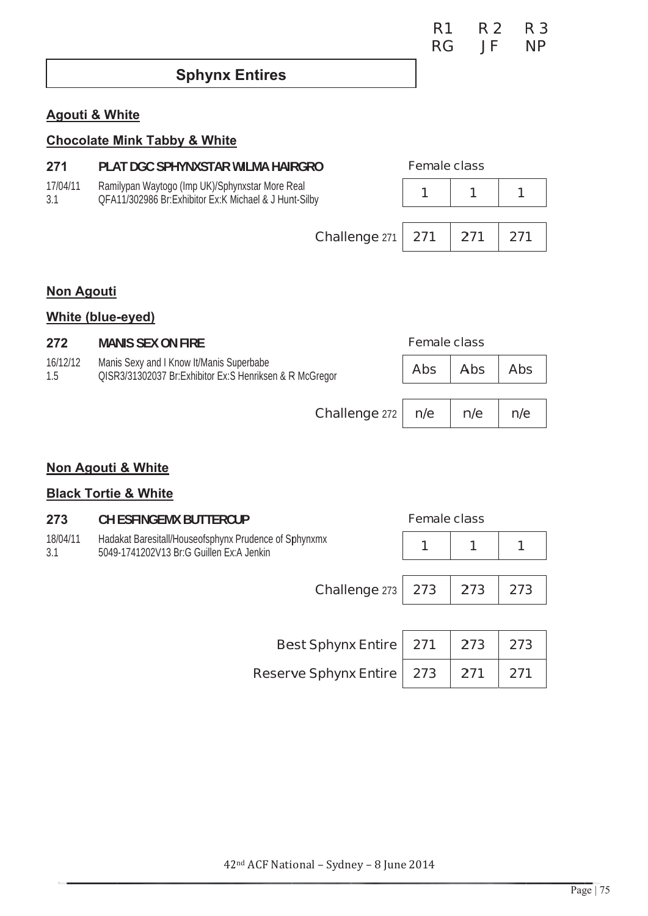| | R1 | R 2 | R 3 |
|---|---|---|---|
| | RG | JF | NP |

## Sphynx Entires

### Agouti & White

### Chocolate Mink Tabby & White

**271 PLAT DGC SPHYNXSTAR WILMA HAIRGRO**

17/04/11 Ramilypan Waytogo (Imp UK)/Sphynxstar More Real
3.1 QFA11/302986 Br:Exhibitor Ex:K Michael & J Hunt-Silby

| | R1 | R2 | R3 |
|---|---|---|---|
| Female class | 1 | 1 | 1 |
| Challenge 271 | 271 | 271 | 271 |

### Non Agouti

### White (blue-eyed)

**272 MANIS SEX ON FIRE**

16/12/12 Manis Sexy and I Know It/Manis Superbabe
1.5 QISR3/31302037 Br:Exhibitor Ex:S Henriksen & R McGregor

| | R1 | R2 | R3 |
|---|---|---|---|
| Female class | Abs | Abs | Abs |
| Challenge 272 | n/e | n/e | n/e |

### Non Agouti & White

### Black Tortie & White

**273 CH ESFINGEMX BUTTERCUP**

18/04/11 Hadakat Baresitall/Houseofsphynx Prudence of Sphynxmx
3.1 5049-1741202V13 Br:G Guillen Ex:A Jenkin

| | R1 | R2 | R3 |
|---|---|---|---|
| Female class | 1 | 1 | 1 |
| Challenge 273 | 273 | 273 | 273 |

| | R1 | R2 | R3 |
|---|---|---|---|
| Best Sphynx Entire | 271 | 273 | 273 |
| Reserve Sphynx Entire | 273 | 271 | 271 |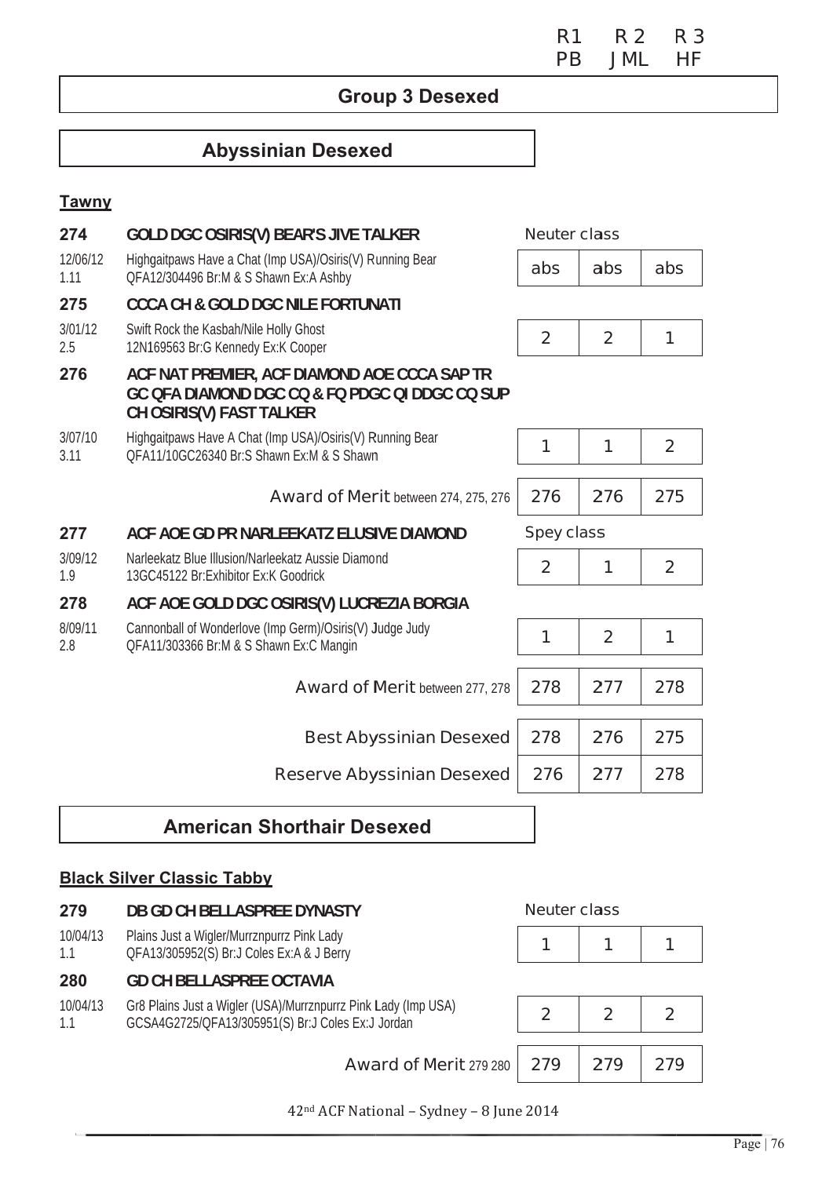| | R1 | R 2 | R 3 |
|---|---|---|---|
| | PB | JML | HF |

# Group 3 Desexed

## Abyssinian Desexed

**Tawny**

| | | R1 | R2 | R3 |
|---|---|---|---|---|
| **274** | **GOLD DGC OSIRIS(V) BEAR'S JIVE TALKER** | Neuter class | | |
| 12/06/12 1.11 | Highgaitpaws Have a Chat (Imp USA)/Osiris(V) Running Bear QFA12/304496 Br:M & S Shawn Ex:A Ashby | abs | abs | abs |
| **275** | **CCCA CH & GOLD DGC NILE FORTUNATI** | | | |
| 3/01/12 2.5 | Swift Rock the Kasbah/Nile Holly Ghost 12N169563 Br:G Kennedy Ex:K Cooper | 2 | 2 | 1 |
| **276** | **ACF NAT PREMIER, ACF DIAMOND AOE CCCA SAP TR GC QFA DIAMOND DGC CQ & FQ PDGC QI DDGC CQ SUP CH OSIRIS(V) FAST TALKER** | | | |
| 3/07/10 3.11 | Highgaitpaws Have A Chat (Imp USA)/Osiris(V) Running Bear QFA11/10GC26340 Br:S Shawn Ex:M & S Shawn | 1 | 1 | 2 |
| | Award of Merit between 274, 275, 276 | 276 | 276 | 275 |
| **277** | **ACF AOE GD PR NARLEEKATZ ELUSIVE DIAMOND** | Spey class | | |
| 3/09/12 1.9 | Narleekatz Blue Illusion/Narleekatz Aussie Diamond 13GC45122 Br:Exhibitor Ex:K Goodrick | 2 | 1 | 2 |
| **278** | **ACF AOE GOLD DGC OSIRIS(V) LUCREZIA BORGIA** | | | |
| 8/09/11 2.8 | Cannonball of Wonderlove (Imp Germ)/Osiris(V) Judge Judy QFA11/303366 Br:M & S Shawn Ex:C Mangin | 1 | 2 | 1 |
| | Award of Merit between 277, 278 | 278 | 277 | 278 |
| | Best Abyssinian Desexed | 278 | 276 | 275 |
| | Reserve Abyssinian Desexed | 276 | 277 | 278 |

## American Shorthair Desexed

**Black Silver Classic Tabby**

| | | R1 | R2 | R3 |
|---|---|---|---|---|
| **279** | **DB GD CH BELLASPREE DYNASTY** | Neuter class | | |
| 10/04/13 1.1 | Plains Just a Wigler/Murrznpurrz Pink Lady QFA13/305952(S) Br:J Coles Ex:A & J Berry | 1 | 1 | 1 |
| **280** | **GD CH BELLASPREE OCTAVIA** | | | |
| 10/04/13 1.1 | Gr8 Plains Just a Wigler (USA)/Murrznpurrz Pink Lady (Imp USA) GCSA4G2725/QFA13/305951(S) Br:J Coles Ex:J Jordan | 2 | 2 | 2 |
| | Award of Merit 279 280 | 279 | 279 | 279 |

42nd ACF National – Sydney – 8 June 2014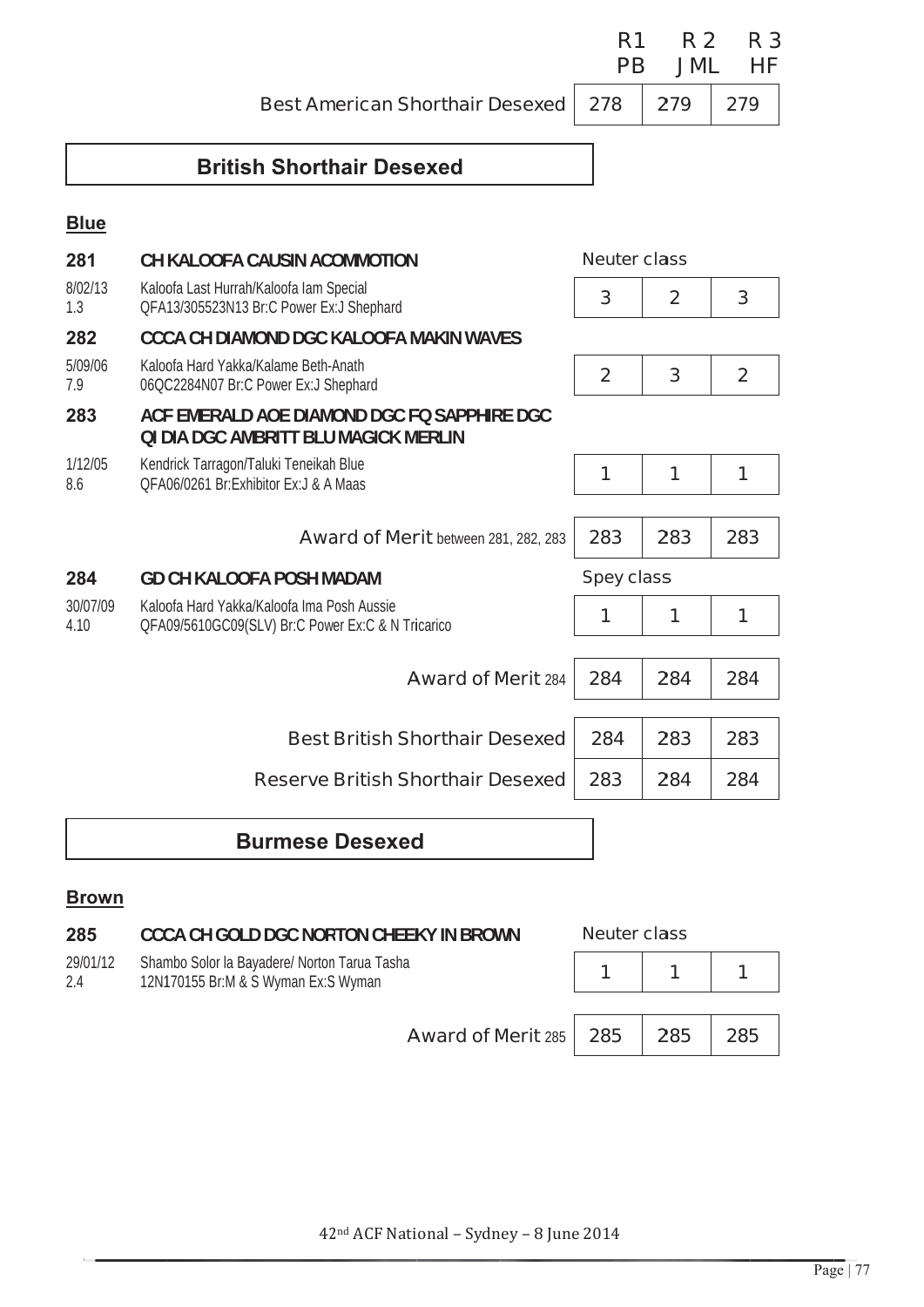| | R1 PB | R 2 JML | R 3 HF |
|---|---|---|---|
| Best American Shorthair Desexed | 278 | 279 | 279 |

## British Shorthair Desexed

**Blue**

**281** **CH KALOOFA CAUSIN ACOMMOTION** — Neuter class

8/02/13 1.3 — Kaloofa Last Hurrah/Kaloofa Iam Special QFA13/305523N13 Br:C Power Ex:J Shephard

| 3 | 2 | 3 |
|---|---|---|

**282** **CCCA CH DIAMOND DGC KALOOFA MAKIN WAVES**

5/09/06 7.9 — Kaloofa Hard Yakka/Kalame Beth-Anath 06QC2284N07 Br:C Power Ex:J Shephard

| 2 | 3 | 2 |
|---|---|---|

**283** **ACF EMERALD AOE DIAMOND DGC FQ SAPPHIRE DGC QI DIA DGC AMBRITT BLU MAGICK MERLIN**

1/12/05 8.6 — Kendrick Tarragon/Taluki Teneikah Blue QFA06/0261 Br:Exhibitor Ex:J & A Maas

| 1 | 1 | 1 |
|---|---|---|

| Award of Merit between 281, 282, 283 | 283 | 283 | 283 |
|---|---|---|---|

**284** **GD CH KALOOFA POSH MADAM** — Spey class

30/07/09 4.10 — Kaloofa Hard Yakka/Kaloofa Ima Posh Aussie QFA09/5610GC09(SLV) Br:C Power Ex:C & N Tricarico

| 1 | 1 | 1 |
|---|---|---|

| Award of Merit 284 | 284 | 284 | 284 |
|---|---|---|---|

| | R1 PB | R 2 JML | R 3 HF |
|---|---|---|---|
| Best British Shorthair Desexed | 284 | 283 | 283 |
| Reserve British Shorthair Desexed | 283 | 284 | 284 |

## Burmese Desexed

**Brown**

**285** **CCCA CH GOLD DGC NORTON CHEEKY IN BROWN** — Neuter class

29/01/12 2.4 — Shambo Solor la Bayadere/ Norton Tarua Tasha 12N170155 Br:M & S Wyman Ex:S Wyman

| 1 | 1 | 1 |
|---|---|---|

| Award of Merit 285 | 285 | 285 | 285 |
|---|---|---|---|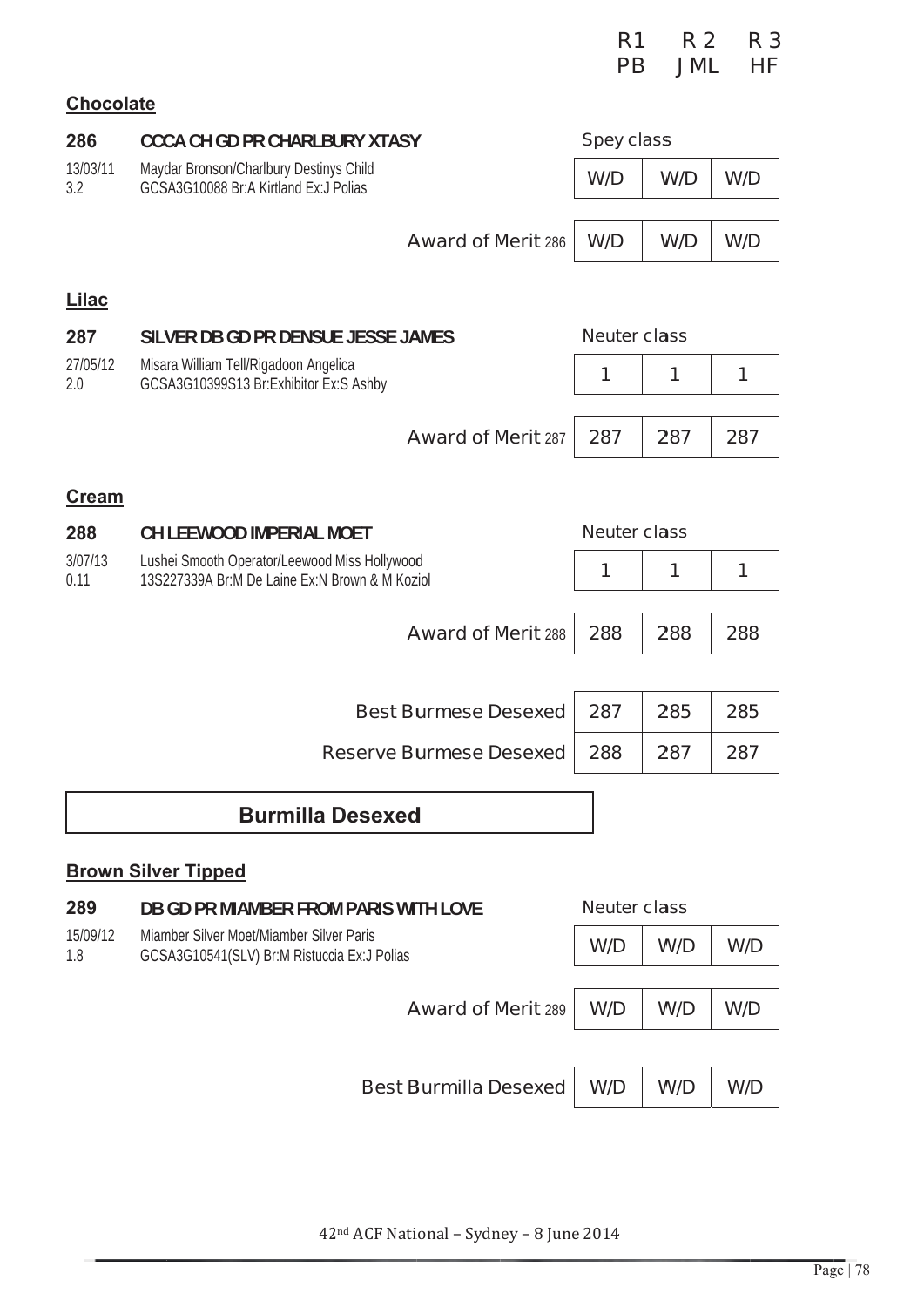| | | R1 | R 2 | R 3 |
|---|---|---|---|---|
| | | PB | JML | HF |

**Chocolate**

**286** **CCCA CH GD PR CHARLBURY XTASY** — Spey class

13/03/11 Maydar Bronson/Charlbury Destinys Child
3.2 GCSA3G10088 Br:A Kirtland Ex:J Polias

| | R1 | R2 | R3 |
|---|---|---|---|
| Spey class | W/D | W/D | W/D |
| Award of Merit 286 | W/D | W/D | W/D |

**Lilac**

**287** **SILVER DB GD PR DENSUE JESSE JAMES** — Neuter class

27/05/12 Misara William Tell/Rigadoon Angelica
2.0 GCSA3G10399S13 Br:Exhibitor Ex:S Ashby

| | R1 | R2 | R3 |
|---|---|---|---|
| Neuter class | 1 | 1 | 1 |
| Award of Merit 287 | 287 | 287 | 287 |

**Cream**

**288** **CH LEEWOOD IMPERIAL MOET** — Neuter class

3/07/13 Lushei Smooth Operator/Leewood Miss Hollywood
0.11 13S227339A Br:M De Laine Ex:N Brown & M Koziol

| | R1 | R2 | R3 |
|---|---|---|---|
| Neuter class | 1 | 1 | 1 |
| Award of Merit 288 | 288 | 288 | 288 |

| | R1 | R2 | R3 |
|---|---|---|---|
| Best Burmese Desexed | 287 | 285 | 285 |
| Reserve Burmese Desexed | 288 | 287 | 287 |

## Burmilla Desexed

**Brown Silver Tipped**

**289** **DB GD PR MIAMBER FROM PARIS WITH LOVE** — Neuter class

15/09/12 Miamber Silver Moet/Miamber Silver Paris
1.8 GCSA3G10541(SLV) Br:M Ristuccia Ex:J Polias

| | R1 | R2 | R3 |
|---|---|---|---|
| Neuter class | W/D | W/D | W/D |
| Award of Merit 289 | W/D | W/D | W/D |

| | R1 | R2 | R3 |
|---|---|---|---|
| Best Burmilla Desexed | W/D | W/D | W/D |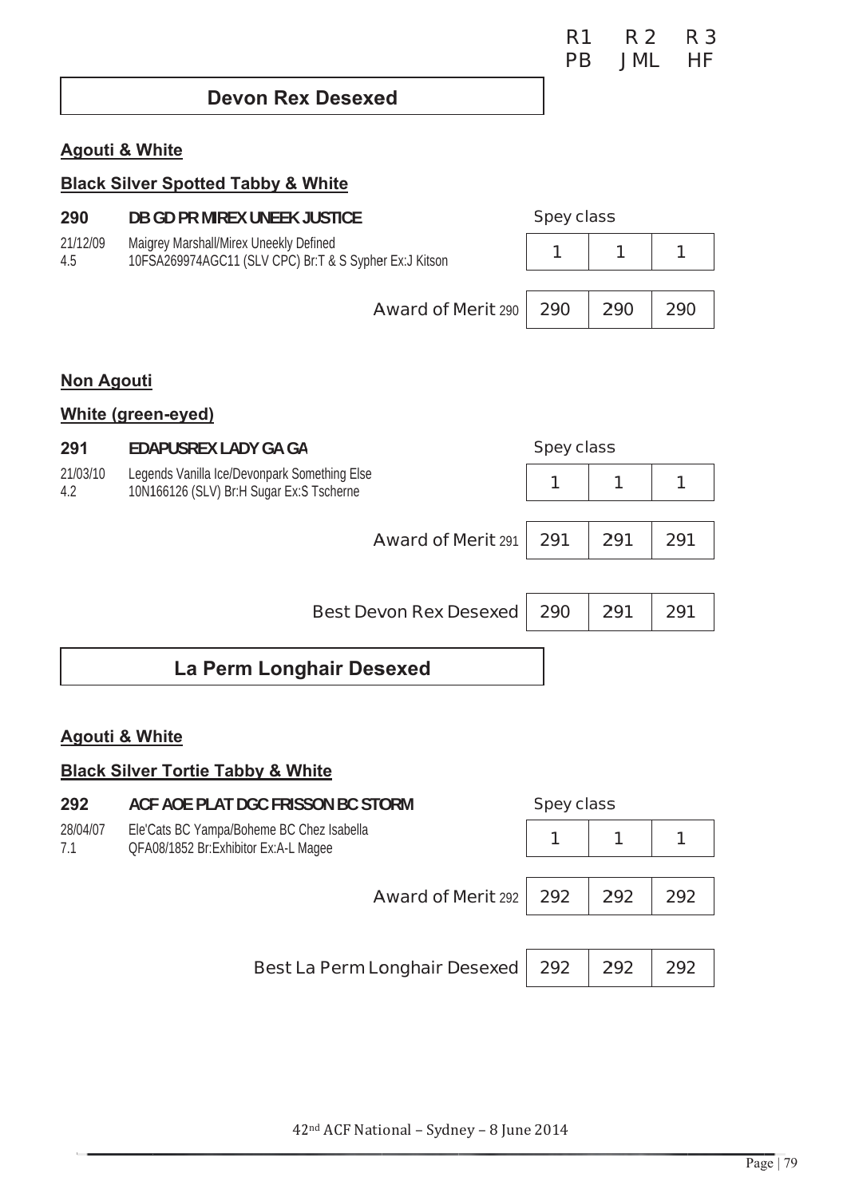| | R1 | R 2 | R 3 |
|---|---|---|---|
| | PB | JML | HF |

## Devon Rex Desexed

**Agouti & White**

**Black Silver Spotted Tabby & White**

**290** **DB GD PR MIREX UNEEK JUSTICE**

21/12/09 Maigrey Marshall/Mirex Uneekly Defined
4.5 10FSA269974AGC11 (SLV CPC) Br:T & S Sypher Ex:J Kitson

| | R1 | R2 | R3 |
|---|---|---|---|
| Spey class | 1 | 1 | 1 |
| Award of Merit 290 | 290 | 290 | 290 |

**Non Agouti**

**White (green-eyed)**

**291** **EDAPUSREX LADY GA GA**

21/03/10 Legends Vanilla Ice/Devonpark Something Else
4.2 10N166126 (SLV) Br:H Sugar Ex:S Tscherne

| | R1 | R2 | R3 |
|---|---|---|---|
| Spey class | 1 | 1 | 1 |
| Award of Merit 291 | 291 | 291 | 291 |
| Best Devon Rex Desexed | 290 | 291 | 291 |

## La Perm Longhair Desexed

**Agouti & White**

**Black Silver Tortie Tabby & White**

**292** **ACF AOE PLAT DGC FRISSON BC STORM**

28/04/07 Ele'Cats BC Yampa/Boheme BC Chez Isabella
7.1 QFA08/1852 Br:Exhibitor Ex:A-L Magee

| | R1 | R2 | R3 |
|---|---|---|---|
| Spey class | 1 | 1 | 1 |
| Award of Merit 292 | 292 | 292 | 292 |
| Best La Perm Longhair Desexed | 292 | 292 | 292 |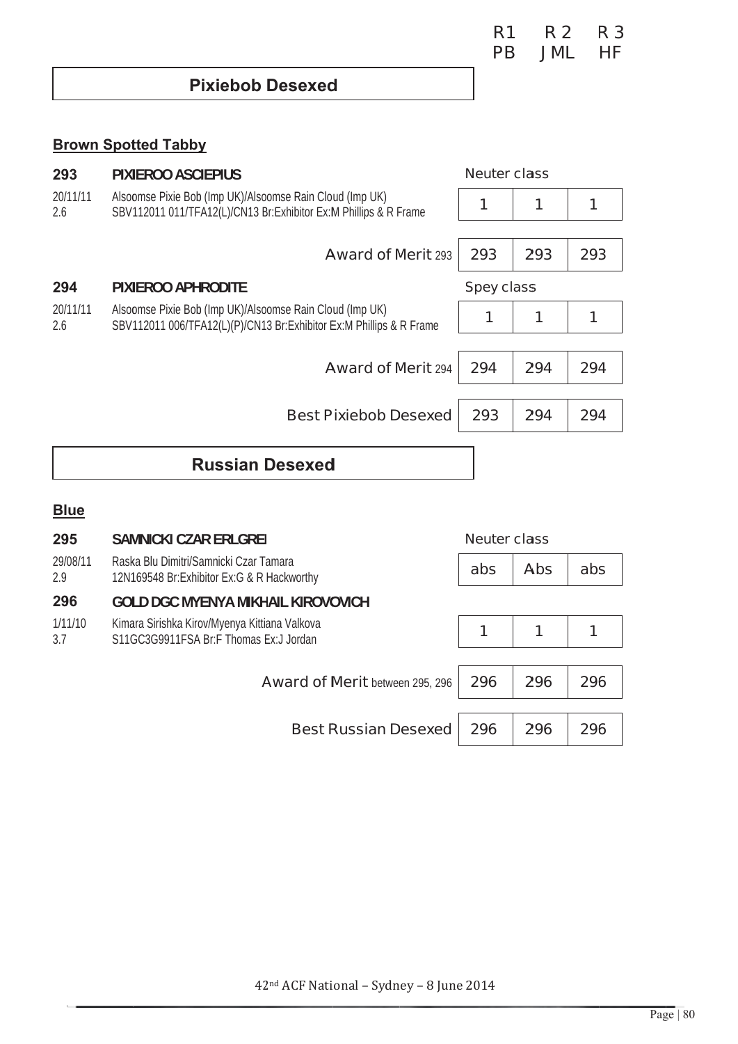| | | R1 PB | R 2 JML | R 3 HF |
|---|---|---|---|---|

## Pixiebob Desexed

### Brown Spotted Tabby

**293 PIXIEROO ASCIEPIUS** — Neuter class

20/11/11 2.6 — Alsoomse Pixie Bob (Imp UK)/Alsoomse Rain Cloud (Imp UK) SBV112011 011/TFA12(L)/CN13 Br:Exhibitor Ex:M Phillips & R Frame

| | R1 PB | R 2 JML | R 3 HF |
|---|---|---|---|
| Neuter class | 1 | 1 | 1 |
| Award of Merit 293 | 293 | 293 | 293 |

**294 PIXIEROO APHRODITE** — Spey class

20/11/11 2.6 — Alsoomse Pixie Bob (Imp UK)/Alsoomse Rain Cloud (Imp UK) SBV112011 006/TFA12(L)(P)/CN13 Br:Exhibitor Ex:M Phillips & R Frame

| | R1 PB | R 2 JML | R 3 HF |
|---|---|---|---|
| Spey class | 1 | 1 | 1 |
| Award of Merit 294 | 294 | 294 | 294 |
| Best Pixiebob Desexed | 293 | 294 | 294 |

## Russian Desexed

### Blue

**295 SAMNICKI CZAR ERLGREI** — Neuter class

29/08/11 2.9 — Raska Blu Dimitri/Samnicki Czar Tamara 12N169548 Br:Exhibitor Ex:G & R Hackworthy

**296 GOLD DGC MYENYA MIKHAIL KIROVOVICH**

1/11/10 3.7 — Kimara Sirishka Kirov/Myenya Kittiana Valkova S11GC3G9911FSA Br:F Thomas Ex:J Jordan

| | R1 PB | R 2 JML | R 3 HF |
|---|---|---|---|
| 295 | abs | Abs | abs |
| 296 | 1 | 1 | 1 |
| Award of Merit between 295, 296 | 296 | 296 | 296 |
| Best Russian Desexed | 296 | 296 | 296 |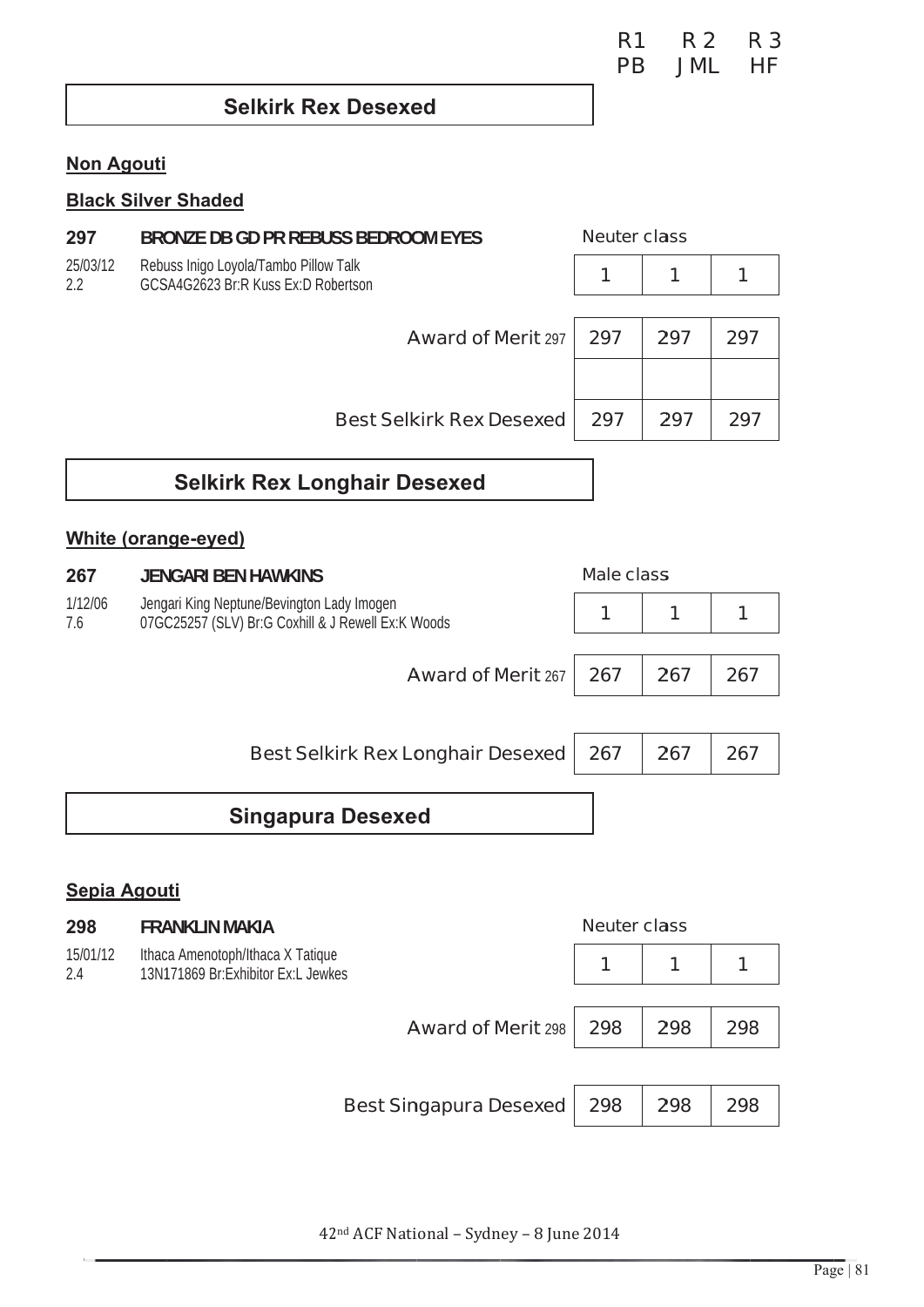| | R1 | R 2 | R 3 |
|---|---|---|---|
| | PB | JML | HF |

## Selkirk Rex Desexed

### Non Agouti

### Black Silver Shaded

**297** **BRONZE DB GD PR REBUSS BEDROOM EYES** — Neuter class

25/03/12 Rebuss Inigo Loyola/Tambo Pillow Talk
2.2 GCSA4G2623 Br:R Kuss Ex:D Robertson

| | R1 | R2 | R3 |
|---|---|---|---|
| Neuter class | 1 | 1 | 1 |
| Award of Merit 297 | 297 | 297 | 297 |
| | | | |
| Best Selkirk Rex Desexed | 297 | 297 | 297 |

## Selkirk Rex Longhair Desexed

### White (orange-eyed)

**267** **JENGARI BEN HAWKINS** — Male class

1/12/06 Jengari King Neptune/Bevington Lady Imogen
7.6 07GC25257 (SLV) Br:G Coxhill & J Rewell Ex:K Woods

| | R1 | R2 | R3 |
|---|---|---|---|
| Male class | 1 | 1 | 1 |
| Award of Merit 267 | 267 | 267 | 267 |
| Best Selkirk Rex Longhair Desexed | 267 | 267 | 267 |

## Singapura Desexed

### Sepia Agouti

**298** **FRANKLIN MAKIA** — Neuter class

15/01/12 Ithaca Amenotoph/Ithaca X Tatique
2.4 13N171869 Br:Exhibitor Ex:L Jewkes

| | R1 | R2 | R3 |
|---|---|---|---|
| Neuter class | 1 | 1 | 1 |
| Award of Merit 298 | 298 | 298 | 298 |
| Best Singapura Desexed | 298 | 298 | 298 |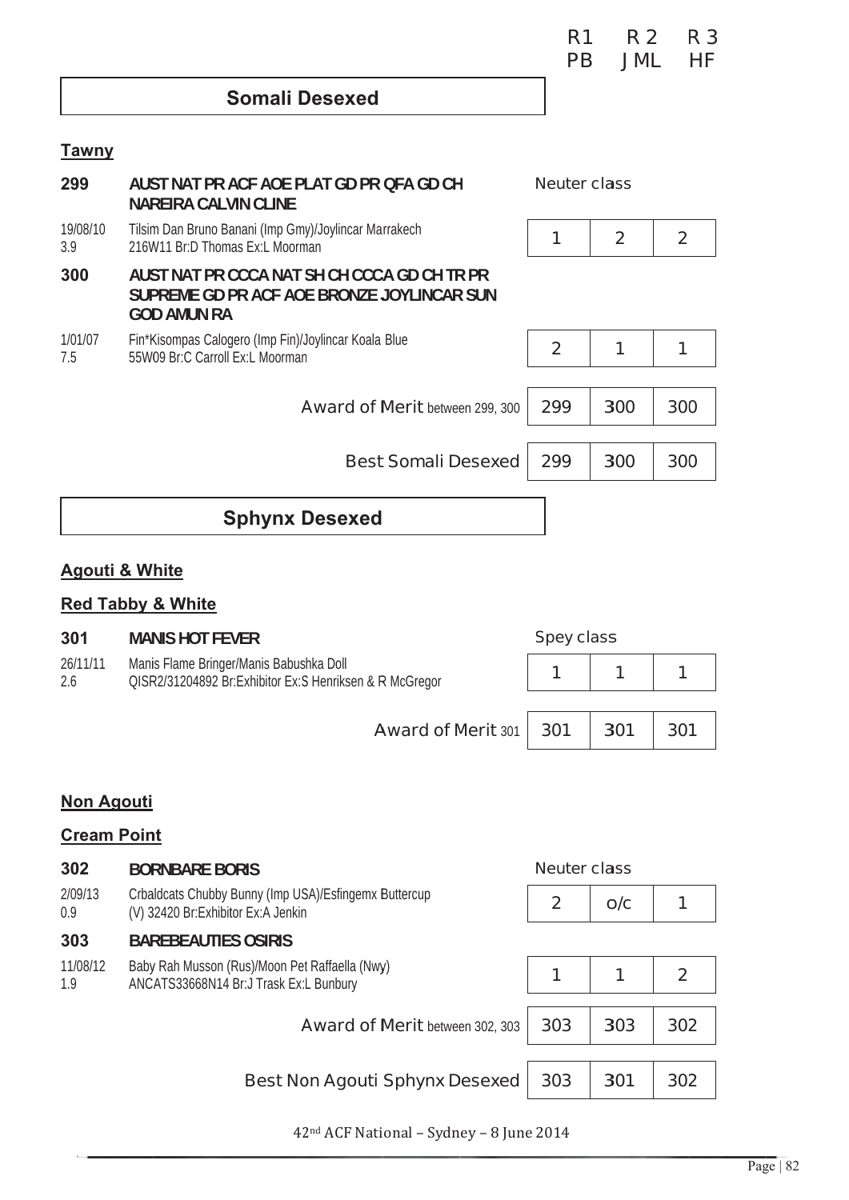| | R1 | R2 | R3 |
|---|---|---|---|
| | PB | JML | HF |

## Somali Desexed

### Tawny

**299 AUST NAT PR ACF AOE PLAT GD PR QFA GD CH NAREIRA CALVIN CLINE**

Neuter class

| | | 1 | 2 | 2 |
|---|---|---|---|---|
| 19/08/10<br>3.9 | Tilsim Dan Bruno Banani (Imp Gmy)/Joylincar Marrakech<br>216W11 Br:D Thomas Ex:L Moorman | 1 | 2 | 2 |

**300 AUST NAT PR CCCA NAT SH CH CCCA GD CH TR PR SUPREME GD PR ACF AOE BRONZE JOYLINCAR SUN GOD AMUN RA**

| | | | | |
|---|---|---|---|---|
| 1/01/07<br>7.5 | Fin*Kisompas Calogero (Imp Fin)/Joylincar Koala Blue<br>55W09 Br:C Carroll Ex:L Moorman | 2 | 1 | 1 |

| | R1 | R2 | R3 |
|---|---|---|---|
| Award of Merit between 299, 300 | 299 | 300 | 300 |
| Best Somali Desexed | 299 | 300 | 300 |

## Sphynx Desexed

### Agouti & White

### Red Tabby & White

**301 MANIS HOT FEVER**

Spey class

| | | | | |
|---|---|---|---|---|
| 26/11/11<br>2.6 | Manis Flame Bringer/Manis Babushka Doll<br>QISR2/31204892 Br:Exhibitor Ex:S Henriksen & R McGregor | 1 | 1 | 1 |

| | R1 | R2 | R3 |
|---|---|---|---|
| Award of Merit 301 | 301 | 301 | 301 |

### Non Agouti

### Cream Point

**302 BORNBARE BORIS**

Neuter class

| | | | | |
|---|---|---|---|---|
| 2/09/13<br>0.9 | Crbaldcats Chubby Bunny (Imp USA)/Esfingemx Buttercup<br>(V) 32420 Br:Exhibitor Ex:A Jenkin | 2 | o/c | 1 |

**303 BAREBEAUTIES OSIRIS**

| | | | | |
|---|---|---|---|---|
| 11/08/12<br>1.9 | Baby Rah Musson (Rus)/Moon Pet Raffaella (Nwy)<br>ANCATS33668N14 Br:J Trask Ex:L Bunbury | 1 | 1 | 2 |

| | R1 | R2 | R3 |
|---|---|---|---|
| Award of Merit between 302, 303 | 303 | 303 | 302 |
| Best Non Agouti Sphynx Desexed | 303 | 301 | 302 |

42nd ACF National – Sydney – 8 June 2014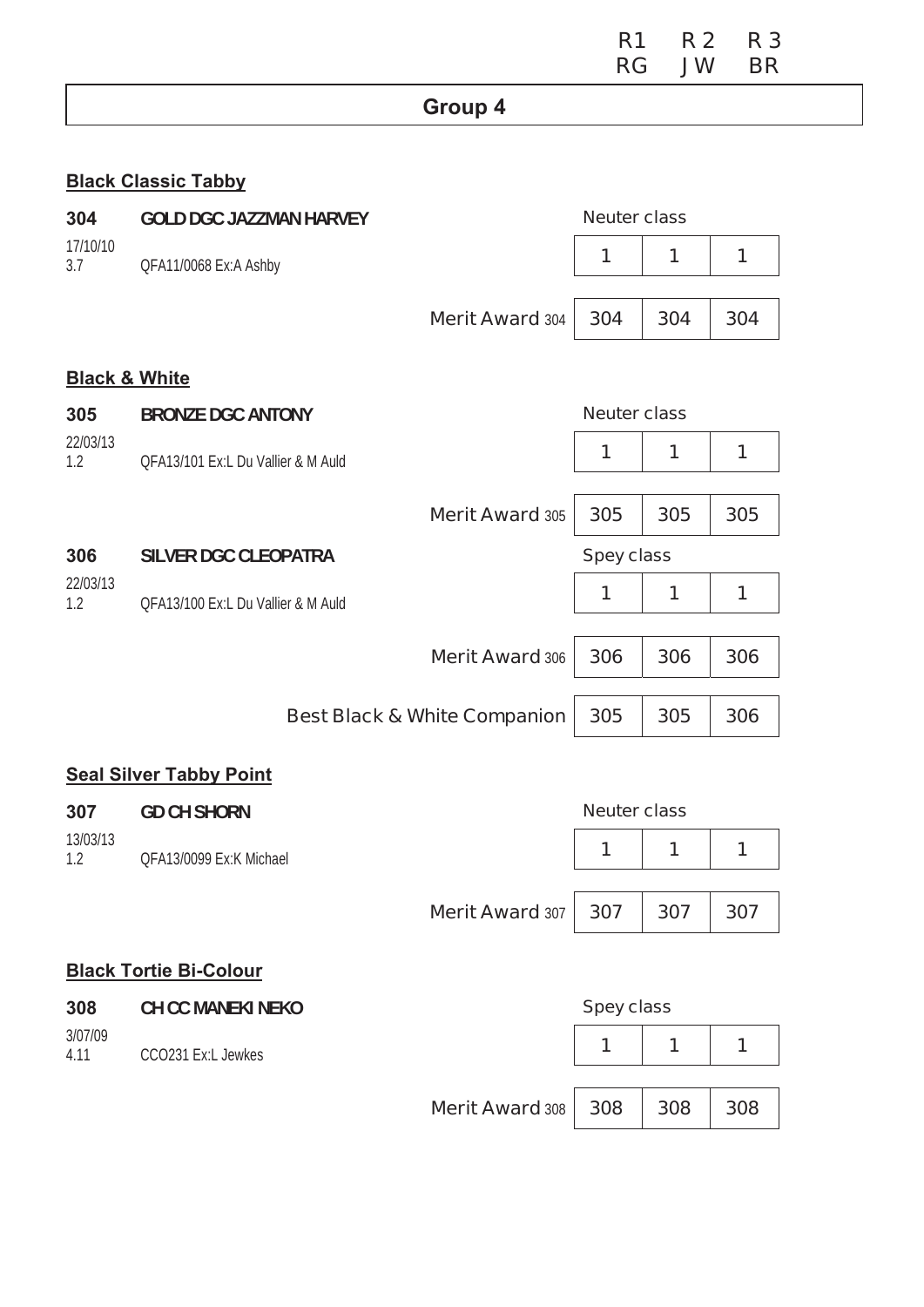| | R1 | R 2 | R 3 |
|---|---|---|---|
| | RG | JW | BR |

## Group 4

### Black Classic Tabby

**304** **GOLD DGC JAZZMAN HARVEY**
17/10/10
3.7 QFA11/0068 Ex:A Ashby

| | R1 | R2 | R3 |
|---|---|---|---|
| Neuter class | 1 | 1 | 1 |
| Merit Award 304 | 304 | 304 | 304 |

### Black & White

**305** **BRONZE DGC ANTONY**
22/03/13
1.2 QFA13/101 Ex:L Du Vallier & M Auld

| | R1 | R2 | R3 |
|---|---|---|---|
| Neuter class | 1 | 1 | 1 |
| Merit Award 305 | 305 | 305 | 305 |

**306** **SILVER DGC CLEOPATRA**
22/03/13
1.2 QFA13/100 Ex:L Du Vallier & M Auld

| | R1 | R2 | R3 |
|---|---|---|---|
| Spey class | 1 | 1 | 1 |
| Merit Award 306 | 306 | 306 | 306 |
| Best Black & White Companion | 305 | 305 | 306 |

### Seal Silver Tabby Point

**307** **GD CH SHORN**
13/03/13
1.2 QFA13/0099 Ex:K Michael

| | R1 | R2 | R3 |
|---|---|---|---|
| Neuter class | 1 | 1 | 1 |
| Merit Award 307 | 307 | 307 | 307 |

### Black Tortie Bi-Colour

**308** **CH CC MANEKI NEKO**
3/07/09
4.11 CCO231 Ex:L Jewkes

| | R1 | R2 | R3 |
|---|---|---|---|
| Spey class | 1 | 1 | 1 |
| Merit Award 308 | 308 | 308 | 308 |